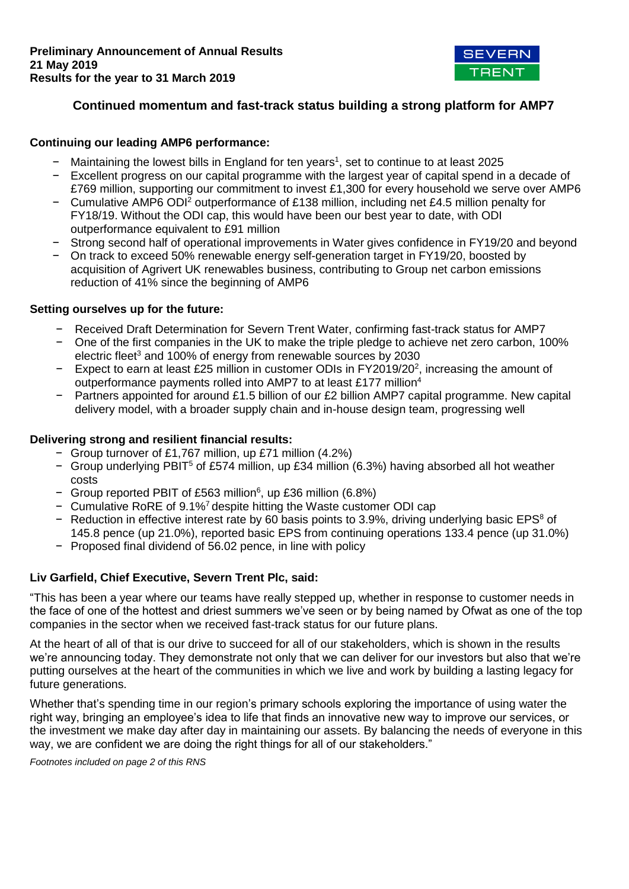**Preliminary Announcement of Annual Results**
**21 May 2019**
**Results for the year to 31 March 2019**

SEVERN TRENT

## Continued momentum and fast-track status building a strong platform for AMP7

### Continuing our leading AMP6 performance:

- Maintaining the lowest bills in England for ten years[1], set to continue to at least 2025
- Excellent progress on our capital programme with the largest year of capital spend in a decade of £769 million, supporting our commitment to invest £1,300 for every household we serve over AMP6
- Cumulative AMP6 ODI[2] outperformance of £138 million, including net £4.5 million penalty for FY18/19. Without the ODI cap, this would have been our best year to date, with ODI outperformance equivalent to £91 million
- Strong second half of operational improvements in Water gives confidence in FY19/20 and beyond
- On track to exceed 50% renewable energy self-generation target in FY19/20, boosted by acquisition of Agrivert UK renewables business, contributing to Group net carbon emissions reduction of 41% since the beginning of AMP6

### Setting ourselves up for the future:

- Received Draft Determination for Severn Trent Water, confirming fast-track status for AMP7
- One of the first companies in the UK to make the triple pledge to achieve net zero carbon, 100% electric fleet[3] and 100% of energy from renewable sources by 2030
- Expect to earn at least £25 million in customer ODIs in FY2019/20[2], increasing the amount of outperformance payments rolled into AMP7 to at least £177 million[4]
- Partners appointed for around £1.5 billion of our £2 billion AMP7 capital programme. New capital delivery model, with a broader supply chain and in-house design team, progressing well

### Delivering strong and resilient financial results:

- Group turnover of £1,767 million, up £71 million (4.2%)
- Group underlying PBIT[5] of £574 million, up £34 million (6.3%) having absorbed all hot weather costs
- Group reported PBIT of £563 million[6], up £36 million (6.8%)
- Cumulative RoRE of 9.1%[7] despite hitting the Waste customer ODI cap
- Reduction in effective interest rate by 60 basis points to 3.9%, driving underlying basic EPS[8] of 145.8 pence (up 21.0%), reported basic EPS from continuing operations 133.4 pence (up 31.0%)
- Proposed final dividend of 56.02 pence, in line with policy

### Liv Garfield, Chief Executive, Severn Trent Plc, said:

"This has been a year where our teams have really stepped up, whether in response to customer needs in the face of one of the hottest and driest summers we've seen or by being named by Ofwat as one of the top companies in the sector when we received fast-track status for our future plans.

At the heart of all of that is our drive to succeed for all of our stakeholders, which is shown in the results we're announcing today. They demonstrate not only that we can deliver for our investors but also that we're putting ourselves at the heart of the communities in which we live and work by building a lasting legacy for future generations.

Whether that's spending time in our region's primary schools exploring the importance of using water the right way, bringing an employee's idea to life that finds an innovative new way to improve our services, or the investment we make day after day in maintaining our assets. By balancing the needs of everyone in this way, we are confident we are doing the right things for all of our stakeholders."

*Footnotes included on page 2 of this RNS*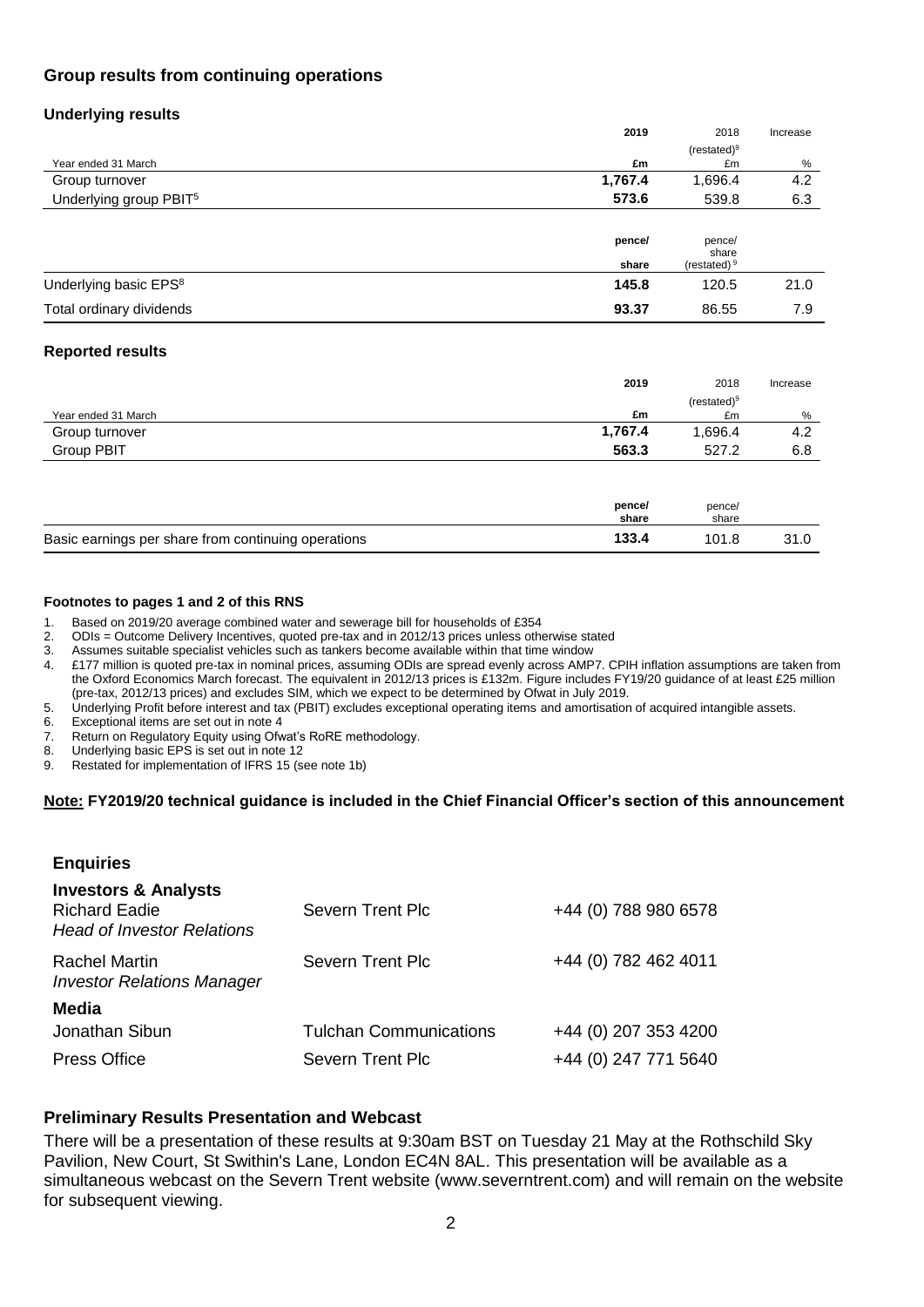## Group results from continuing operations

### Underlying results

| Year ended 31 March | 2019 £m | 2018 (restated)[9] £m | Increase % |
|---|---|---|---|
| Group turnover | **1,767.4** | 1,696.4 | 4.2 |
| Underlying group PBIT[5] | **573.6** | 539.8 | 6.3 |

| | pence/ share | pence/ share (restated)[9] | |
|---|---|---|---|
| Underlying basic EPS[8] | **145.8** | 120.5 | 21.0 |
| Total ordinary dividends | **93.37** | 86.55 | 7.9 |

### Reported results

| Year ended 31 March | 2019 £m | 2018 (restated)[9] £m | Increase % |
|---|---|---|---|
| Group turnover | **1,767.4** | 1,696.4 | 4.2 |
| Group PBIT | **563.3** | 527.2 | 6.8 |

| | pence/ share | pence/ share | |
|---|---|---|---|
| Basic earnings per share from continuing operations | **133.4** | 101.8 | 31.0 |

#### Footnotes to pages 1 and 2 of this RNS

1. Based on 2019/20 average combined water and sewerage bill for households of £354
2. ODIs = Outcome Delivery Incentives, quoted pre-tax and in 2012/13 prices unless otherwise stated
3. Assumes suitable specialist vehicles such as tankers become available within that time window
4. £177 million is quoted pre-tax in nominal prices, assuming ODIs are spread evenly across AMP7. CPIH inflation assumptions are taken from the Oxford Economics March forecast. The equivalent in 2012/13 prices is £132m. Figure includes FY19/20 guidance of at least £25 million (pre-tax, 2012/13 prices) and excludes SIM, which we expect to be determined by Ofwat in July 2019.
5. Underlying Profit before interest and tax (PBIT) excludes exceptional operating items and amortisation of acquired intangible assets.
6. Exceptional items are set out in note 4
7. Return on Regulatory Equity using Ofwat's RoRE methodology.
8. Underlying basic EPS is set out in note 12
9. Restated for implementation of IFRS 15 (see note 1b)

**Note: FY2019/20 technical guidance is included in the Chief Financial Officer's section of this announcement**

### Enquiries

| | | |
|---|---|---|
| **Investors & Analysts** | | |
| Richard Eadie *Head of Investor Relations* | Severn Trent Plc | +44 (0) 788 980 6578 |
| Rachel Martin *Investor Relations Manager* | Severn Trent Plc | +44 (0) 782 462 4011 |
| **Media** | | |
| Jonathan Sibun | Tulchan Communications | +44 (0) 207 353 4200 |
| Press Office | Severn Trent Plc | +44 (0) 247 771 5640 |

### Preliminary Results Presentation and Webcast

There will be a presentation of these results at 9:30am BST on Tuesday 21 May at the Rothschild Sky Pavilion, New Court, St Swithin's Lane, London EC4N 8AL. This presentation will be available as a simultaneous webcast on the Severn Trent website (www.severntrent.com) and will remain on the website for subsequent viewing.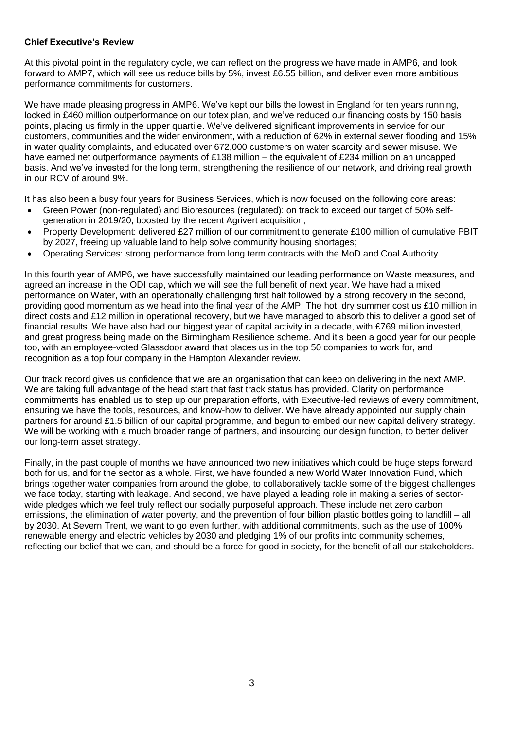**Chief Executive's Review**

At this pivotal point in the regulatory cycle, we can reflect on the progress we have made in AMP6, and look forward to AMP7, which will see us reduce bills by 5%, invest £6.55 billion, and deliver even more ambitious performance commitments for customers.

We have made pleasing progress in AMP6. We've kept our bills the lowest in England for ten years running, locked in £460 million outperformance on our totex plan, and we've reduced our financing costs by 150 basis points, placing us firmly in the upper quartile. We've delivered significant improvements in service for our customers, communities and the wider environment, with a reduction of 62% in external sewer flooding and 15% in water quality complaints, and educated over 672,000 customers on water scarcity and sewer misuse. We have earned net outperformance payments of £138 million – the equivalent of £234 million on an uncapped basis. And we've invested for the long term, strengthening the resilience of our network, and driving real growth in our RCV of around 9%.

It has also been a busy four years for Business Services, which is now focused on the following core areas:

- Green Power (non-regulated) and Bioresources (regulated): on track to exceed our target of 50% self-generation in 2019/20, boosted by the recent Agrivert acquisition;
- Property Development: delivered £27 million of our commitment to generate £100 million of cumulative PBIT by 2027, freeing up valuable land to help solve community housing shortages;
- Operating Services: strong performance from long term contracts with the MoD and Coal Authority.

In this fourth year of AMP6, we have successfully maintained our leading performance on Waste measures, and agreed an increase in the ODI cap, which we will see the full benefit of next year. We have had a mixed performance on Water, with an operationally challenging first half followed by a strong recovery in the second, providing good momentum as we head into the final year of the AMP. The hot, dry summer cost us £10 million in direct costs and £12 million in operational recovery, but we have managed to absorb this to deliver a good set of financial results. We have also had our biggest year of capital activity in a decade, with £769 million invested, and great progress being made on the Birmingham Resilience scheme. And it's been a good year for our people too, with an employee-voted Glassdoor award that places us in the top 50 companies to work for, and recognition as a top four company in the Hampton Alexander review.

Our track record gives us confidence that we are an organisation that can keep on delivering in the next AMP. We are taking full advantage of the head start that fast track status has provided. Clarity on performance commitments has enabled us to step up our preparation efforts, with Executive-led reviews of every commitment, ensuring we have the tools, resources, and know-how to deliver. We have already appointed our supply chain partners for around £1.5 billion of our capital programme, and begun to embed our new capital delivery strategy. We will be working with a much broader range of partners, and insourcing our design function, to better deliver our long-term asset strategy.

Finally, in the past couple of months we have announced two new initiatives which could be huge steps forward both for us, and for the sector as a whole. First, we have founded a new World Water Innovation Fund, which brings together water companies from around the globe, to collaboratively tackle some of the biggest challenges we face today, starting with leakage. And second, we have played a leading role in making a series of sector-wide pledges which we feel truly reflect our socially purposeful approach. These include net zero carbon emissions, the elimination of water poverty, and the prevention of four billion plastic bottles going to landfill – all by 2030. At Severn Trent, we want to go even further, with additional commitments, such as the use of 100% renewable energy and electric vehicles by 2030 and pledging 1% of our profits into community schemes, reflecting our belief that we can, and should be a force for good in society, for the benefit of all our stakeholders.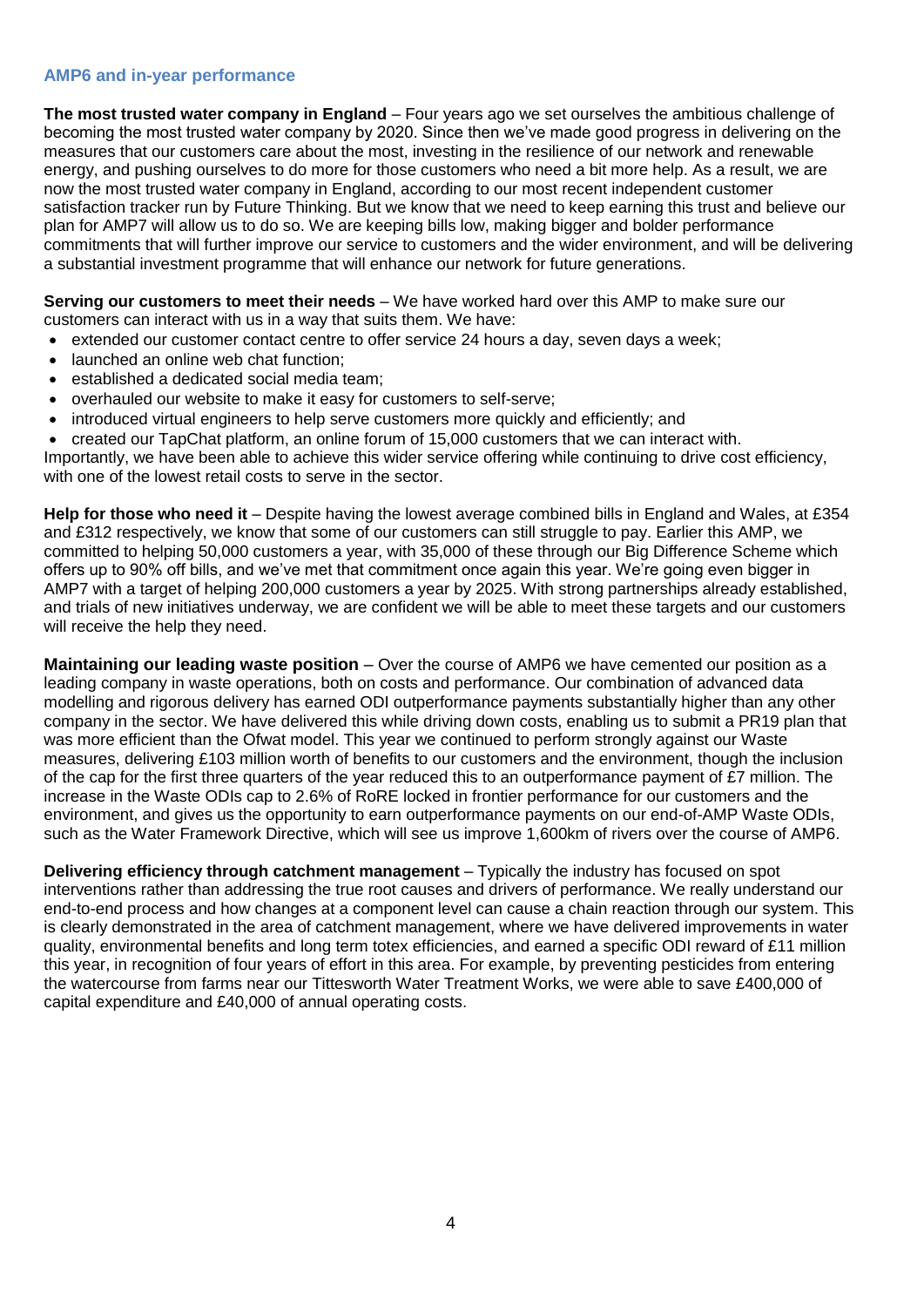## AMP6 and in-year performance

**The most trusted water company in England** – Four years ago we set ourselves the ambitious challenge of becoming the most trusted water company by 2020. Since then we've made good progress in delivering on the measures that our customers care about the most, investing in the resilience of our network and renewable energy, and pushing ourselves to do more for those customers who need a bit more help. As a result, we are now the most trusted water company in England, according to our most recent independent customer satisfaction tracker run by Future Thinking. But we know that we need to keep earning this trust and believe our plan for AMP7 will allow us to do so. We are keeping bills low, making bigger and bolder performance commitments that will further improve our service to customers and the wider environment, and will be delivering a substantial investment programme that will enhance our network for future generations.

**Serving our customers to meet their needs** – We have worked hard over this AMP to make sure our customers can interact with us in a way that suits them. We have:

- extended our customer contact centre to offer service 24 hours a day, seven days a week;
- launched an online web chat function;
- established a dedicated social media team;
- overhauled our website to make it easy for customers to self-serve;
- introduced virtual engineers to help serve customers more quickly and efficiently; and
- created our TapChat platform, an online forum of 15,000 customers that we can interact with.

Importantly, we have been able to achieve this wider service offering while continuing to drive cost efficiency, with one of the lowest retail costs to serve in the sector.

**Help for those who need it** – Despite having the lowest average combined bills in England and Wales, at £354 and £312 respectively, we know that some of our customers can still struggle to pay. Earlier this AMP, we committed to helping 50,000 customers a year, with 35,000 of these through our Big Difference Scheme which offers up to 90% off bills, and we've met that commitment once again this year. We're going even bigger in AMP7 with a target of helping 200,000 customers a year by 2025. With strong partnerships already established, and trials of new initiatives underway, we are confident we will be able to meet these targets and our customers will receive the help they need.

**Maintaining our leading waste position** – Over the course of AMP6 we have cemented our position as a leading company in waste operations, both on costs and performance. Our combination of advanced data modelling and rigorous delivery has earned ODI outperformance payments substantially higher than any other company in the sector. We have delivered this while driving down costs, enabling us to submit a PR19 plan that was more efficient than the Ofwat model. This year we continued to perform strongly against our Waste measures, delivering £103 million worth of benefits to our customers and the environment, though the inclusion of the cap for the first three quarters of the year reduced this to an outperformance payment of £7 million. The increase in the Waste ODIs cap to 2.6% of RoRE locked in frontier performance for our customers and the environment, and gives us the opportunity to earn outperformance payments on our end-of-AMP Waste ODIs, such as the Water Framework Directive, which will see us improve 1,600km of rivers over the course of AMP6.

**Delivering efficiency through catchment management** – Typically the industry has focused on spot interventions rather than addressing the true root causes and drivers of performance. We really understand our end-to-end process and how changes at a component level can cause a chain reaction through our system. This is clearly demonstrated in the area of catchment management, where we have delivered improvements in water quality, environmental benefits and long term totex efficiencies, and earned a specific ODI reward of £11 million this year, in recognition of four years of effort in this area. For example, by preventing pesticides from entering the watercourse from farms near our Tittesworth Water Treatment Works, we were able to save £400,000 of capital expenditure and £40,000 of annual operating costs.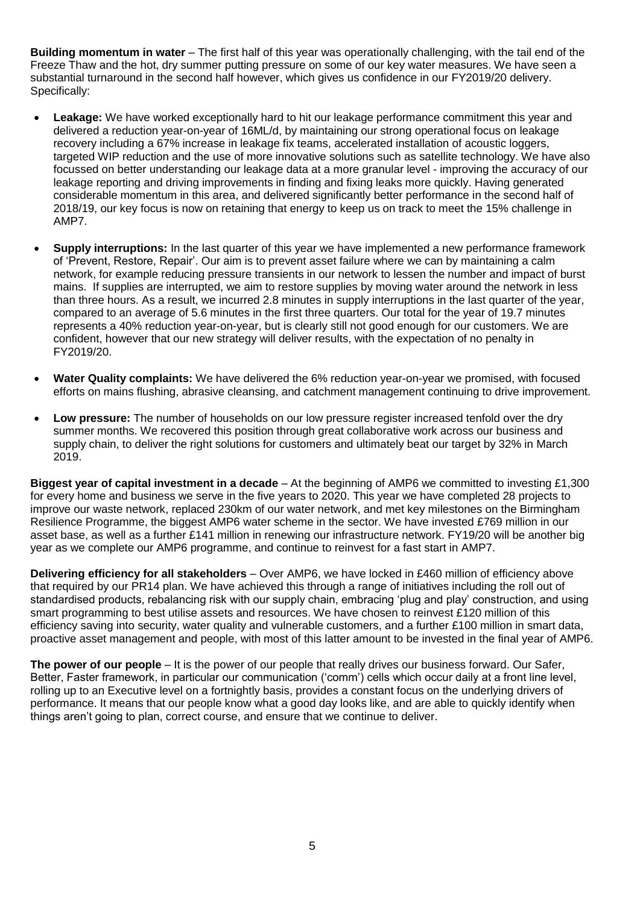**Building momentum in water** – The first half of this year was operationally challenging, with the tail end of the Freeze Thaw and the hot, dry summer putting pressure on some of our key water measures. We have seen a substantial turnaround in the second half however, which gives us confidence in our FY2019/20 delivery. Specifically:

- **Leakage:** We have worked exceptionally hard to hit our leakage performance commitment this year and delivered a reduction year-on-year of 16ML/d, by maintaining our strong operational focus on leakage recovery including a 67% increase in leakage fix teams, accelerated installation of acoustic loggers, targeted WIP reduction and the use of more innovative solutions such as satellite technology. We have also focussed on better understanding our leakage data at a more granular level - improving the accuracy of our leakage reporting and driving improvements in finding and fixing leaks more quickly. Having generated considerable momentum in this area, and delivered significantly better performance in the second half of 2018/19, our key focus is now on retaining that energy to keep us on track to meet the 15% challenge in AMP7.

- **Supply interruptions:** In the last quarter of this year we have implemented a new performance framework of 'Prevent, Restore, Repair'. Our aim is to prevent asset failure where we can by maintaining a calm network, for example reducing pressure transients in our network to lessen the number and impact of burst mains. If supplies are interrupted, we aim to restore supplies by moving water around the network in less than three hours. As a result, we incurred 2.8 minutes in supply interruptions in the last quarter of the year, compared to an average of 5.6 minutes in the first three quarters. Our total for the year of 19.7 minutes represents a 40% reduction year-on-year, but is clearly still not good enough for our customers. We are confident, however that our new strategy will deliver results, with the expectation of no penalty in FY2019/20.

- **Water Quality complaints:** We have delivered the 6% reduction year-on-year we promised, with focused efforts on mains flushing, abrasive cleansing, and catchment management continuing to drive improvement.

- **Low pressure:** The number of households on our low pressure register increased tenfold over the dry summer months. We recovered this position through great collaborative work across our business and supply chain, to deliver the right solutions for customers and ultimately beat our target by 32% in March 2019.

**Biggest year of capital investment in a decade** – At the beginning of AMP6 we committed to investing £1,300 for every home and business we serve in the five years to 2020. This year we have completed 28 projects to improve our waste network, replaced 230km of our water network, and met key milestones on the Birmingham Resilience Programme, the biggest AMP6 water scheme in the sector. We have invested £769 million in our asset base, as well as a further £141 million in renewing our infrastructure network. FY19/20 will be another big year as we complete our AMP6 programme, and continue to reinvest for a fast start in AMP7.

**Delivering efficiency for all stakeholders** – Over AMP6, we have locked in £460 million of efficiency above that required by our PR14 plan. We have achieved this through a range of initiatives including the roll out of standardised products, rebalancing risk with our supply chain, embracing 'plug and play' construction, and using smart programming to best utilise assets and resources. We have chosen to reinvest £120 million of this efficiency saving into security, water quality and vulnerable customers, and a further £100 million in smart data, proactive asset management and people, with most of this latter amount to be invested in the final year of AMP6.

**The power of our people** – It is the power of our people that really drives our business forward. Our Safer, Better, Faster framework, in particular our communication ('comm') cells which occur daily at a front line level, rolling up to an Executive level on a fortnightly basis, provides a constant focus on the underlying drivers of performance. It means that our people know what a good day looks like, and are able to quickly identify when things aren't going to plan, correct course, and ensure that we continue to deliver.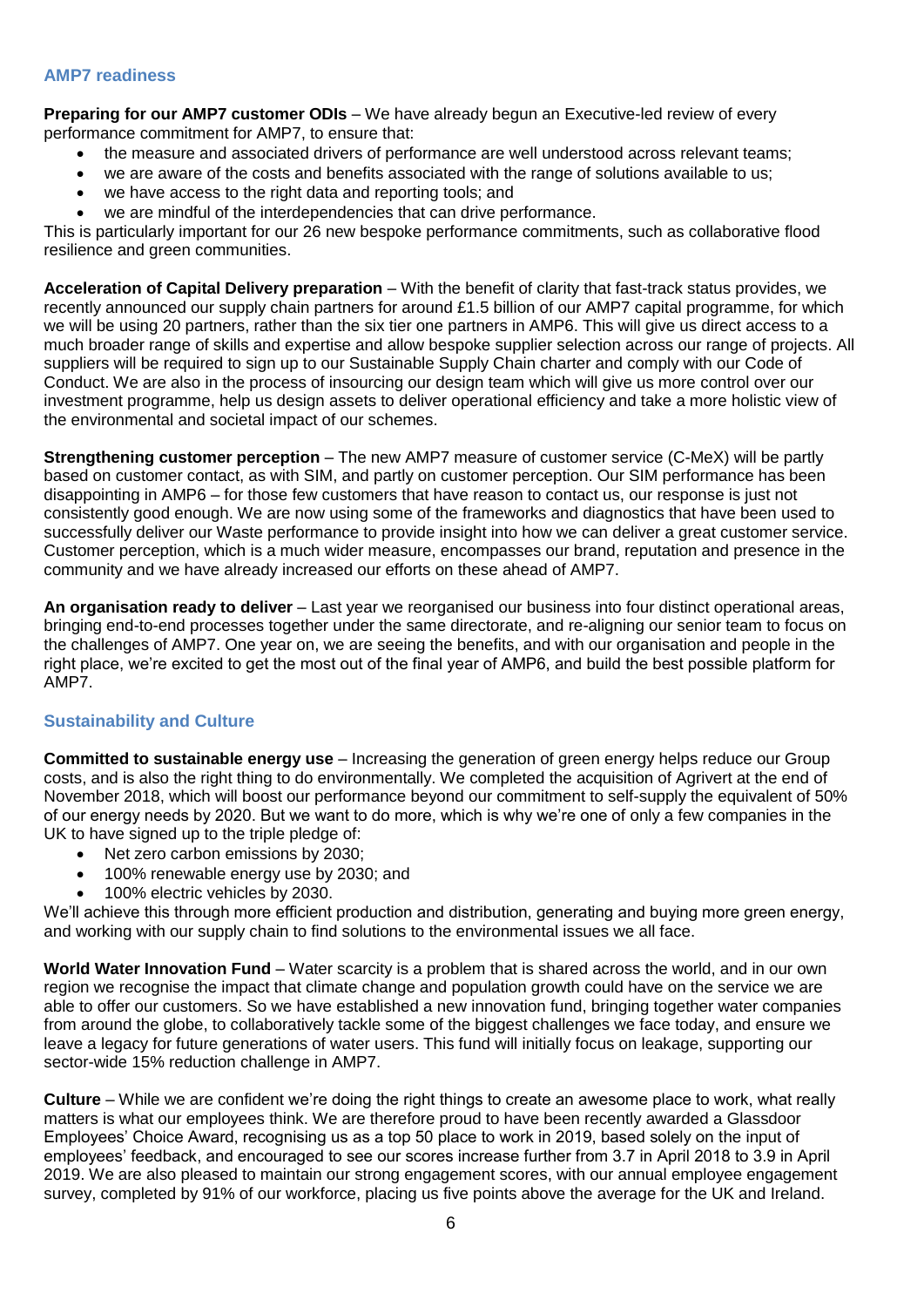## AMP7 readiness

**Preparing for our AMP7 customer ODIs** – We have already begun an Executive-led review of every performance commitment for AMP7, to ensure that:

- the measure and associated drivers of performance are well understood across relevant teams;
- we are aware of the costs and benefits associated with the range of solutions available to us;
- we have access to the right data and reporting tools; and
- we are mindful of the interdependencies that can drive performance.

This is particularly important for our 26 new bespoke performance commitments, such as collaborative flood resilience and green communities.

**Acceleration of Capital Delivery preparation** – With the benefit of clarity that fast-track status provides, we recently announced our supply chain partners for around £1.5 billion of our AMP7 capital programme, for which we will be using 20 partners, rather than the six tier one partners in AMP6. This will give us direct access to a much broader range of skills and expertise and allow bespoke supplier selection across our range of projects. All suppliers will be required to sign up to our Sustainable Supply Chain charter and comply with our Code of Conduct. We are also in the process of insourcing our design team which will give us more control over our investment programme, help us design assets to deliver operational efficiency and take a more holistic view of the environmental and societal impact of our schemes.

**Strengthening customer perception** – The new AMP7 measure of customer service (C-MeX) will be partly based on customer contact, as with SIM, and partly on customer perception. Our SIM performance has been disappointing in AMP6 – for those few customers that have reason to contact us, our response is just not consistently good enough. We are now using some of the frameworks and diagnostics that have been used to successfully deliver our Waste performance to provide insight into how we can deliver a great customer service. Customer perception, which is a much wider measure, encompasses our brand, reputation and presence in the community and we have already increased our efforts on these ahead of AMP7.

**An organisation ready to deliver** – Last year we reorganised our business into four distinct operational areas, bringing end-to-end processes together under the same directorate, and re-aligning our senior team to focus on the challenges of AMP7. One year on, we are seeing the benefits, and with our organisation and people in the right place, we're excited to get the most out of the final year of AMP6, and build the best possible platform for AMP7.

## Sustainability and Culture

**Committed to sustainable energy use** – Increasing the generation of green energy helps reduce our Group costs, and is also the right thing to do environmentally. We completed the acquisition of Agrivert at the end of November 2018, which will boost our performance beyond our commitment to self-supply the equivalent of 50% of our energy needs by 2020. But we want to do more, which is why we're one of only a few companies in the UK to have signed up to the triple pledge of:

- Net zero carbon emissions by 2030;
- 100% renewable energy use by 2030; and
- 100% electric vehicles by 2030.

We'll achieve this through more efficient production and distribution, generating and buying more green energy, and working with our supply chain to find solutions to the environmental issues we all face.

**World Water Innovation Fund** – Water scarcity is a problem that is shared across the world, and in our own region we recognise the impact that climate change and population growth could have on the service we are able to offer our customers. So we have established a new innovation fund, bringing together water companies from around the globe, to collaboratively tackle some of the biggest challenges we face today, and ensure we leave a legacy for future generations of water users. This fund will initially focus on leakage, supporting our sector-wide 15% reduction challenge in AMP7.

**Culture** – While we are confident we're doing the right things to create an awesome place to work, what really matters is what our employees think. We are therefore proud to have been recently awarded a Glassdoor Employees' Choice Award, recognising us as a top 50 place to work in 2019, based solely on the input of employees' feedback, and encouraged to see our scores increase further from 3.7 in April 2018 to 3.9 in April 2019. We are also pleased to maintain our strong engagement scores, with our annual employee engagement survey, completed by 91% of our workforce, placing us five points above the average for the UK and Ireland.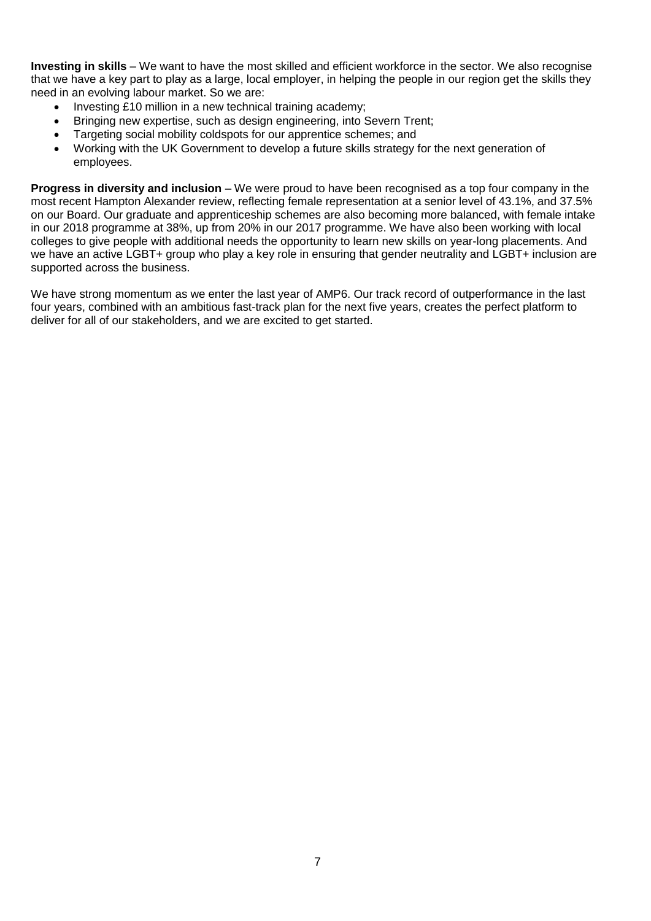**Investing in skills** – We want to have the most skilled and efficient workforce in the sector. We also recognise that we have a key part to play as a large, local employer, in helping the people in our region get the skills they need in an evolving labour market. So we are:

- Investing £10 million in a new technical training academy;
- Bringing new expertise, such as design engineering, into Severn Trent;
- Targeting social mobility coldspots for our apprentice schemes; and
- Working with the UK Government to develop a future skills strategy for the next generation of employees.

**Progress in diversity and inclusion** – We were proud to have been recognised as a top four company in the most recent Hampton Alexander review, reflecting female representation at a senior level of 43.1%, and 37.5% on our Board. Our graduate and apprenticeship schemes are also becoming more balanced, with female intake in our 2018 programme at 38%, up from 20% in our 2017 programme. We have also been working with local colleges to give people with additional needs the opportunity to learn new skills on year-long placements. And we have an active LGBT+ group who play a key role in ensuring that gender neutrality and LGBT+ inclusion are supported across the business.

We have strong momentum as we enter the last year of AMP6. Our track record of outperformance in the last four years, combined with an ambitious fast-track plan for the next five years, creates the perfect platform to deliver for all of our stakeholders, and we are excited to get started.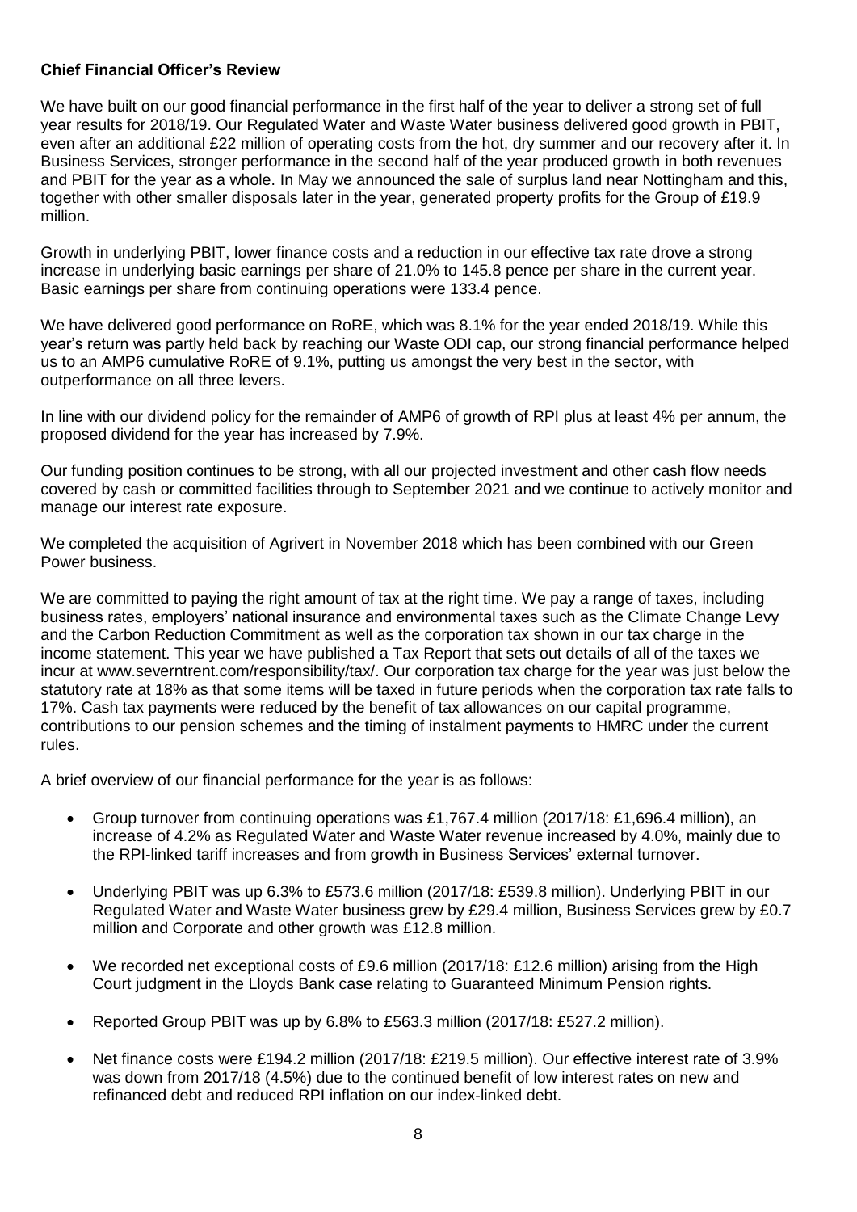**Chief Financial Officer's Review**

We have built on our good financial performance in the first half of the year to deliver a strong set of full year results for 2018/19. Our Regulated Water and Waste Water business delivered good growth in PBIT, even after an additional £22 million of operating costs from the hot, dry summer and our recovery after it. In Business Services, stronger performance in the second half of the year produced growth in both revenues and PBIT for the year as a whole. In May we announced the sale of surplus land near Nottingham and this, together with other smaller disposals later in the year, generated property profits for the Group of £19.9 million.

Growth in underlying PBIT, lower finance costs and a reduction in our effective tax rate drove a strong increase in underlying basic earnings per share of 21.0% to 145.8 pence per share in the current year. Basic earnings per share from continuing operations were 133.4 pence.

We have delivered good performance on RoRE, which was 8.1% for the year ended 2018/19. While this year's return was partly held back by reaching our Waste ODI cap, our strong financial performance helped us to an AMP6 cumulative RoRE of 9.1%, putting us amongst the very best in the sector, with outperformance on all three levers.

In line with our dividend policy for the remainder of AMP6 of growth of RPI plus at least 4% per annum, the proposed dividend for the year has increased by 7.9%.

Our funding position continues to be strong, with all our projected investment and other cash flow needs covered by cash or committed facilities through to September 2021 and we continue to actively monitor and manage our interest rate exposure.

We completed the acquisition of Agrivert in November 2018 which has been combined with our Green Power business.

We are committed to paying the right amount of tax at the right time. We pay a range of taxes, including business rates, employers' national insurance and environmental taxes such as the Climate Change Levy and the Carbon Reduction Commitment as well as the corporation tax shown in our tax charge in the income statement. This year we have published a Tax Report that sets out details of all of the taxes we incur at www.severntrent.com/responsibility/tax/. Our corporation tax charge for the year was just below the statutory rate at 18% as that some items will be taxed in future periods when the corporation tax rate falls to 17%. Cash tax payments were reduced by the benefit of tax allowances on our capital programme, contributions to our pension schemes and the timing of instalment payments to HMRC under the current rules.

A brief overview of our financial performance for the year is as follows:

- Group turnover from continuing operations was £1,767.4 million (2017/18: £1,696.4 million), an increase of 4.2% as Regulated Water and Waste Water revenue increased by 4.0%, mainly due to the RPI-linked tariff increases and from growth in Business Services' external turnover.
- Underlying PBIT was up 6.3% to £573.6 million (2017/18: £539.8 million). Underlying PBIT in our Regulated Water and Waste Water business grew by £29.4 million, Business Services grew by £0.7 million and Corporate and other growth was £12.8 million.
- We recorded net exceptional costs of £9.6 million (2017/18: £12.6 million) arising from the High Court judgment in the Lloyds Bank case relating to Guaranteed Minimum Pension rights.
- Reported Group PBIT was up by 6.8% to £563.3 million (2017/18: £527.2 million).
- Net finance costs were £194.2 million (2017/18: £219.5 million). Our effective interest rate of 3.9% was down from 2017/18 (4.5%) due to the continued benefit of low interest rates on new and refinanced debt and reduced RPI inflation on our index-linked debt.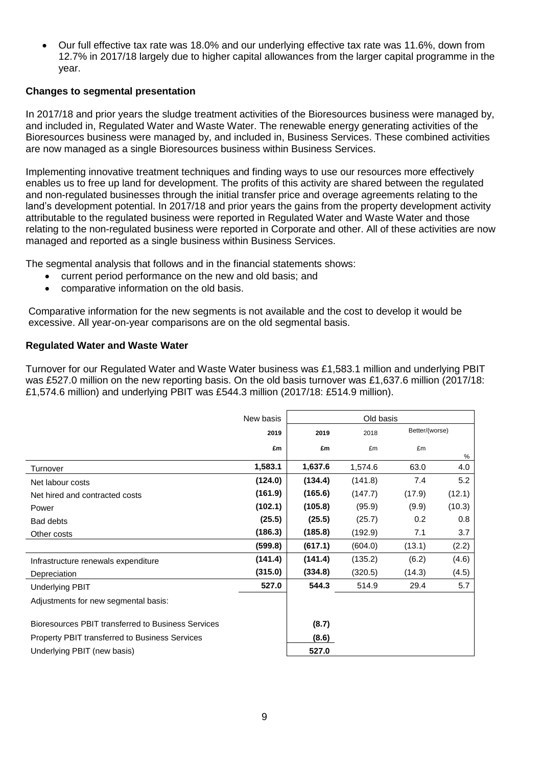- Our full effective tax rate was 18.0% and our underlying effective tax rate was 11.6%, down from 12.7% in 2017/18 largely due to higher capital allowances from the larger capital programme in the year.

**Changes to segmental presentation**

In 2017/18 and prior years the sludge treatment activities of the Bioresources business were managed by, and included in, Regulated Water and Waste Water. The renewable energy generating activities of the Bioresources business were managed by, and included in, Business Services. These combined activities are now managed as a single Bioresources business within Business Services.

Implementing innovative treatment techniques and finding ways to use our resources more effectively enables us to free up land for development. The profits of this activity are shared between the regulated and non-regulated businesses through the initial transfer price and overage agreements relating to the land's development potential. In 2017/18 and prior years the gains from the property development activity attributable to the regulated business were reported in Regulated Water and Waste Water and those relating to the non-regulated business were reported in Corporate and other. All of these activities are now managed and reported as a single business within Business Services.

The segmental analysis that follows and in the financial statements shows:

- current period performance on the new and old basis; and
- comparative information on the old basis.

Comparative information for the new segments is not available and the cost to develop it would be excessive. All year-on-year comparisons are on the old segmental basis.

**Regulated Water and Waste Water**

Turnover for our Regulated Water and Waste Water business was £1,583.1 million and underlying PBIT was £527.0 million on the new reporting basis. On the old basis turnover was £1,637.6 million (2017/18: £1,574.6 million) and underlying PBIT was £544.3 million (2017/18: £514.9 million).

| | New basis | Old basis | | | |
|---|---|---|---|---|---|
| | **2019** | **2019** | 2018 | Better/(worse) | |
| | **£m** | **£m** | £m | £m | % |
| Turnover | **1,583.1** | **1,637.6** | 1,574.6 | 63.0 | 4.0 |
| Net labour costs | **(124.0)** | **(134.4)** | (141.8) | 7.4 | 5.2 |
| Net hired and contracted costs | **(161.9)** | **(165.6)** | (147.7) | (17.9) | (12.1) |
| Power | **(102.1)** | **(105.8)** | (95.9) | (9.9) | (10.3) |
| Bad debts | **(25.5)** | **(25.5)** | (25.7) | 0.2 | 0.8 |
| Other costs | **(186.3)** | **(185.8)** | (192.9) | 7.1 | 3.7 |
| | **(599.8)** | **(617.1)** | (604.0) | (13.1) | (2.2) |
| Infrastructure renewals expenditure | **(141.4)** | **(141.4)** | (135.2) | (6.2) | (4.6) |
| Depreciation | **(315.0)** | **(334.8)** | (320.5) | (14.3) | (4.5) |
| Underlying PBIT | **527.0** | **544.3** | 514.9 | 29.4 | 5.7 |
| Adjustments for new segmental basis: | | | | | |
| Bioresources PBIT transferred to Business Services | | **(8.7)** | | | |
| Property PBIT transferred to Business Services | | **(8.6)** | | | |
| Underlying PBIT (new basis) | | **527.0** | | | |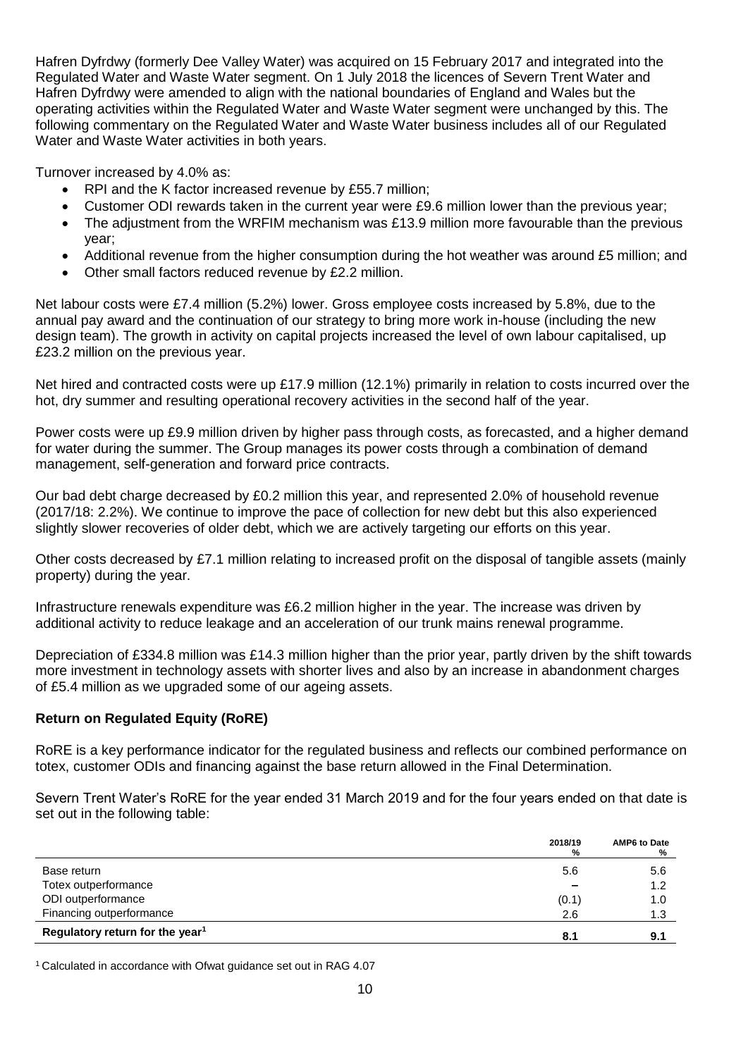Hafren Dyfrdwy (formerly Dee Valley Water) was acquired on 15 February 2017 and integrated into the Regulated Water and Waste Water segment. On 1 July 2018 the licences of Severn Trent Water and Hafren Dyfrdwy were amended to align with the national boundaries of England and Wales but the operating activities within the Regulated Water and Waste Water segment were unchanged by this. The following commentary on the Regulated Water and Waste Water business includes all of our Regulated Water and Waste Water activities in both years.

Turnover increased by 4.0% as:

- RPI and the K factor increased revenue by £55.7 million;
- Customer ODI rewards taken in the current year were £9.6 million lower than the previous year;
- The adjustment from the WRFIM mechanism was £13.9 million more favourable than the previous year;
- Additional revenue from the higher consumption during the hot weather was around £5 million; and
- Other small factors reduced revenue by £2.2 million.

Net labour costs were £7.4 million (5.2%) lower. Gross employee costs increased by 5.8%, due to the annual pay award and the continuation of our strategy to bring more work in-house (including the new design team). The growth in activity on capital projects increased the level of own labour capitalised, up £23.2 million on the previous year.

Net hired and contracted costs were up £17.9 million (12.1%) primarily in relation to costs incurred over the hot, dry summer and resulting operational recovery activities in the second half of the year.

Power costs were up £9.9 million driven by higher pass through costs, as forecasted, and a higher demand for water during the summer. The Group manages its power costs through a combination of demand management, self-generation and forward price contracts.

Our bad debt charge decreased by £0.2 million this year, and represented 2.0% of household revenue (2017/18: 2.2%). We continue to improve the pace of collection for new debt but this also experienced slightly slower recoveries of older debt, which we are actively targeting our efforts on this year.

Other costs decreased by £7.1 million relating to increased profit on the disposal of tangible assets (mainly property) during the year.

Infrastructure renewals expenditure was £6.2 million higher in the year. The increase was driven by additional activity to reduce leakage and an acceleration of our trunk mains renewal programme.

Depreciation of £334.8 million was £14.3 million higher than the prior year, partly driven by the shift towards more investment in technology assets with shorter lives and also by an increase in abandonment charges of £5.4 million as we upgraded some of our ageing assets.

**Return on Regulated Equity (RoRE)**

RoRE is a key performance indicator for the regulated business and reflects our combined performance on totex, customer ODIs and financing against the base return allowed in the Final Determination.

Severn Trent Water's RoRE for the year ended 31 March 2019 and for the four years ended on that date is set out in the following table:

| | 2018/19 % | AMP6 to Date % |
|---|---|---|
| Base return | 5.6 | 5.6 |
| Totex outperformance | – | 1.2 |
| ODI outperformance | (0.1) | 1.0 |
| Financing outperformance | 2.6 | 1.3 |
| **Regulatory return for the year[1]** | **8.1** | **9.1** |

[1] Calculated in accordance with Ofwat guidance set out in RAG 4.07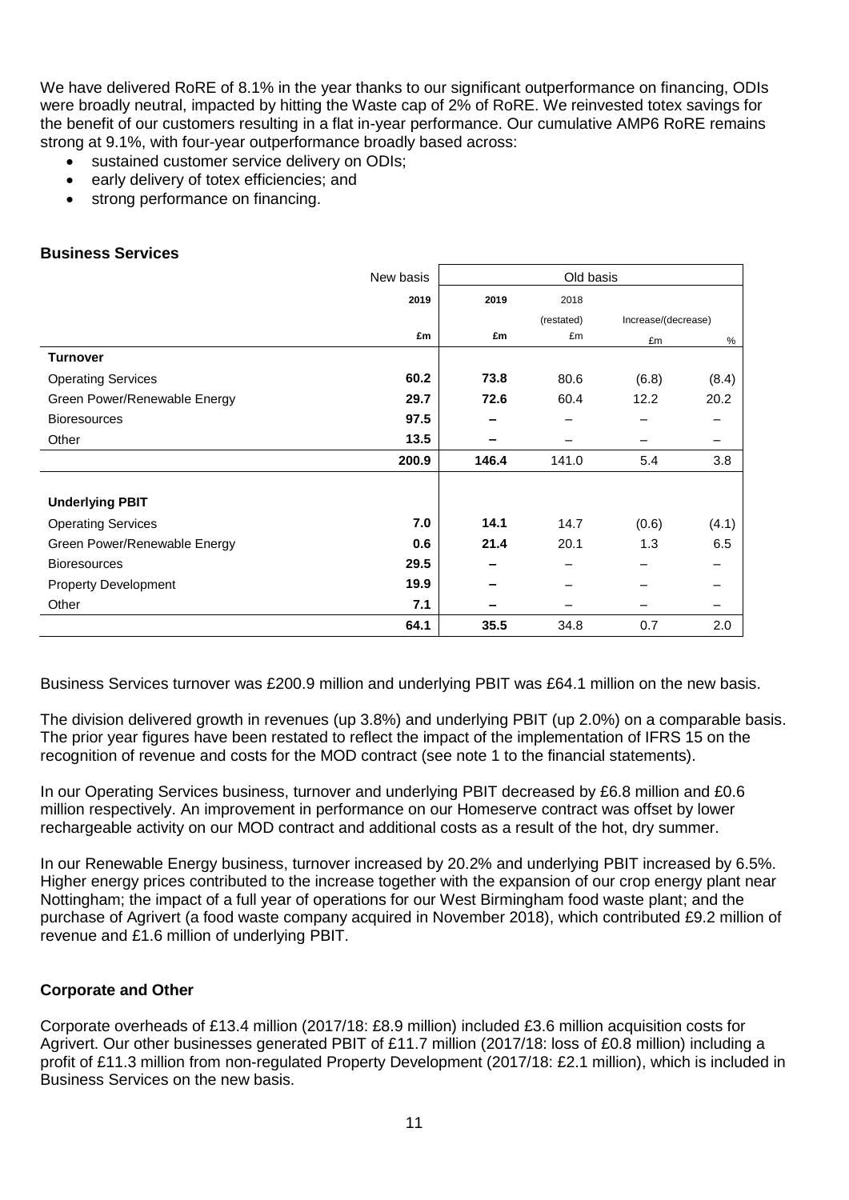We have delivered RoRE of 8.1% in the year thanks to our significant outperformance on financing, ODIs were broadly neutral, impacted by hitting the Waste cap of 2% of RoRE. We reinvested totex savings for the benefit of our customers resulting in a flat in-year performance. Our cumulative AMP6 RoRE remains strong at 9.1%, with four-year outperformance broadly based across:

- sustained customer service delivery on ODIs;
- early delivery of totex efficiencies; and
- strong performance on financing.

**Business Services**

| | New basis | Old basis | | | |
|---|---|---|---|---|---|
| | **2019** | **2019** | 2018 | | |
| | | | (restated) | Increase/(decrease) | |
| | **£m** | **£m** | £m | £m | % |
| **Turnover** | | | | | |
| Operating Services | **60.2** | **73.8** | 80.6 | (6.8) | (8.4) |
| Green Power/Renewable Energy | **29.7** | **72.6** | 60.4 | 12.2 | 20.2 |
| Bioresources | **97.5** | **–** | – | – | – |
| Other | **13.5** | **–** | – | – | – |
| | **200.9** | **146.4** | 141.0 | 5.4 | 3.8 |
| **Underlying PBIT** | | | | | |
| Operating Services | **7.0** | **14.1** | 14.7 | (0.6) | (4.1) |
| Green Power/Renewable Energy | **0.6** | **21.4** | 20.1 | 1.3 | 6.5 |
| Bioresources | **29.5** | **–** | – | – | – |
| Property Development | **19.9** | **–** | – | – | – |
| Other | **7.1** | **–** | – | – | – |
| | **64.1** | **35.5** | 34.8 | 0.7 | 2.0 |

Business Services turnover was £200.9 million and underlying PBIT was £64.1 million on the new basis.

The division delivered growth in revenues (up 3.8%) and underlying PBIT (up 2.0%) on a comparable basis. The prior year figures have been restated to reflect the impact of the implementation of IFRS 15 on the recognition of revenue and costs for the MOD contract (see note 1 to the financial statements).

In our Operating Services business, turnover and underlying PBIT decreased by £6.8 million and £0.6 million respectively. An improvement in performance on our Homeserve contract was offset by lower rechargeable activity on our MOD contract and additional costs as a result of the hot, dry summer.

In our Renewable Energy business, turnover increased by 20.2% and underlying PBIT increased by 6.5%. Higher energy prices contributed to the increase together with the expansion of our crop energy plant near Nottingham; the impact of a full year of operations for our West Birmingham food waste plant; and the purchase of Agrivert (a food waste company acquired in November 2018), which contributed £9.2 million of revenue and £1.6 million of underlying PBIT.

**Corporate and Other**

Corporate overheads of £13.4 million (2017/18: £8.9 million) included £3.6 million acquisition costs for Agrivert. Our other businesses generated PBIT of £11.7 million (2017/18: loss of £0.8 million) including a profit of £11.3 million from non-regulated Property Development (2017/18: £2.1 million), which is included in Business Services on the new basis.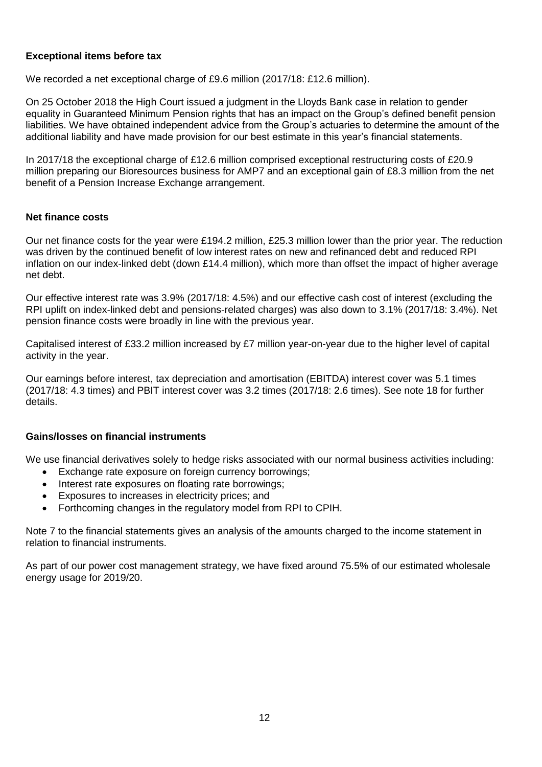**Exceptional items before tax**

We recorded a net exceptional charge of £9.6 million (2017/18: £12.6 million).

On 25 October 2018 the High Court issued a judgment in the Lloyds Bank case in relation to gender equality in Guaranteed Minimum Pension rights that has an impact on the Group's defined benefit pension liabilities. We have obtained independent advice from the Group's actuaries to determine the amount of the additional liability and have made provision for our best estimate in this year's financial statements.

In 2017/18 the exceptional charge of £12.6 million comprised exceptional restructuring costs of £20.9 million preparing our Bioresources business for AMP7 and an exceptional gain of £8.3 million from the net benefit of a Pension Increase Exchange arrangement.

**Net finance costs**

Our net finance costs for the year were £194.2 million, £25.3 million lower than the prior year. The reduction was driven by the continued benefit of low interest rates on new and refinanced debt and reduced RPI inflation on our index-linked debt (down £14.4 million), which more than offset the impact of higher average net debt.

Our effective interest rate was 3.9% (2017/18: 4.5%) and our effective cash cost of interest (excluding the RPI uplift on index-linked debt and pensions-related charges) was also down to 3.1% (2017/18: 3.4%). Net pension finance costs were broadly in line with the previous year.

Capitalised interest of £33.2 million increased by £7 million year-on-year due to the higher level of capital activity in the year.

Our earnings before interest, tax depreciation and amortisation (EBITDA) interest cover was 5.1 times (2017/18: 4.3 times) and PBIT interest cover was 3.2 times (2017/18: 2.6 times). See note 18 for further details.

**Gains/losses on financial instruments**

We use financial derivatives solely to hedge risks associated with our normal business activities including:

- Exchange rate exposure on foreign currency borrowings;
- Interest rate exposures on floating rate borrowings;
- Exposures to increases in electricity prices; and
- Forthcoming changes in the regulatory model from RPI to CPIH.

Note 7 to the financial statements gives an analysis of the amounts charged to the income statement in relation to financial instruments.

As part of our power cost management strategy, we have fixed around 75.5% of our estimated wholesale energy usage for 2019/20.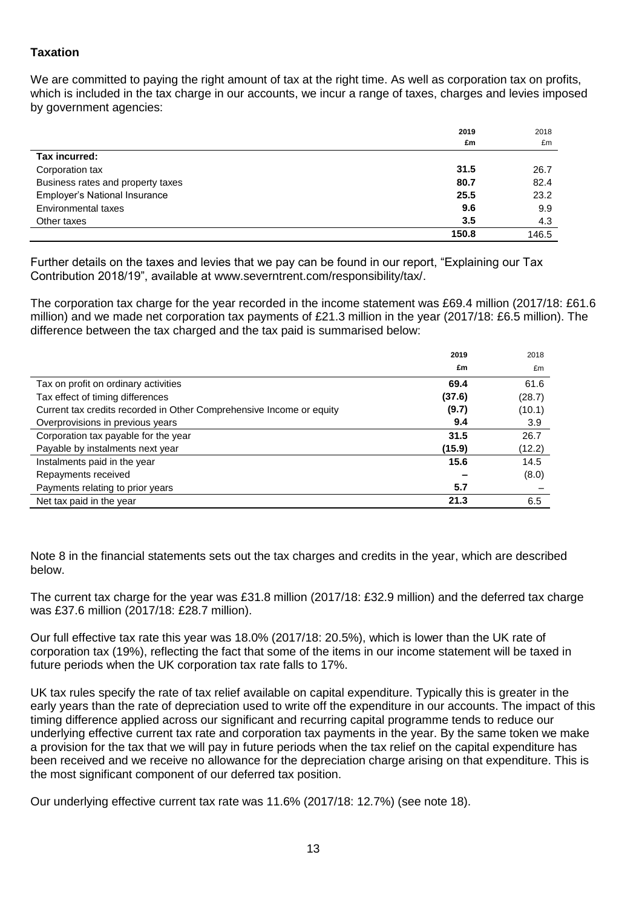**Taxation**

We are committed to paying the right amount of tax at the right time. As well as corporation tax on profits, which is included in the tax charge in our accounts, we incur a range of taxes, charges and levies imposed by government agencies:

| | 2019 £m | 2018 £m |
|---|---|---|
| **Tax incurred:** | | |
| Corporation tax | **31.5** | 26.7 |
| Business rates and property taxes | **80.7** | 82.4 |
| Employer's National Insurance | **25.5** | 23.2 |
| Environmental taxes | **9.6** | 9.9 |
| Other taxes | **3.5** | 4.3 |
| | **150.8** | 146.5 |

Further details on the taxes and levies that we pay can be found in our report, "Explaining our Tax Contribution 2018/19", available at www.severntrent.com/responsibility/tax/.

The corporation tax charge for the year recorded in the income statement was £69.4 million (2017/18: £61.6 million) and we made net corporation tax payments of £21.3 million in the year (2017/18: £6.5 million). The difference between the tax charged and the tax paid is summarised below:

| | 2019 £m | 2018 £m |
|---|---|---|
| Tax on profit on ordinary activities | **69.4** | 61.6 |
| Tax effect of timing differences | **(37.6)** | (28.7) |
| Current tax credits recorded in Other Comprehensive Income or equity | **(9.7)** | (10.1) |
| Overprovisions in previous years | **9.4** | 3.9 |
| Corporation tax payable for the year | **31.5** | 26.7 |
| Payable by instalments next year | **(15.9)** | (12.2) |
| Instalments paid in the year | **15.6** | 14.5 |
| Repayments received | **–** | (8.0) |
| Payments relating to prior years | **5.7** | – |
| Net tax paid in the year | **21.3** | 6.5 |

Note 8 in the financial statements sets out the tax charges and credits in the year, which are described below.

The current tax charge for the year was £31.8 million (2017/18: £32.9 million) and the deferred tax charge was £37.6 million (2017/18: £28.7 million).

Our full effective tax rate this year was 18.0% (2017/18: 20.5%), which is lower than the UK rate of corporation tax (19%), reflecting the fact that some of the items in our income statement will be taxed in future periods when the UK corporation tax rate falls to 17%.

UK tax rules specify the rate of tax relief available on capital expenditure. Typically this is greater in the early years than the rate of depreciation used to write off the expenditure in our accounts. The impact of this timing difference applied across our significant and recurring capital programme tends to reduce our underlying effective current tax rate and corporation tax payments in the year. By the same token we make a provision for the tax that we will pay in future periods when the tax relief on the capital expenditure has been received and we receive no allowance for the depreciation charge arising on that expenditure. This is the most significant component of our deferred tax position.

Our underlying effective current tax rate was 11.6% (2017/18: 12.7%) (see note 18).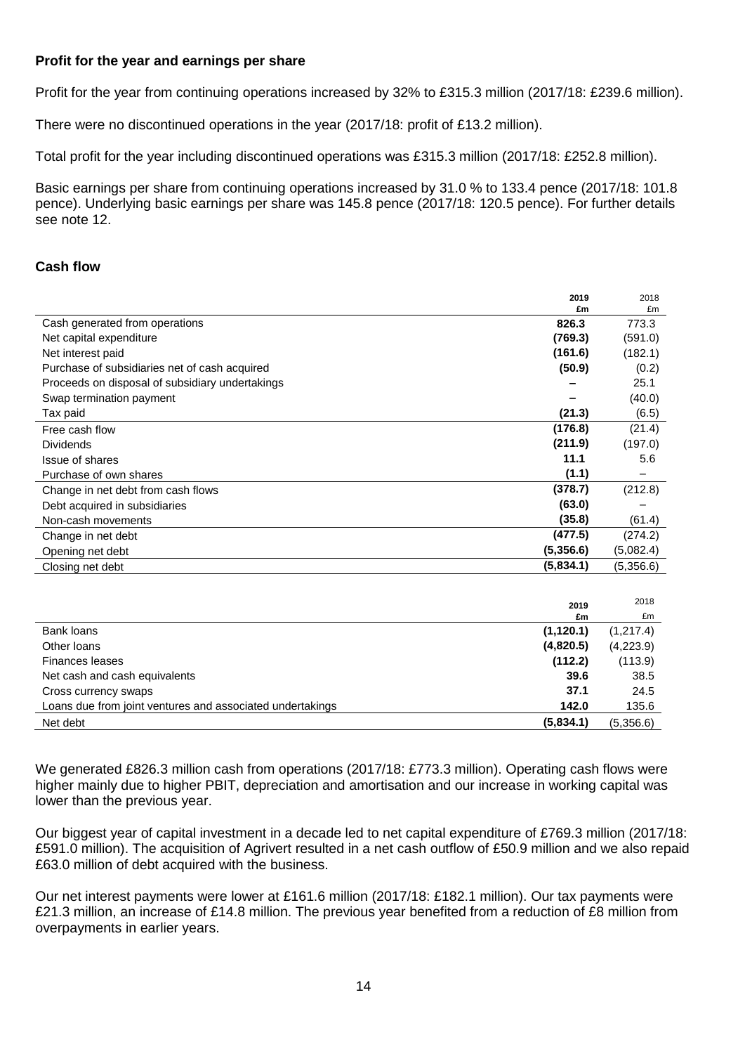### Profit for the year and earnings per share

Profit for the year from continuing operations increased by 32% to £315.3 million (2017/18: £239.6 million).

There were no discontinued operations in the year (2017/18: profit of £13.2 million).

Total profit for the year including discontinued operations was £315.3 million (2017/18: £252.8 million).

Basic earnings per share from continuing operations increased by 31.0 % to 133.4 pence (2017/18: 101.8 pence). Underlying basic earnings per share was 145.8 pence (2017/18: 120.5 pence). For further details see note 12.

### Cash flow

| | **2019 £m** | 2018 £m |
|---|---|---|
| Cash generated from operations | **826.3** | 773.3 |
| Net capital expenditure | **(769.3)** | (591.0) |
| Net interest paid | **(161.6)** | (182.1) |
| Purchase of subsidiaries net of cash acquired | **(50.9)** | (0.2) |
| Proceeds on disposal of subsidiary undertakings | **–** | 25.1 |
| Swap termination payment | **–** | (40.0) |
| Tax paid | **(21.3)** | (6.5) |
| Free cash flow | **(176.8)** | (21.4) |
| Dividends | **(211.9)** | (197.0) |
| Issue of shares | **11.1** | 5.6 |
| Purchase of own shares | **(1.1)** | – |
| Change in net debt from cash flows | **(378.7)** | (212.8) |
| Debt acquired in subsidiaries | **(63.0)** | – |
| Non-cash movements | **(35.8)** | (61.4) |
| Change in net debt | **(477.5)** | (274.2) |
| Opening net debt | **(5,356.6)** | (5,082.4) |
| Closing net debt | **(5,834.1)** | (5,356.6) |

| | **2019 £m** | 2018 £m |
|---|---|---|
| Bank loans | **(1,120.1)** | (1,217.4) |
| Other loans | **(4,820.5)** | (4,223.9) |
| Finances leases | **(112.2)** | (113.9) |
| Net cash and cash equivalents | **39.6** | 38.5 |
| Cross currency swaps | **37.1** | 24.5 |
| Loans due from joint ventures and associated undertakings | **142.0** | 135.6 |
| Net debt | **(5,834.1)** | (5,356.6) |

We generated £826.3 million cash from operations (2017/18: £773.3 million). Operating cash flows were higher mainly due to higher PBIT, depreciation and amortisation and our increase in working capital was lower than the previous year.

Our biggest year of capital investment in a decade led to net capital expenditure of £769.3 million (2017/18: £591.0 million). The acquisition of Agrivert resulted in a net cash outflow of £50.9 million and we also repaid £63.0 million of debt acquired with the business.

Our net interest payments were lower at £161.6 million (2017/18: £182.1 million). Our tax payments were £21.3 million, an increase of £14.8 million. The previous year benefited from a reduction of £8 million from overpayments in earlier years.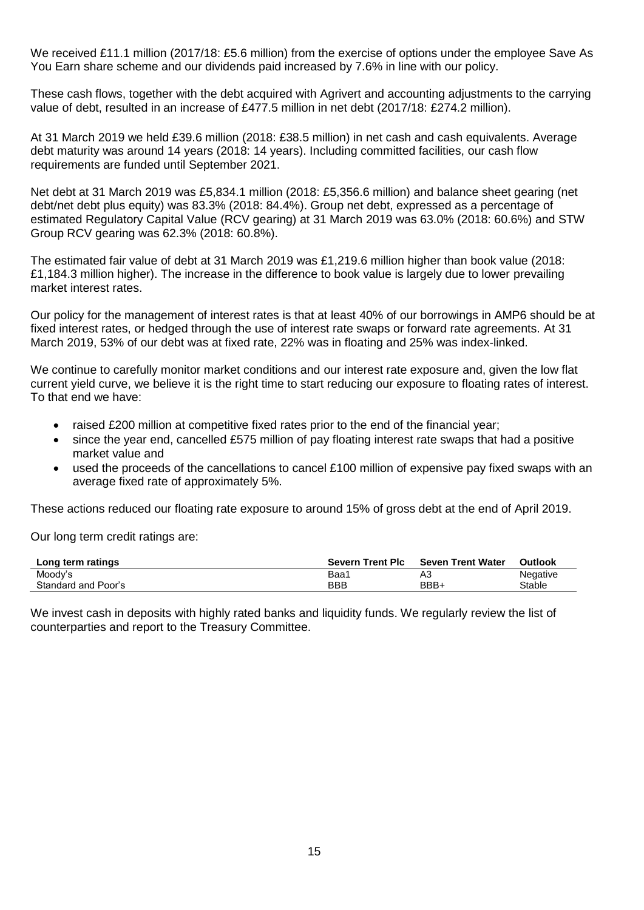We received £11.1 million (2017/18: £5.6 million) from the exercise of options under the employee Save As You Earn share scheme and our dividends paid increased by 7.6% in line with our policy.

These cash flows, together with the debt acquired with Agrivert and accounting adjustments to the carrying value of debt, resulted in an increase of £477.5 million in net debt (2017/18: £274.2 million).

At 31 March 2019 we held £39.6 million (2018: £38.5 million) in net cash and cash equivalents. Average debt maturity was around 14 years (2018: 14 years). Including committed facilities, our cash flow requirements are funded until September 2021.

Net debt at 31 March 2019 was £5,834.1 million (2018: £5,356.6 million) and balance sheet gearing (net debt/net debt plus equity) was 83.3% (2018: 84.4%). Group net debt, expressed as a percentage of estimated Regulatory Capital Value (RCV gearing) at 31 March 2019 was 63.0% (2018: 60.6%) and STW Group RCV gearing was 62.3% (2018: 60.8%).

The estimated fair value of debt at 31 March 2019 was £1,219.6 million higher than book value (2018: £1,184.3 million higher). The increase in the difference to book value is largely due to lower prevailing market interest rates.

Our policy for the management of interest rates is that at least 40% of our borrowings in AMP6 should be at fixed interest rates, or hedged through the use of interest rate swaps or forward rate agreements. At 31 March 2019, 53% of our debt was at fixed rate, 22% was in floating and 25% was index-linked.

We continue to carefully monitor market conditions and our interest rate exposure and, given the low flat current yield curve, we believe it is the right time to start reducing our exposure to floating rates of interest. To that end we have:

- raised £200 million at competitive fixed rates prior to the end of the financial year;
- since the year end, cancelled £575 million of pay floating interest rate swaps that had a positive market value and
- used the proceeds of the cancellations to cancel £100 million of expensive pay fixed swaps with an average fixed rate of approximately 5%.

These actions reduced our floating rate exposure to around 15% of gross debt at the end of April 2019.

Our long term credit ratings are:

| Long term ratings | Severn Trent Plc | Seven Trent Water | Outlook |
|---|---|---|---|
| Moody's | Baa1 | A3 | Negative |
| Standard and Poor's | BBB | BBB+ | Stable |

We invest cash in deposits with highly rated banks and liquidity funds. We regularly review the list of counterparties and report to the Treasury Committee.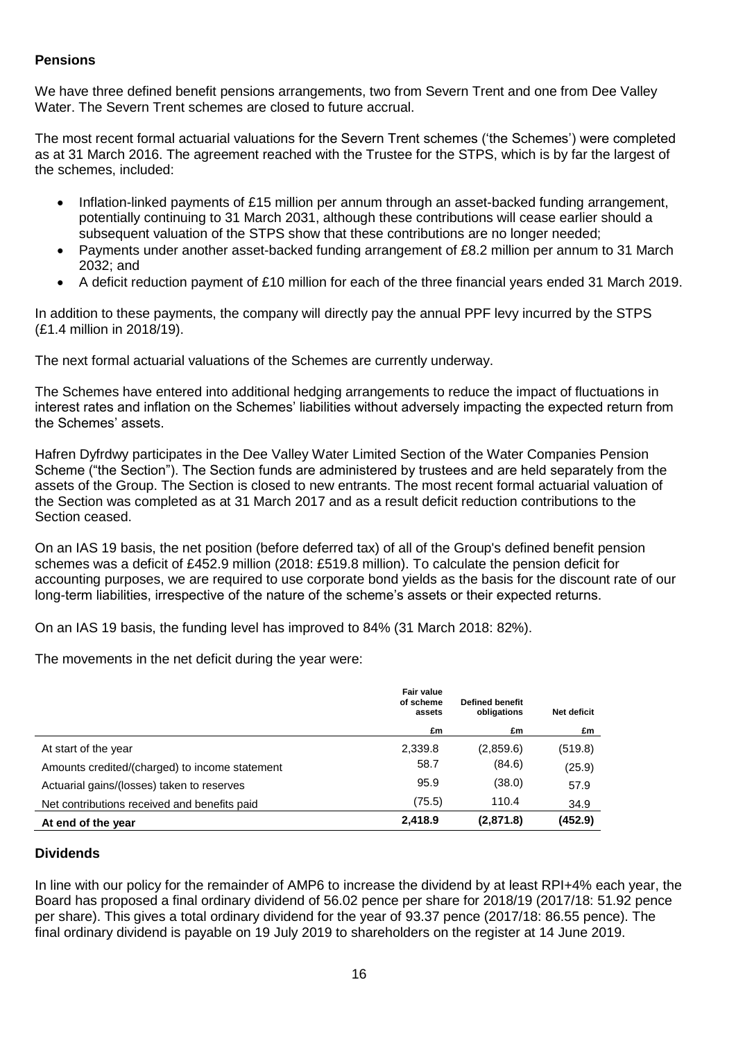## Pensions

We have three defined benefit pensions arrangements, two from Severn Trent and one from Dee Valley Water. The Severn Trent schemes are closed to future accrual.

The most recent formal actuarial valuations for the Severn Trent schemes ('the Schemes') were completed as at 31 March 2016. The agreement reached with the Trustee for the STPS, which is by far the largest of the schemes, included:

- Inflation-linked payments of £15 million per annum through an asset-backed funding arrangement, potentially continuing to 31 March 2031, although these contributions will cease earlier should a subsequent valuation of the STPS show that these contributions are no longer needed;
- Payments under another asset-backed funding arrangement of £8.2 million per annum to 31 March 2032; and
- A deficit reduction payment of £10 million for each of the three financial years ended 31 March 2019.

In addition to these payments, the company will directly pay the annual PPF levy incurred by the STPS (£1.4 million in 2018/19).

The next formal actuarial valuations of the Schemes are currently underway.

The Schemes have entered into additional hedging arrangements to reduce the impact of fluctuations in interest rates and inflation on the Schemes' liabilities without adversely impacting the expected return from the Schemes' assets.

Hafren Dyfrdwy participates in the Dee Valley Water Limited Section of the Water Companies Pension Scheme ("the Section"). The Section funds are administered by trustees and are held separately from the assets of the Group. The Section is closed to new entrants. The most recent formal actuarial valuation of the Section was completed as at 31 March 2017 and as a result deficit reduction contributions to the Section ceased.

On an IAS 19 basis, the net position (before deferred tax) of all of the Group's defined benefit pension schemes was a deficit of £452.9 million (2018: £519.8 million). To calculate the pension deficit for accounting purposes, we are required to use corporate bond yields as the basis for the discount rate of our long-term liabilities, irrespective of the nature of the scheme's assets or their expected returns.

On an IAS 19 basis, the funding level has improved to 84% (31 March 2018: 82%).

The movements in the net deficit during the year were:

| | Fair value of scheme assets | Defined benefit obligations | Net deficit |
|---|---|---|---|
| | £m | £m | £m |
| At start of the year | 2,339.8 | (2,859.6) | (519.8) |
| Amounts credited/(charged) to income statement | 58.7 | (84.6) | (25.9) |
| Actuarial gains/(losses) taken to reserves | 95.9 | (38.0) | 57.9 |
| Net contributions received and benefits paid | (75.5) | 110.4 | 34.9 |
| **At end of the year** | **2,418.9** | **(2,871.8)** | **(452.9)** |

## Dividends

In line with our policy for the remainder of AMP6 to increase the dividend by at least RPI+4% each year, the Board has proposed a final ordinary dividend of 56.02 pence per share for 2018/19 (2017/18: 51.92 pence per share). This gives a total ordinary dividend for the year of 93.37 pence (2017/18: 86.55 pence). The final ordinary dividend is payable on 19 July 2019 to shareholders on the register at 14 June 2019.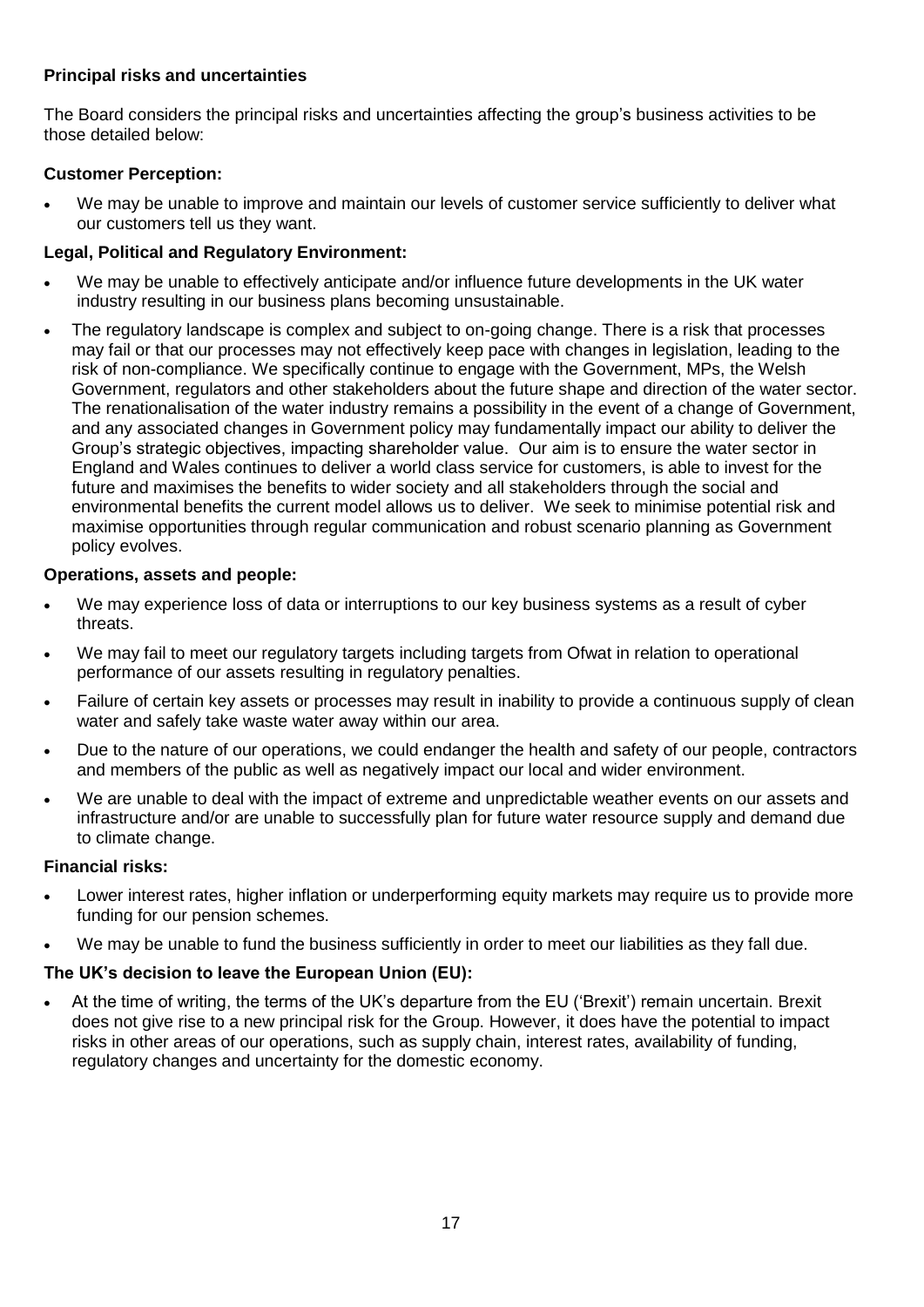**Principal risks and uncertainties**

The Board considers the principal risks and uncertainties affecting the group's business activities to be those detailed below:

**Customer Perception:**

- We may be unable to improve and maintain our levels of customer service sufficiently to deliver what our customers tell us they want.

**Legal, Political and Regulatory Environment:**

- We may be unable to effectively anticipate and/or influence future developments in the UK water industry resulting in our business plans becoming unsustainable.
- The regulatory landscape is complex and subject to on-going change. There is a risk that processes may fail or that our processes may not effectively keep pace with changes in legislation, leading to the risk of non-compliance. We specifically continue to engage with the Government, MPs, the Welsh Government, regulators and other stakeholders about the future shape and direction of the water sector. The renationalisation of the water industry remains a possibility in the event of a change of Government, and any associated changes in Government policy may fundamentally impact our ability to deliver the Group's strategic objectives, impacting shareholder value. Our aim is to ensure the water sector in England and Wales continues to deliver a world class service for customers, is able to invest for the future and maximises the benefits to wider society and all stakeholders through the social and environmental benefits the current model allows us to deliver. We seek to minimise potential risk and maximise opportunities through regular communication and robust scenario planning as Government policy evolves.

**Operations, assets and people:**

- We may experience loss of data or interruptions to our key business systems as a result of cyber threats.
- We may fail to meet our regulatory targets including targets from Ofwat in relation to operational performance of our assets resulting in regulatory penalties.
- Failure of certain key assets or processes may result in inability to provide a continuous supply of clean water and safely take waste water away within our area.
- Due to the nature of our operations, we could endanger the health and safety of our people, contractors and members of the public as well as negatively impact our local and wider environment.
- We are unable to deal with the impact of extreme and unpredictable weather events on our assets and infrastructure and/or are unable to successfully plan for future water resource supply and demand due to climate change.

**Financial risks:**

- Lower interest rates, higher inflation or underperforming equity markets may require us to provide more funding for our pension schemes.
- We may be unable to fund the business sufficiently in order to meet our liabilities as they fall due.

**The UK's decision to leave the European Union (EU):**

- At the time of writing, the terms of the UK's departure from the EU ('Brexit') remain uncertain. Brexit does not give rise to a new principal risk for the Group. However, it does have the potential to impact risks in other areas of our operations, such as supply chain, interest rates, availability of funding, regulatory changes and uncertainty for the domestic economy.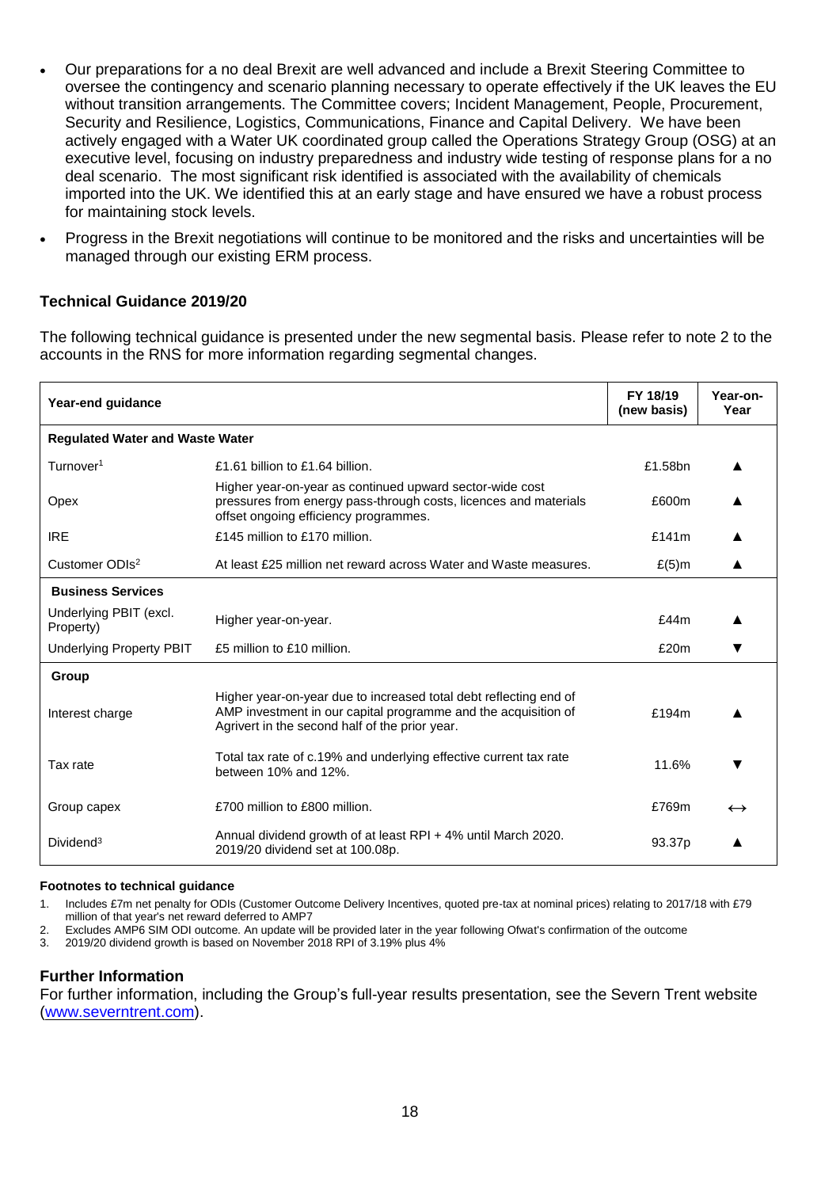- Our preparations for a no deal Brexit are well advanced and include a Brexit Steering Committee to oversee the contingency and scenario planning necessary to operate effectively if the UK leaves the EU without transition arrangements. The Committee covers; Incident Management, People, Procurement, Security and Resilience, Logistics, Communications, Finance and Capital Delivery. We have been actively engaged with a Water UK coordinated group called the Operations Strategy Group (OSG) at an executive level, focusing on industry preparedness and industry wide testing of response plans for a no deal scenario. The most significant risk identified is associated with the availability of chemicals imported into the UK. We identified this at an early stage and have ensured we have a robust process for maintaining stock levels.
- Progress in the Brexit negotiations will continue to be monitored and the risks and uncertainties will be managed through our existing ERM process.

### Technical Guidance 2019/20

The following technical guidance is presented under the new segmental basis. Please refer to note 2 to the accounts in the RNS for more information regarding segmental changes.

| Year-end guidance | | FY 18/19 (new basis) | Year-on-Year |
|---|---|---|---|
| **Regulated Water and Waste Water** | | | |
| Turnover[1] | £1.61 billion to £1.64 billion. | £1.58bn | ▲ |
| Opex | Higher year-on-year as continued upward sector-wide cost pressures from energy pass-through costs, licences and materials offset ongoing efficiency programmes. | £600m | ▲ |
| IRE | £145 million to £170 million. | £141m | ▲ |
| Customer ODIs[2] | At least £25 million net reward across Water and Waste measures. | £(5)m | ▲ |
| **Business Services** | | | |
| Underlying PBIT (excl. Property) | Higher year-on-year. | £44m | ▲ |
| Underlying Property PBIT | £5 million to £10 million. | £20m | ▼ |
| **Group** | | | |
| Interest charge | Higher year-on-year due to increased total debt reflecting end of AMP investment in our capital programme and the acquisition of Agrivert in the second half of the prior year. | £194m | ▲ |
| Tax rate | Total tax rate of c.19% and underlying effective current tax rate between 10% and 12%. | 11.6% | ▼ |
| Group capex | £700 million to £800 million. | £769m | ↔ |
| Dividend[3] | Annual dividend growth of at least RPI + 4% until March 2020. 2019/20 dividend set at 100.08p. | 93.37p | ▲ |

**Footnotes to technical guidance**

1. Includes £7m net penalty for ODIs (Customer Outcome Delivery Incentives, quoted pre-tax at nominal prices) relating to 2017/18 with £79 million of that year's net reward deferred to AMP7
2. Excludes AMP6 SIM ODI outcome. An update will be provided later in the year following Ofwat's confirmation of the outcome
3. 2019/20 dividend growth is based on November 2018 RPI of 3.19% plus 4%

## Further Information

For further information, including the Group's full-year results presentation, see the Severn Trent website (www.severntrent.com).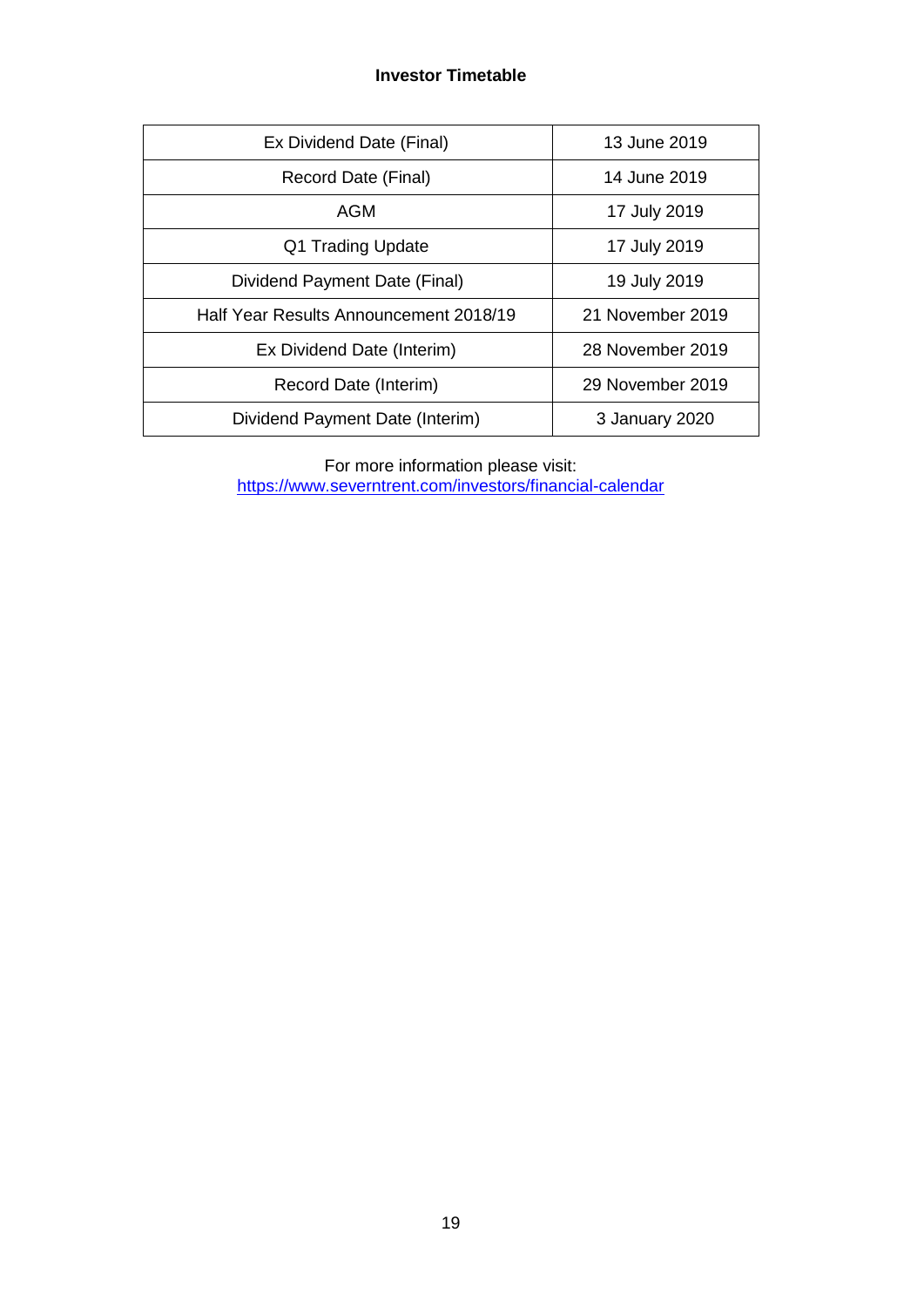**Investor Timetable**

| | |
|---|---|
| Ex Dividend Date (Final) | 13 June 2019 |
| Record Date (Final) | 14 June 2019 |
| AGM | 17 July 2019 |
| Q1 Trading Update | 17 July 2019 |
| Dividend Payment Date (Final) | 19 July 2019 |
| Half Year Results Announcement 2018/19 | 21 November 2019 |
| Ex Dividend Date (Interim) | 28 November 2019 |
| Record Date (Interim) | 29 November 2019 |
| Dividend Payment Date (Interim) | 3 January 2020 |

For more information please visit:
https://www.severntrent.com/investors/financial-calendar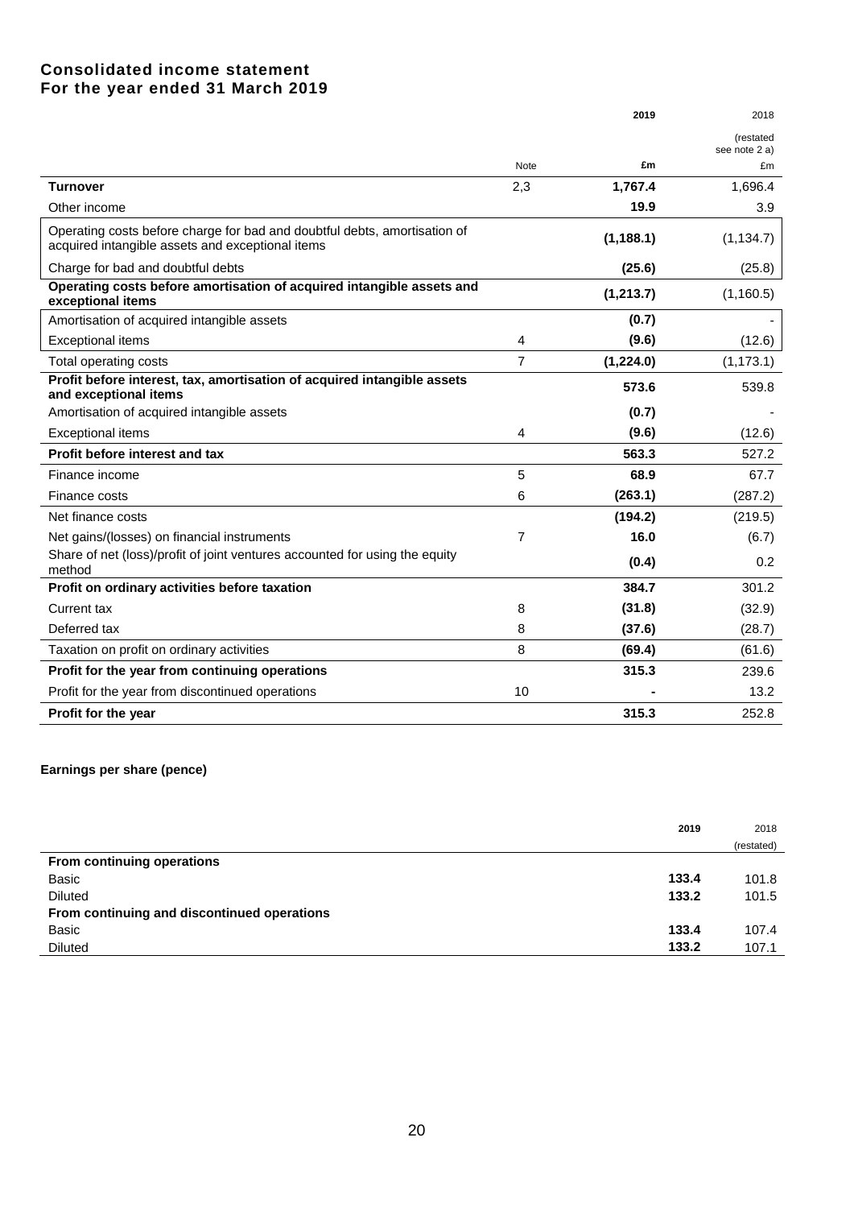# Consolidated income statement
## For the year ended 31 March 2019

| | Note | 2019<br>£m | 2018<br>(restated see note 2 a)<br>£m |
|---|---|---|---|
| **Turnover** | 2,3 | **1,767.4** | 1,696.4 |
| Other income | | **19.9** | 3.9 |
| Operating costs before charge for bad and doubtful debts, amortisation of acquired intangible assets and exceptional items | | **(1,188.1)** | (1,134.7) |
| Charge for bad and doubtful debts | | **(25.6)** | (25.8) |
| **Operating costs before amortisation of acquired intangible assets and exceptional items** | | **(1,213.7)** | (1,160.5) |
| Amortisation of acquired intangible assets | | **(0.7)** | - |
| Exceptional items | 4 | **(9.6)** | (12.6) |
| Total operating costs | 7 | **(1,224.0)** | (1,173.1) |
| **Profit before interest, tax, amortisation of acquired intangible assets and exceptional items** | | **573.6** | 539.8 |
| Amortisation of acquired intangible assets | | **(0.7)** | - |
| Exceptional items | 4 | **(9.6)** | (12.6) |
| **Profit before interest and tax** | | **563.3** | 527.2 |
| Finance income | 5 | **68.9** | 67.7 |
| Finance costs | 6 | **(263.1)** | (287.2) |
| Net finance costs | | **(194.2)** | (219.5) |
| Net gains/(losses) on financial instruments | 7 | **16.0** | (6.7) |
| Share of net (loss)/profit of joint ventures accounted for using the equity method | | **(0.4)** | 0.2 |
| **Profit on ordinary activities before taxation** | | **384.7** | 301.2 |
| Current tax | 8 | **(31.8)** | (32.9) |
| Deferred tax | 8 | **(37.6)** | (28.7) |
| Taxation on profit on ordinary activities | 8 | **(69.4)** | (61.6) |
| **Profit for the year from continuing operations** | | **315.3** | 239.6 |
| Profit for the year from discontinued operations | 10 | **-** | 13.2 |
| **Profit for the year** | | **315.3** | 252.8 |

**Earnings per share (pence)**

| | 2019 | 2018<br>(restated) |
|---|---|---|
| **From continuing operations** | | |
| Basic | **133.4** | 101.8 |
| Diluted | **133.2** | 101.5 |
| **From continuing and discontinued operations** | | |
| Basic | **133.4** | 107.4 |
| Diluted | **133.2** | 107.1 |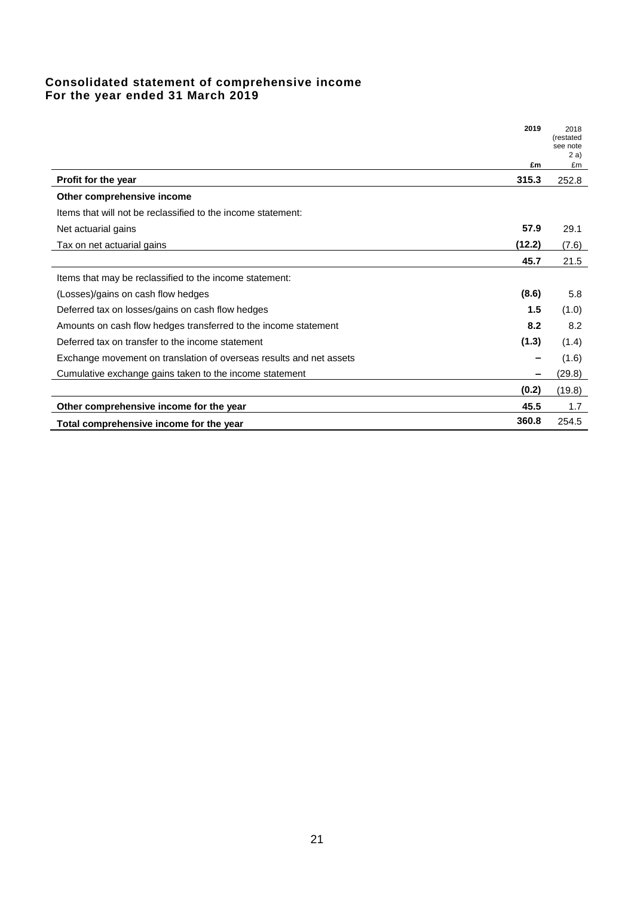## Consolidated statement of comprehensive income
## For the year ended 31 March 2019

| | 2019 £m | 2018 (restated see note 2 a) £m |
|---|---|---|
| **Profit for the year** | **315.3** | 252.8 |
| **Other comprehensive income** | | |
| Items that will not be reclassified to the income statement: | | |
| Net actuarial gains | **57.9** | 29.1 |
| Tax on net actuarial gains | **(12.2)** | (7.6) |
| | **45.7** | 21.5 |
| Items that may be reclassified to the income statement: | | |
| (Losses)/gains on cash flow hedges | **(8.6)** | 5.8 |
| Deferred tax on losses/gains on cash flow hedges | **1.5** | (1.0) |
| Amounts on cash flow hedges transferred to the income statement | **8.2** | 8.2 |
| Deferred tax on transfer to the income statement | **(1.3)** | (1.4) |
| Exchange movement on translation of overseas results and net assets | **–** | (1.6) |
| Cumulative exchange gains taken to the income statement | **–** | (29.8) |
| | **(0.2)** | (19.8) |
| **Other comprehensive income for the year** | **45.5** | 1.7 |
| **Total comprehensive income for the year** | **360.8** | 254.5 |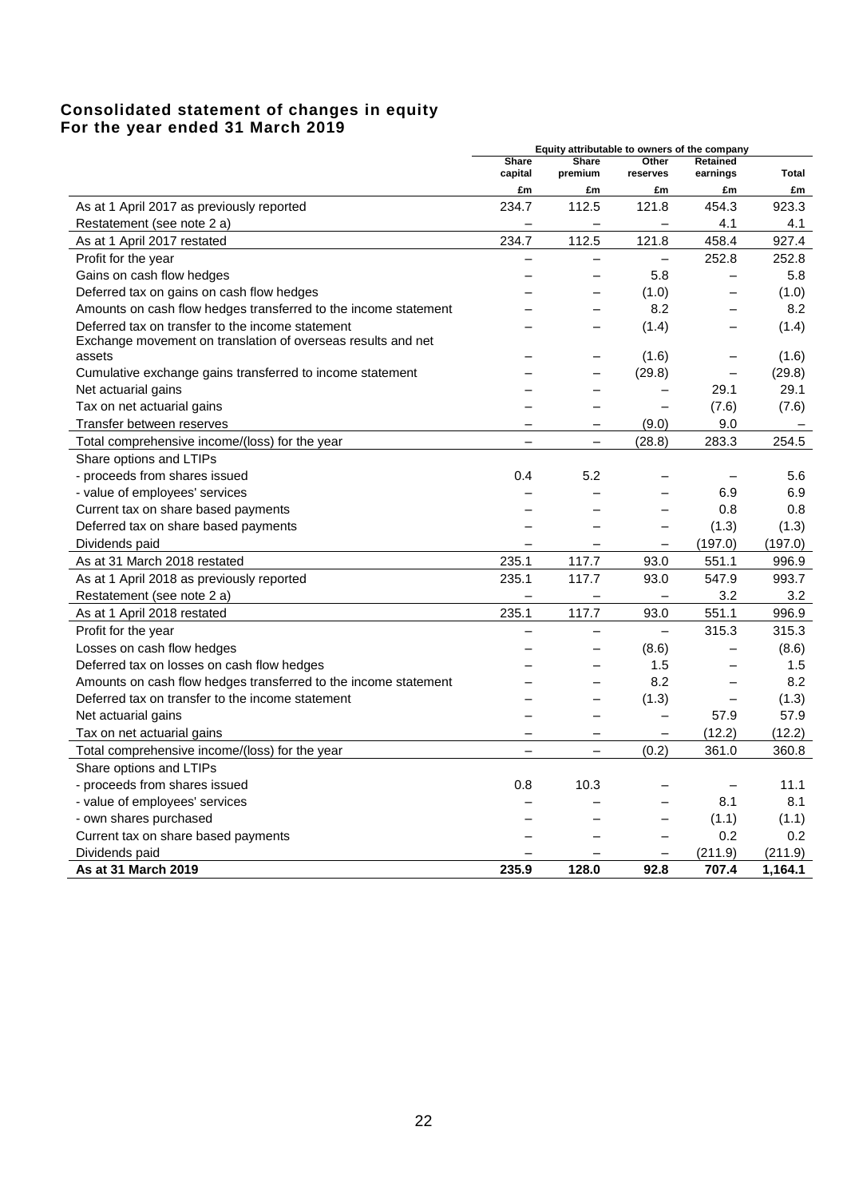# Consolidated statement of changes in equity
# For the year ended 31 March 2019

| | Equity attributable to owners of the company | | | | |
|---|---|---|---|---|---|
| | Share capital | Share premium | Other reserves | Retained earnings | Total |
| | £m | £m | £m | £m | £m |
| As at 1 April 2017 as previously reported | 234.7 | 112.5 | 121.8 | 454.3 | 923.3 |
| Restatement (see note 2 a) | – | – | – | 4.1 | 4.1 |
| As at 1 April 2017 restated | 234.7 | 112.5 | 121.8 | 458.4 | 927.4 |
| Profit for the year | – | – | – | 252.8 | 252.8 |
| Gains on cash flow hedges | – | – | 5.8 | – | 5.8 |
| Deferred tax on gains on cash flow hedges | – | – | (1.0) | – | (1.0) |
| Amounts on cash flow hedges transferred to the income statement | – | – | 8.2 | – | 8.2 |
| Deferred tax on transfer to the income statement | – | – | (1.4) | – | (1.4) |
| Exchange movement on translation of overseas results and net assets | – | – | (1.6) | – | (1.6) |
| Cumulative exchange gains transferred to income statement | – | – | (29.8) | – | (29.8) |
| Net actuarial gains | – | – | – | 29.1 | 29.1 |
| Tax on net actuarial gains | – | – | – | (7.6) | (7.6) |
| Transfer between reserves | – | – | (9.0) | 9.0 | – |
| Total comprehensive income/(loss) for the year | – | – | (28.8) | 283.3 | 254.5 |
| Share options and LTIPs | | | | | |
| - proceeds from shares issued | 0.4 | 5.2 | – | – | 5.6 |
| - value of employees' services | – | – | – | 6.9 | 6.9 |
| Current tax on share based payments | – | – | – | 0.8 | 0.8 |
| Deferred tax on share based payments | – | – | – | (1.3) | (1.3) |
| Dividends paid | – | – | – | (197.0) | (197.0) |
| As at 31 March 2018 restated | 235.1 | 117.7 | 93.0 | 551.1 | 996.9 |
| As at 1 April 2018 as previously reported | 235.1 | 117.7 | 93.0 | 547.9 | 993.7 |
| Restatement (see note 2 a) | – | – | – | 3.2 | 3.2 |
| As at 1 April 2018 restated | 235.1 | 117.7 | 93.0 | 551.1 | 996.9 |
| Profit for the year | – | – | – | 315.3 | 315.3 |
| Losses on cash flow hedges | – | – | (8.6) | – | (8.6) |
| Deferred tax on losses on cash flow hedges | – | – | 1.5 | – | 1.5 |
| Amounts on cash flow hedges transferred to the income statement | – | – | 8.2 | – | 8.2 |
| Deferred tax on transfer to the income statement | – | – | (1.3) | – | (1.3) |
| Net actuarial gains | – | – | – | 57.9 | 57.9 |
| Tax on net actuarial gains | – | – | – | (12.2) | (12.2) |
| Total comprehensive income/(loss) for the year | – | – | (0.2) | 361.0 | 360.8 |
| Share options and LTIPs | | | | | |
| - proceeds from shares issued | 0.8 | 10.3 | – | – | 11.1 |
| - value of employees' services | – | – | – | 8.1 | 8.1 |
| - own shares purchased | – | – | – | (1.1) | (1.1) |
| Current tax on share based payments | – | – | – | 0.2 | 0.2 |
| Dividends paid | – | – | – | (211.9) | (211.9) |
| **As at 31 March 2019** | **235.9** | **128.0** | **92.8** | **707.4** | **1,164.1** |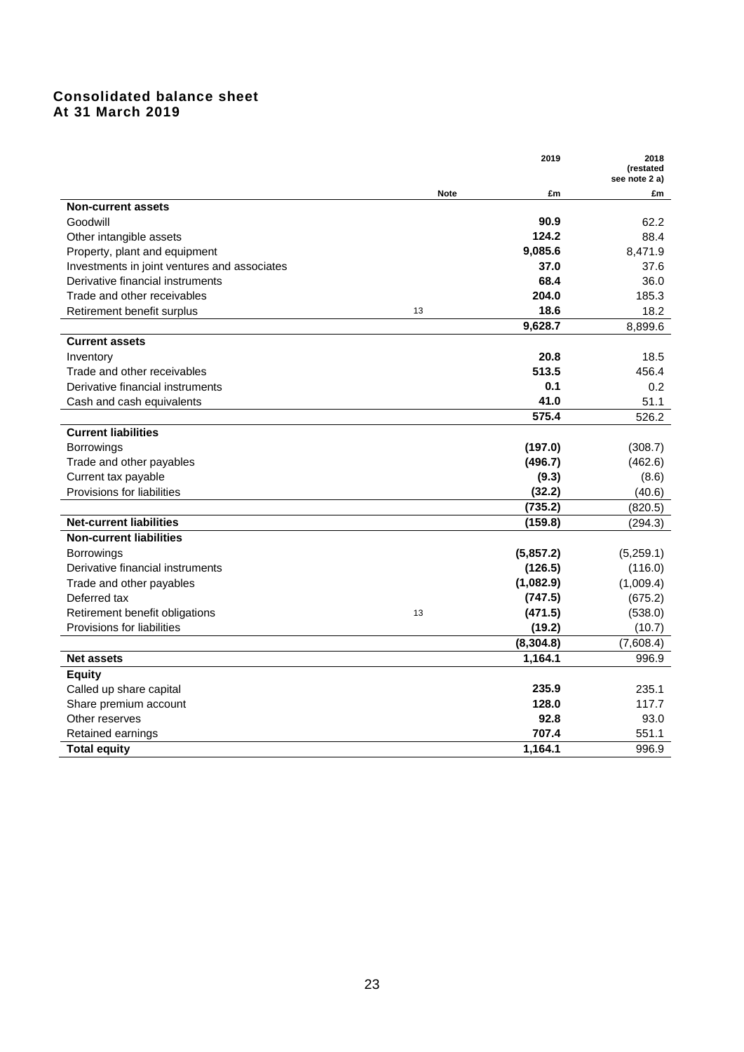## Consolidated balance sheet
## At 31 March 2019

| | Note | 2019 £m | 2018 (restated see note 2 a) £m |
|---|---|---|---|
| **Non-current assets** | | | |
| Goodwill | | **90.9** | 62.2 |
| Other intangible assets | | **124.2** | 88.4 |
| Property, plant and equipment | | **9,085.6** | 8,471.9 |
| Investments in joint ventures and associates | | **37.0** | 37.6 |
| Derivative financial instruments | | **68.4** | 36.0 |
| Trade and other receivables | | **204.0** | 185.3 |
| Retirement benefit surplus | 13 | **18.6** | 18.2 |
| | | **9,628.7** | 8,899.6 |
| **Current assets** | | | |
| Inventory | | **20.8** | 18.5 |
| Trade and other receivables | | **513.5** | 456.4 |
| Derivative financial instruments | | **0.1** | 0.2 |
| Cash and cash equivalents | | **41.0** | 51.1 |
| | | **575.4** | 526.2 |
| **Current liabilities** | | | |
| Borrowings | | **(197.0)** | (308.7) |
| Trade and other payables | | **(496.7)** | (462.6) |
| Current tax payable | | **(9.3)** | (8.6) |
| Provisions for liabilities | | **(32.2)** | (40.6) |
| | | **(735.2)** | (820.5) |
| **Net-current liabilities** | | **(159.8)** | (294.3) |
| **Non-current liabilities** | | | |
| Borrowings | | **(5,857.2)** | (5,259.1) |
| Derivative financial instruments | | **(126.5)** | (116.0) |
| Trade and other payables | | **(1,082.9)** | (1,009.4) |
| Deferred tax | | **(747.5)** | (675.2) |
| Retirement benefit obligations | 13 | **(471.5)** | (538.0) |
| Provisions for liabilities | | **(19.2)** | (10.7) |
| | | **(8,304.8)** | (7,608.4) |
| **Net assets** | | **1,164.1** | 996.9 |
| **Equity** | | | |
| Called up share capital | | **235.9** | 235.1 |
| Share premium account | | **128.0** | 117.7 |
| Other reserves | | **92.8** | 93.0 |
| Retained earnings | | **707.4** | 551.1 |
| **Total equity** | | **1,164.1** | 996.9 |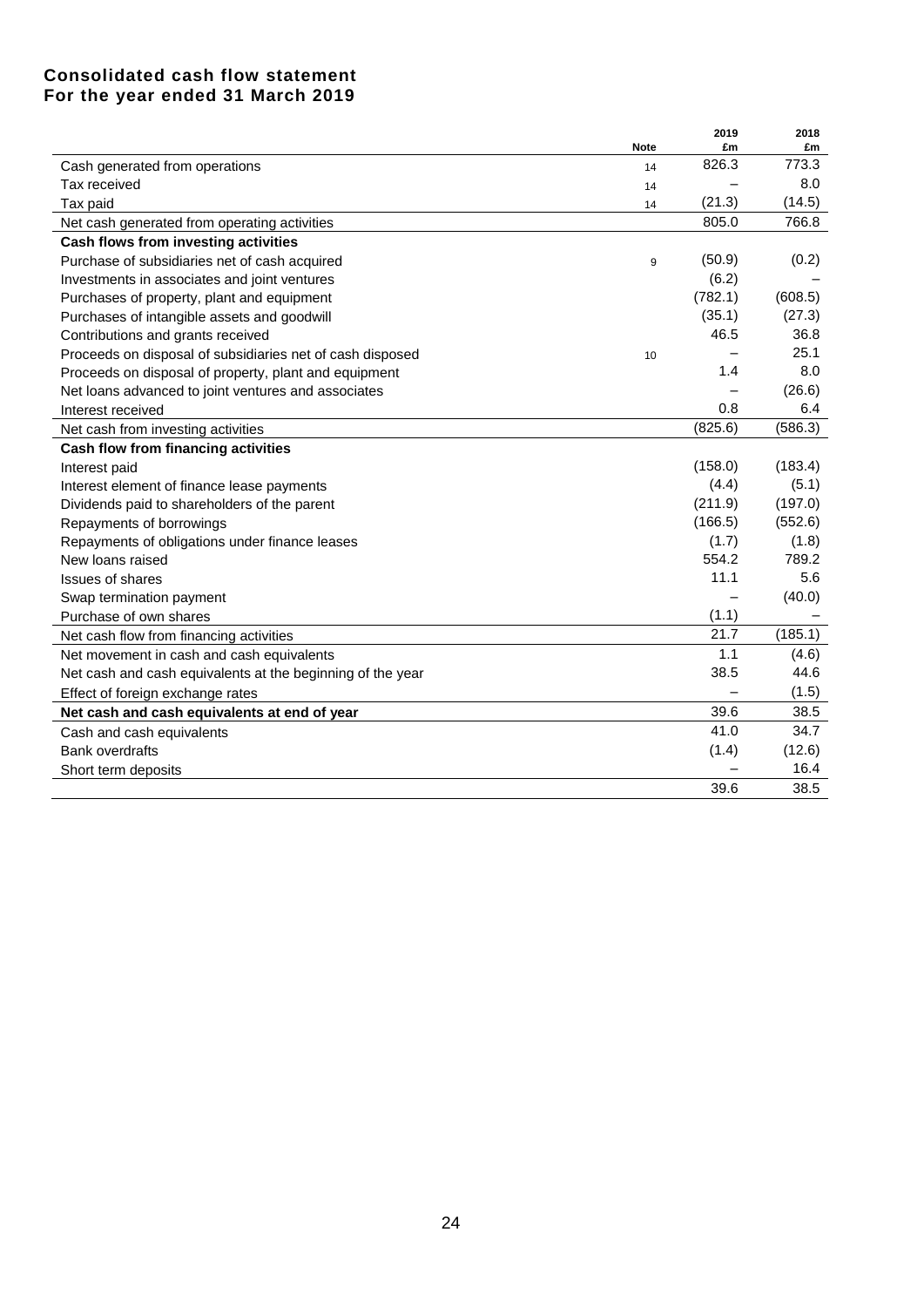## Consolidated cash flow statement
## For the year ended 31 March 2019

| | Note | 2019 £m | 2018 £m |
|---|---|---|---|
| Cash generated from operations | 14 | 826.3 | 773.3 |
| Tax received | 14 | – | 8.0 |
| Tax paid | 14 | (21.3) | (14.5) |
| Net cash generated from operating activities | | 805.0 | 766.8 |
| **Cash flows from investing activities** | | | |
| Purchase of subsidiaries net of cash acquired | 9 | (50.9) | (0.2) |
| Investments in associates and joint ventures | | (6.2) | – |
| Purchases of property, plant and equipment | | (782.1) | (608.5) |
| Purchases of intangible assets and goodwill | | (35.1) | (27.3) |
| Contributions and grants received | | 46.5 | 36.8 |
| Proceeds on disposal of subsidiaries net of cash disposed | 10 | – | 25.1 |
| Proceeds on disposal of property, plant and equipment | | 1.4 | 8.0 |
| Net loans advanced to joint ventures and associates | | – | (26.6) |
| Interest received | | 0.8 | 6.4 |
| Net cash from investing activities | | (825.6) | (586.3) |
| **Cash flow from financing activities** | | | |
| Interest paid | | (158.0) | (183.4) |
| Interest element of finance lease payments | | (4.4) | (5.1) |
| Dividends paid to shareholders of the parent | | (211.9) | (197.0) |
| Repayments of borrowings | | (166.5) | (552.6) |
| Repayments of obligations under finance leases | | (1.7) | (1.8) |
| New loans raised | | 554.2 | 789.2 |
| Issues of shares | | 11.1 | 5.6 |
| Swap termination payment | | – | (40.0) |
| Purchase of own shares | | (1.1) | – |
| Net cash flow from financing activities | | 21.7 | (185.1) |
| Net movement in cash and cash equivalents | | 1.1 | (4.6) |
| Net cash and cash equivalents at the beginning of the year | | 38.5 | 44.6 |
| Effect of foreign exchange rates | | – | (1.5) |
| **Net cash and cash equivalents at end of year** | | 39.6 | 38.5 |
| Cash and cash equivalents | | 41.0 | 34.7 |
| Bank overdrafts | | (1.4) | (12.6) |
| Short term deposits | | – | 16.4 |
| | | 39.6 | 38.5 |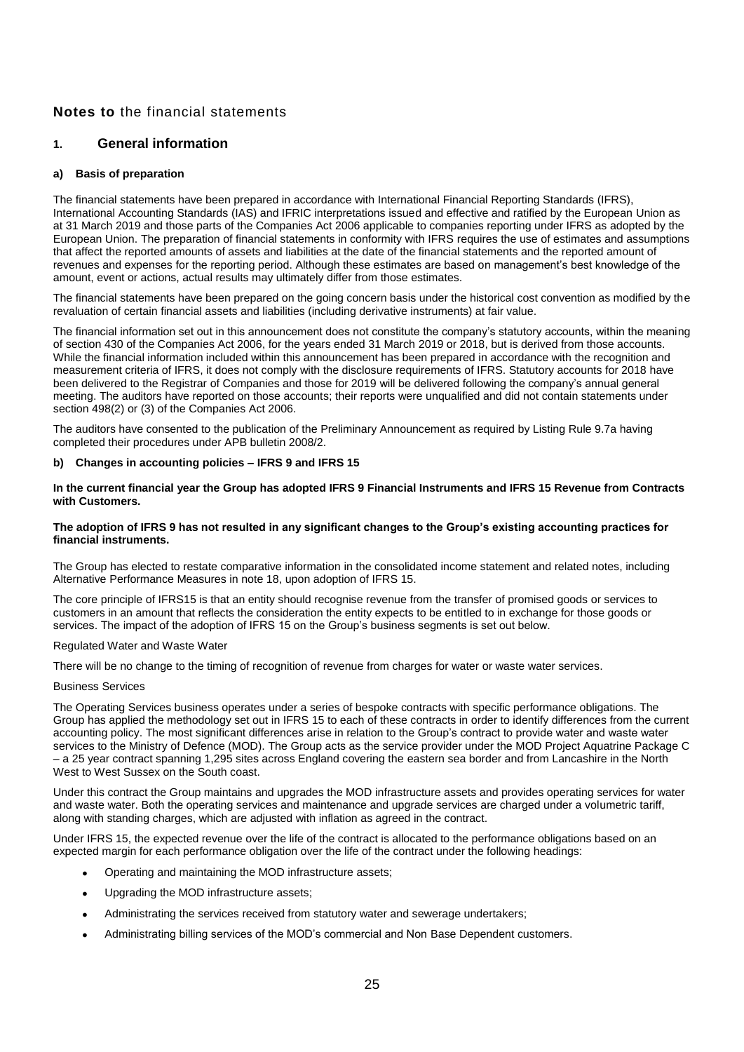## Notes to the financial statements

### 1. General information

#### a) Basis of preparation

The financial statements have been prepared in accordance with International Financial Reporting Standards (IFRS), International Accounting Standards (IAS) and IFRIC interpretations issued and effective and ratified by the European Union as at 31 March 2019 and those parts of the Companies Act 2006 applicable to companies reporting under IFRS as adopted by the European Union. The preparation of financial statements in conformity with IFRS requires the use of estimates and assumptions that affect the reported amounts of assets and liabilities at the date of the financial statements and the reported amount of revenues and expenses for the reporting period. Although these estimates are based on management's best knowledge of the amount, event or actions, actual results may ultimately differ from those estimates.

The financial statements have been prepared on the going concern basis under the historical cost convention as modified by the revaluation of certain financial assets and liabilities (including derivative instruments) at fair value.

The financial information set out in this announcement does not constitute the company's statutory accounts, within the meaning of section 430 of the Companies Act 2006, for the years ended 31 March 2019 or 2018, but is derived from those accounts. While the financial information included within this announcement has been prepared in accordance with the recognition and measurement criteria of IFRS, it does not comply with the disclosure requirements of IFRS. Statutory accounts for 2018 have been delivered to the Registrar of Companies and those for 2019 will be delivered following the company's annual general meeting. The auditors have reported on those accounts; their reports were unqualified and did not contain statements under section 498(2) or (3) of the Companies Act 2006.

The auditors have consented to the publication of the Preliminary Announcement as required by Listing Rule 9.7a having completed their procedures under APB bulletin 2008/2.

#### b) Changes in accounting policies – IFRS 9 and IFRS 15

**In the current financial year the Group has adopted IFRS 9 Financial Instruments and IFRS 15 Revenue from Contracts with Customers.**

**The adoption of IFRS 9 has not resulted in any significant changes to the Group's existing accounting practices for financial instruments.**

The Group has elected to restate comparative information in the consolidated income statement and related notes, including Alternative Performance Measures in note 18, upon adoption of IFRS 15.

The core principle of IFRS15 is that an entity should recognise revenue from the transfer of promised goods or services to customers in an amount that reflects the consideration the entity expects to be entitled to in exchange for those goods or services. The impact of the adoption of IFRS 15 on the Group's business segments is set out below.

Regulated Water and Waste Water

There will be no change to the timing of recognition of revenue from charges for water or waste water services.

Business Services

The Operating Services business operates under a series of bespoke contracts with specific performance obligations. The Group has applied the methodology set out in IFRS 15 to each of these contracts in order to identify differences from the current accounting policy. The most significant differences arise in relation to the Group's contract to provide water and waste water services to the Ministry of Defence (MOD). The Group acts as the service provider under the MOD Project Aquatrine Package C – a 25 year contract spanning 1,295 sites across England covering the eastern sea border and from Lancashire in the North West to West Sussex on the South coast.

Under this contract the Group maintains and upgrades the MOD infrastructure assets and provides operating services for water and waste water. Both the operating services and maintenance and upgrade services are charged under a volumetric tariff, along with standing charges, which are adjusted with inflation as agreed in the contract.

Under IFRS 15, the expected revenue over the life of the contract is allocated to the performance obligations based on an expected margin for each performance obligation over the life of the contract under the following headings:

- Operating and maintaining the MOD infrastructure assets;
- Upgrading the MOD infrastructure assets;
- Administrating the services received from statutory water and sewerage undertakers;
- Administrating billing services of the MOD's commercial and Non Base Dependent customers.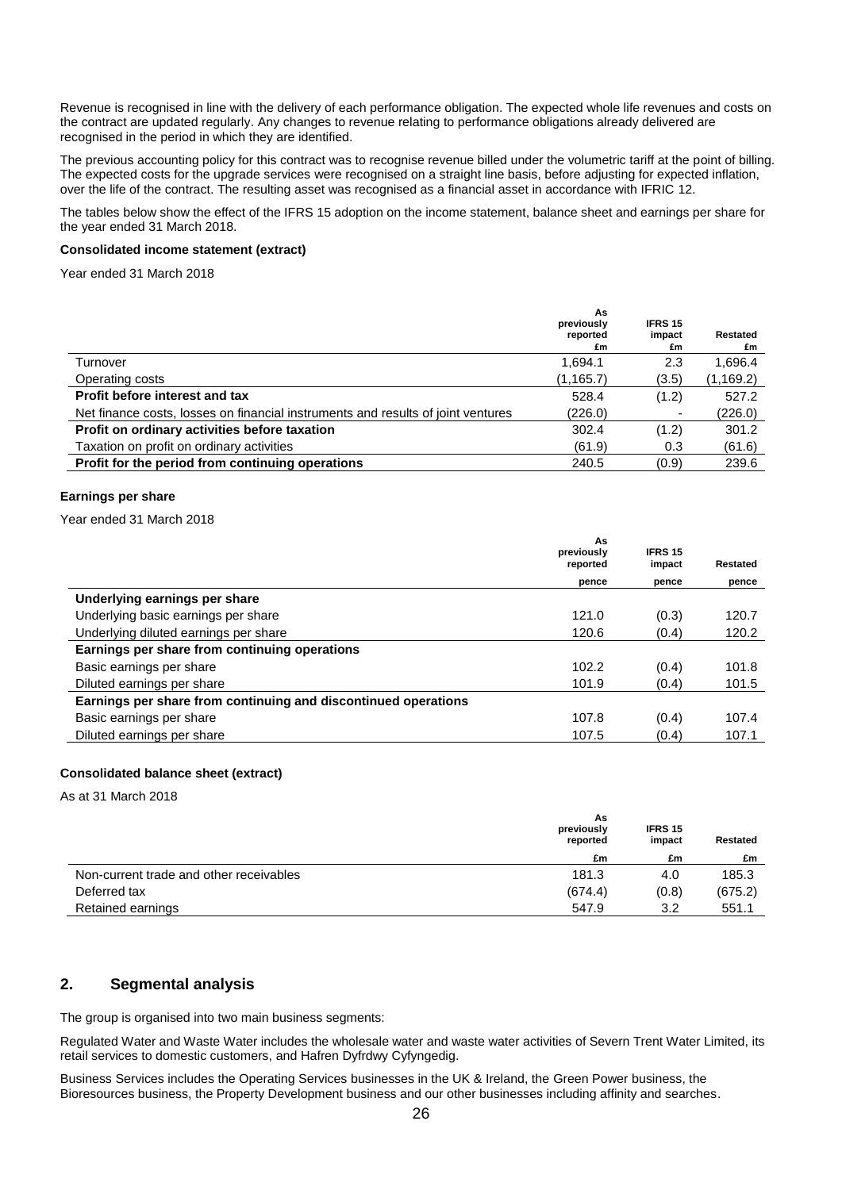Revenue is recognised in line with the delivery of each performance obligation. The expected whole life revenues and costs on the contract are updated regularly. Any changes to revenue relating to performance obligations already delivered are recognised in the period in which they are identified.

The previous accounting policy for this contract was to recognise revenue billed under the volumetric tariff at the point of billing. The expected costs for the upgrade services were recognised on a straight line basis, before adjusting for expected inflation, over the life of the contract. The resulting asset was recognised as a financial asset in accordance with IFRIC 12.

The tables below show the effect of the IFRS 15 adoption on the income statement, balance sheet and earnings per share for the year ended 31 March 2018.

**Consolidated income statement (extract)**

Year ended 31 March 2018

| | As previously reported £m | IFRS 15 impact £m | Restated £m |
|---|---|---|---|
| Turnover | 1,694.1 | 2.3 | 1,696.4 |
| Operating costs | (1,165.7) | (3.5) | (1,169.2) |
| **Profit before interest and tax** | 528.4 | (1.2) | 527.2 |
| Net finance costs, losses on financial instruments and results of joint ventures | (226.0) | - | (226.0) |
| **Profit on ordinary activities before taxation** | 302.4 | (1.2) | 301.2 |
| Taxation on profit on ordinary activities | (61.9) | 0.3 | (61.6) |
| **Profit for the period from continuing operations** | 240.5 | (0.9) | 239.6 |

**Earnings per share**

Year ended 31 March 2018

| | As previously reported pence | IFRS 15 impact pence | Restated pence |
|---|---|---|---|
| **Underlying earnings per share** | | | |
| Underlying basic earnings per share | 121.0 | (0.3) | 120.7 |
| Underlying diluted earnings per share | 120.6 | (0.4) | 120.2 |
| **Earnings per share from continuing operations** | | | |
| Basic earnings per share | 102.2 | (0.4) | 101.8 |
| Diluted earnings per share | 101.9 | (0.4) | 101.5 |
| **Earnings per share from continuing and discontinued operations** | | | |
| Basic earnings per share | 107.8 | (0.4) | 107.4 |
| Diluted earnings per share | 107.5 | (0.4) | 107.1 |

**Consolidated balance sheet (extract)**

As at 31 March 2018

| | As previously reported £m | IFRS 15 impact £m | Restated £m |
|---|---|---|---|
| Non-current trade and other receivables | 181.3 | 4.0 | 185.3 |
| Deferred tax | (674.4) | (0.8) | (675.2) |
| Retained earnings | 547.9 | 3.2 | 551.1 |

## 2. Segmental analysis

The group is organised into two main business segments:

Regulated Water and Waste Water includes the wholesale water and waste water activities of Severn Trent Water Limited, its retail services to domestic customers, and Hafren Dyfrdwy Cyfyngedig.

Business Services includes the Operating Services businesses in the UK & Ireland, the Green Power business, the Bioresources business, the Property Development business and our other businesses including affinity and searches.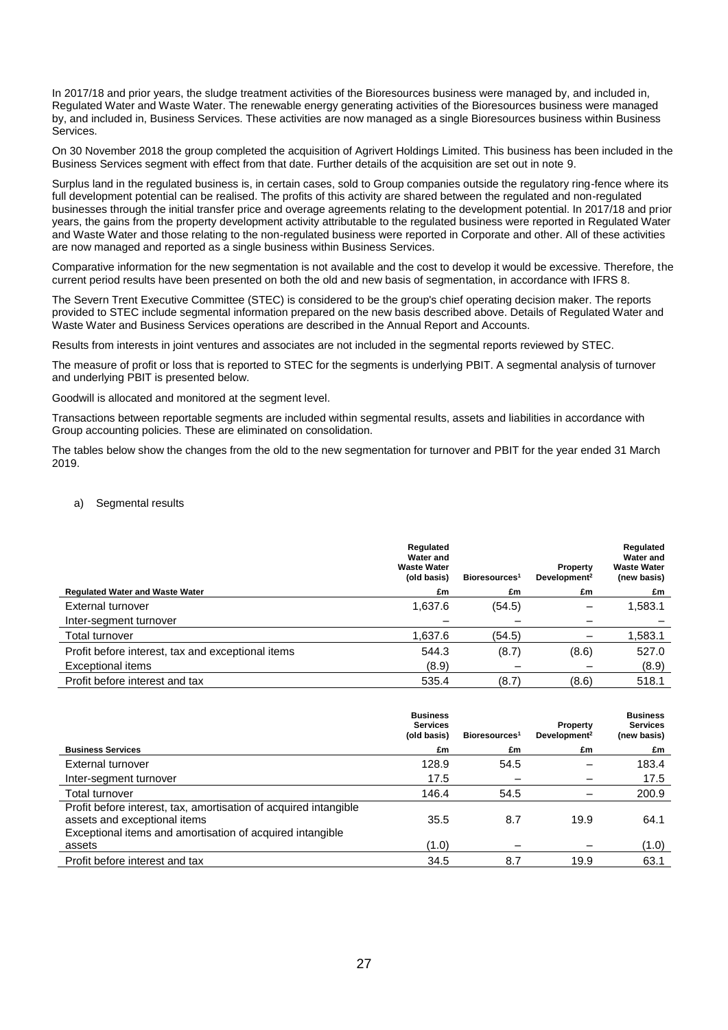In 2017/18 and prior years, the sludge treatment activities of the Bioresources business were managed by, and included in, Regulated Water and Waste Water. The renewable energy generating activities of the Bioresources business were managed by, and included in, Business Services. These activities are now managed as a single Bioresources business within Business Services.

On 30 November 2018 the group completed the acquisition of Agrivert Holdings Limited. This business has been included in the Business Services segment with effect from that date. Further details of the acquisition are set out in note 9.

Surplus land in the regulated business is, in certain cases, sold to Group companies outside the regulatory ring-fence where its full development potential can be realised. The profits of this activity are shared between the regulated and non-regulated businesses through the initial transfer price and overage agreements relating to the development potential. In 2017/18 and prior years, the gains from the property development activity attributable to the regulated business were reported in Regulated Water and Waste Water and those relating to the non-regulated business were reported in Corporate and other. All of these activities are now managed and reported as a single business within Business Services.

Comparative information for the new segmentation is not available and the cost to develop it would be excessive. Therefore, the current period results have been presented on both the old and new basis of segmentation, in accordance with IFRS 8.

The Severn Trent Executive Committee (STEC) is considered to be the group's chief operating decision maker. The reports provided to STEC include segmental information prepared on the new basis described above. Details of Regulated Water and Waste Water and Business Services operations are described in the Annual Report and Accounts.

Results from interests in joint ventures and associates are not included in the segmental reports reviewed by STEC.

The measure of profit or loss that is reported to STEC for the segments is underlying PBIT. A segmental analysis of turnover and underlying PBIT is presented below.

Goodwill is allocated and monitored at the segment level.

Transactions between reportable segments are included within segmental results, assets and liabilities in accordance with Group accounting policies. These are eliminated on consolidation.

The tables below show the changes from the old to the new segmentation for turnover and PBIT for the year ended 31 March 2019.

a) Segmental results

| Regulated Water and Waste Water | Regulated Water and Waste Water (old basis) £m | Bioresources[1] £m | Property Development[2] £m | Regulated Water and Waste Water (new basis) £m |
|---|---|---|---|---|
| External turnover | 1,637.6 | (54.5) | – | 1,583.1 |
| Inter-segment turnover | – | – | – | – |
| Total turnover | 1,637.6 | (54.5) | – | 1,583.1 |
| Profit before interest, tax and exceptional items | 544.3 | (8.7) | (8.6) | 527.0 |
| Exceptional items | (8.9) | – | – | (8.9) |
| Profit before interest and tax | 535.4 | (8.7) | (8.6) | 518.1 |

| Business Services | Business Services (old basis) £m | Bioresources[1] £m | Property Development[2] £m | Business Services (new basis) £m |
|---|---|---|---|---|
| External turnover | 128.9 | 54.5 | – | 183.4 |
| Inter-segment turnover | 17.5 | – | – | 17.5 |
| Total turnover | 146.4 | 54.5 | – | 200.9 |
| Profit before interest, tax, amortisation of acquired intangible assets and exceptional items | 35.5 | 8.7 | 19.9 | 64.1 |
| Exceptional items and amortisation of acquired intangible assets | (1.0) | – | – | (1.0) |
| Profit before interest and tax | 34.5 | 8.7 | 19.9 | 63.1 |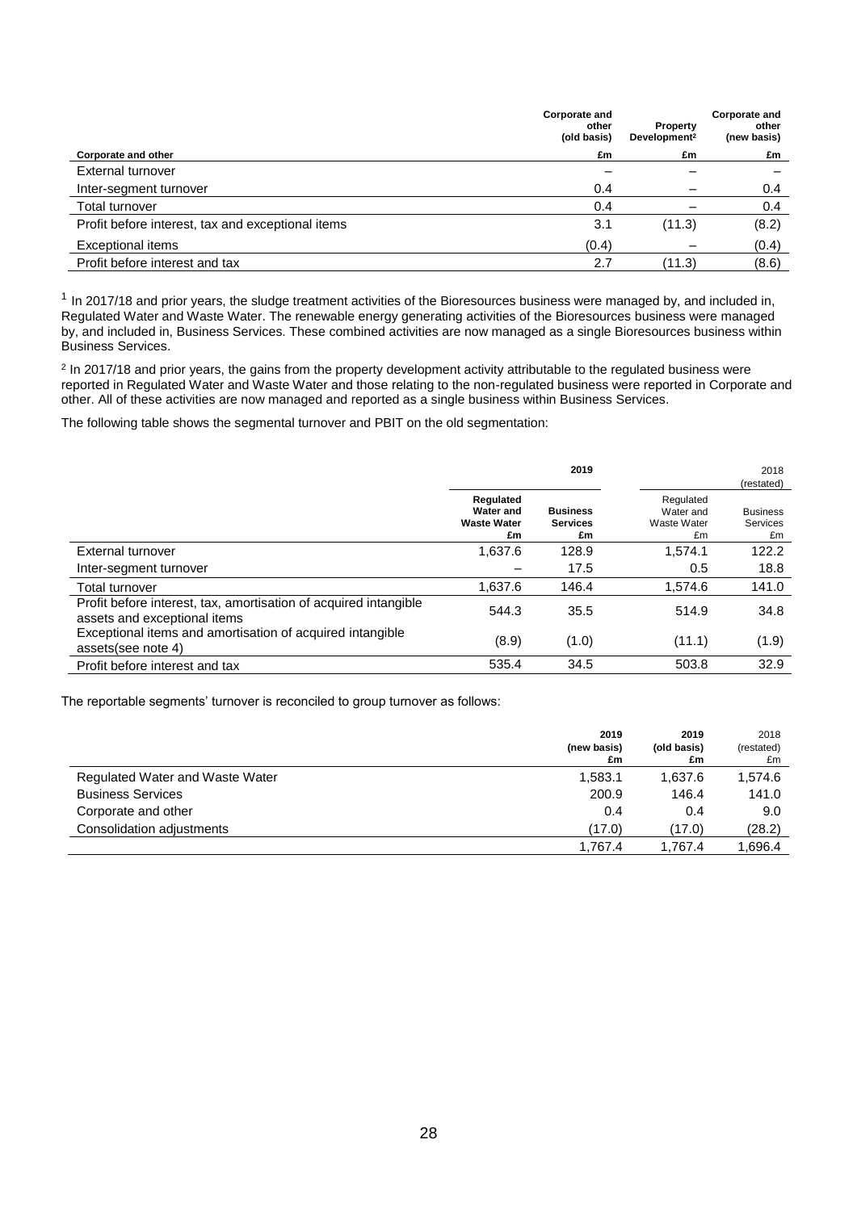| Corporate and other | Corporate and other (old basis) £m | Property Development[2] £m | Corporate and other (new basis) £m |
|---|---|---|---|
| External turnover | – | – | – |
| Inter-segment turnover | 0.4 | – | 0.4 |
| Total turnover | 0.4 | – | 0.4 |
| Profit before interest, tax and exceptional items | 3.1 | (11.3) | (8.2) |
| Exceptional items | (0.4) | – | (0.4) |
| Profit before interest and tax | 2.7 | (11.3) | (8.6) |

[1] In 2017/18 and prior years, the sludge treatment activities of the Bioresources business were managed by, and included in, Regulated Water and Waste Water. The renewable energy generating activities of the Bioresources business were managed by, and included in, Business Services. These combined activities are now managed as a single Bioresources business within Business Services.

[2] In 2017/18 and prior years, the gains from the property development activity attributable to the regulated business were reported in Regulated Water and Waste Water and those relating to the non-regulated business were reported in Corporate and other. All of these activities are now managed and reported as a single business within Business Services.

The following table shows the segmental turnover and PBIT on the old segmentation:

| | 2019 | | 2018 (restated) | |
|---|---|---|---|---|
| | Regulated Water and Waste Water £m | Business Services £m | Regulated Water and Waste Water £m | Business Services £m |
| External turnover | 1,637.6 | 128.9 | 1,574.1 | 122.2 |
| Inter-segment turnover | – | 17.5 | 0.5 | 18.8 |
| Total turnover | 1,637.6 | 146.4 | 1,574.6 | 141.0 |
| Profit before interest, tax, amortisation of acquired intangible assets and exceptional items | 544.3 | 35.5 | 514.9 | 34.8 |
| Exceptional items and amortisation of acquired intangible assets(see note 4) | (8.9) | (1.0) | (11.1) | (1.9) |
| Profit before interest and tax | 535.4 | 34.5 | 503.8 | 32.9 |

The reportable segments' turnover is reconciled to group turnover as follows:

| | 2019 (new basis) £m | 2019 (old basis) £m | 2018 (restated) £m |
|---|---|---|---|
| Regulated Water and Waste Water | 1,583.1 | 1,637.6 | 1,574.6 |
| Business Services | 200.9 | 146.4 | 141.0 |
| Corporate and other | 0.4 | 0.4 | 9.0 |
| Consolidation adjustments | (17.0) | (17.0) | (28.2) |
| | 1,767.4 | 1,767.4 | 1,696.4 |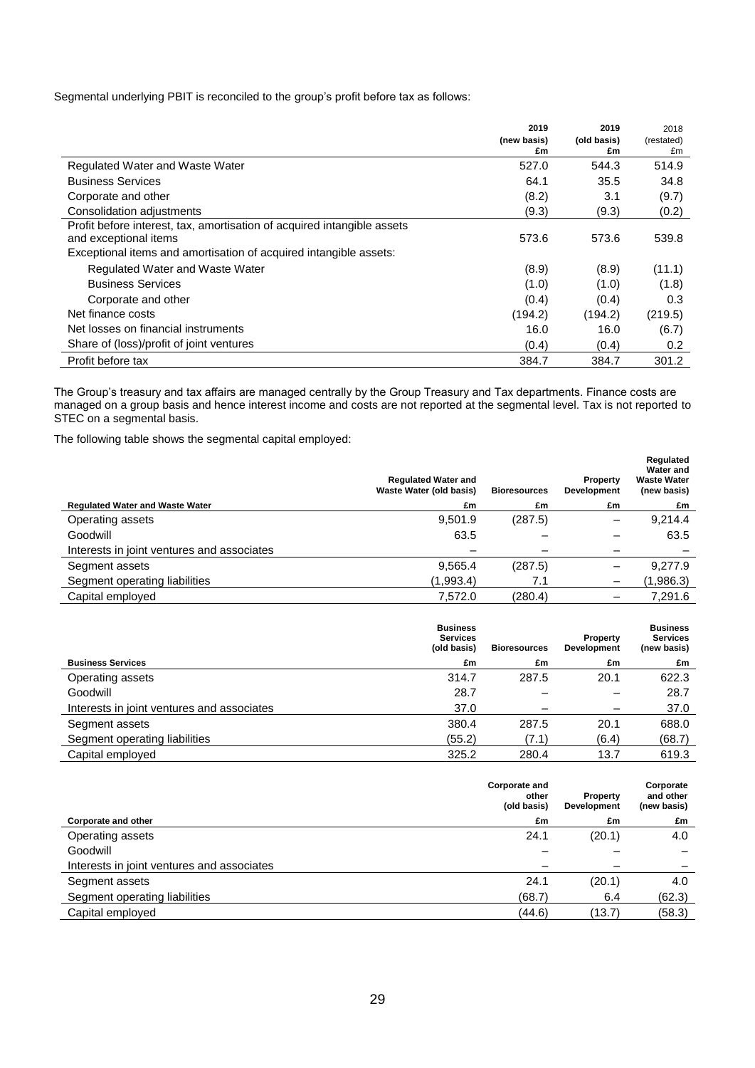Segmental underlying PBIT is reconciled to the group's profit before tax as follows:

| | 2019 (new basis) £m | 2019 (old basis) £m | 2018 (restated) £m |
|---|---|---|---|
| Regulated Water and Waste Water | 527.0 | 544.3 | 514.9 |
| Business Services | 64.1 | 35.5 | 34.8 |
| Corporate and other | (8.2) | 3.1 | (9.7) |
| Consolidation adjustments | (9.3) | (9.3) | (0.2) |
| Profit before interest, tax, amortisation of acquired intangible assets and exceptional items | 573.6 | 573.6 | 539.8 |
| Exceptional items and amortisation of acquired intangible assets: | | | |
| Regulated Water and Waste Water | (8.9) | (8.9) | (11.1) |
| Business Services | (1.0) | (1.0) | (1.8) |
| Corporate and other | (0.4) | (0.4) | 0.3 |
| Net finance costs | (194.2) | (194.2) | (219.5) |
| Net losses on financial instruments | 16.0 | 16.0 | (6.7) |
| Share of (loss)/profit of joint ventures | (0.4) | (0.4) | 0.2 |
| Profit before tax | 384.7 | 384.7 | 301.2 |

The Group's treasury and tax affairs are managed centrally by the Group Treasury and Tax departments. Finance costs are managed on a group basis and hence interest income and costs are not reported at the segmental level. Tax is not reported to STEC on a segmental basis.

The following table shows the segmental capital employed:

| Regulated Water and Waste Water | Regulated Water and Waste Water (old basis) £m | Bioresources £m | Property Development £m | Regulated Water and Waste Water (new basis) £m |
|---|---|---|---|---|
| Operating assets | 9,501.9 | (287.5) | – | 9,214.4 |
| Goodwill | 63.5 | – | – | 63.5 |
| Interests in joint ventures and associates | – | – | – | – |
| Segment assets | 9,565.4 | (287.5) | – | 9,277.9 |
| Segment operating liabilities | (1,993.4) | 7.1 | – | (1,986.3) |
| Capital employed | 7,572.0 | (280.4) | – | 7,291.6 |

| Business Services | Business Services (old basis) £m | Bioresources £m | Property Development £m | Business Services (new basis) £m |
|---|---|---|---|---|
| Operating assets | 314.7 | 287.5 | 20.1 | 622.3 |
| Goodwill | 28.7 | – | – | 28.7 |
| Interests in joint ventures and associates | 37.0 | – | – | 37.0 |
| Segment assets | 380.4 | 287.5 | 20.1 | 688.0 |
| Segment operating liabilities | (55.2) | (7.1) | (6.4) | (68.7) |
| Capital employed | 325.2 | 280.4 | 13.7 | 619.3 |

| Corporate and other | Corporate and other (old basis) £m | Property Development £m | Corporate and other (new basis) £m |
|---|---|---|---|
| Operating assets | 24.1 | (20.1) | 4.0 |
| Goodwill | – | – | – |
| Interests in joint ventures and associates | – | – | – |
| Segment assets | 24.1 | (20.1) | 4.0 |
| Segment operating liabilities | (68.7) | 6.4 | (62.3) |
| Capital employed | (44.6) | (13.7) | (58.3) |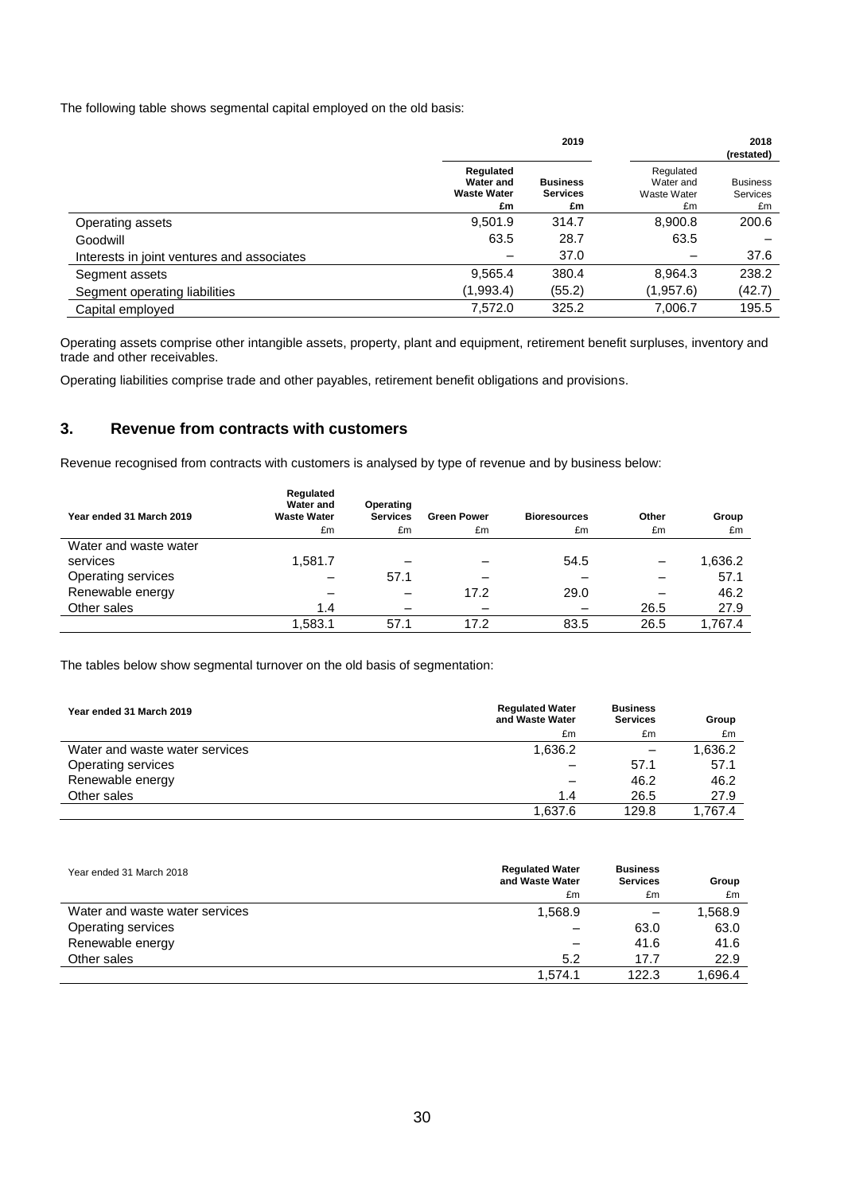The following table shows segmental capital employed on the old basis:

| | 2019 | | 2018 (restated) | |
|---|---|---|---|---|
| | Regulated Water and Waste Water £m | Business Services £m | Regulated Water and Waste Water £m | Business Services £m |
| Operating assets | 9,501.9 | 314.7 | 8,900.8 | 200.6 |
| Goodwill | 63.5 | 28.7 | 63.5 | – |
| Interests in joint ventures and associates | – | 37.0 | – | 37.6 |
| Segment assets | 9,565.4 | 380.4 | 8,964.3 | 238.2 |
| Segment operating liabilities | (1,993.4) | (55.2) | (1,957.6) | (42.7) |
| Capital employed | 7,572.0 | 325.2 | 7,006.7 | 195.5 |

Operating assets comprise other intangible assets, property, plant and equipment, retirement benefit surpluses, inventory and trade and other receivables.

Operating liabilities comprise trade and other payables, retirement benefit obligations and provisions.

## 3. Revenue from contracts with customers

Revenue recognised from contracts with customers is analysed by type of revenue and by business below:

| Year ended 31 March 2019 | Regulated Water and Waste Water £m | Operating Services £m | Green Power £m | Bioresources £m | Other £m | Group £m |
|---|---|---|---|---|---|---|
| Water and waste water services | 1,581.7 | – | – | 54.5 | – | 1,636.2 |
| Operating services | – | 57.1 | – | – | – | 57.1 |
| Renewable energy | – | – | 17.2 | 29.0 | – | 46.2 |
| Other sales | 1.4 | – | – | – | 26.5 | 27.9 |
| | 1,583.1 | 57.1 | 17.2 | 83.5 | 26.5 | 1,767.4 |

The tables below show segmental turnover on the old basis of segmentation:

| Year ended 31 March 2019 | Regulated Water and Waste Water £m | Business Services £m | Group £m |
|---|---|---|---|
| Water and waste water services | 1,636.2 | – | 1,636.2 |
| Operating services | – | 57.1 | 57.1 |
| Renewable energy | – | 46.2 | 46.2 |
| Other sales | 1.4 | 26.5 | 27.9 |
| | 1,637.6 | 129.8 | 1,767.4 |

| Year ended 31 March 2018 | Regulated Water and Waste Water £m | Business Services £m | Group £m |
|---|---|---|---|
| Water and waste water services | 1,568.9 | – | 1,568.9 |
| Operating services | – | 63.0 | 63.0 |
| Renewable energy | – | 41.6 | 41.6 |
| Other sales | 5.2 | 17.7 | 22.9 |
| | 1,574.1 | 122.3 | 1,696.4 |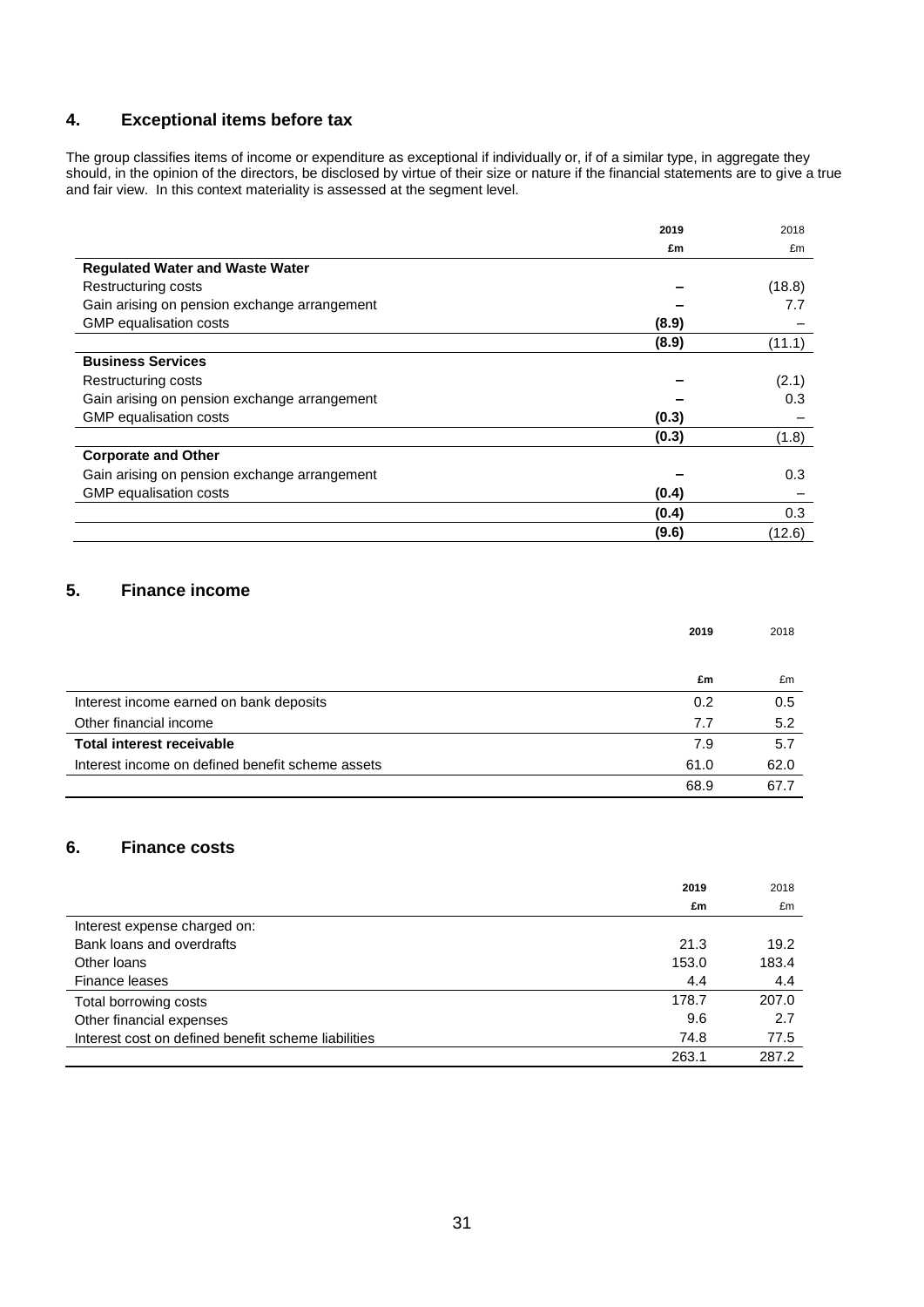## 4. Exceptional items before tax

The group classifies items of income or expenditure as exceptional if individually or, if of a similar type, in aggregate they should, in the opinion of the directors, be disclosed by virtue of their size or nature if the financial statements are to give a true and fair view. In this context materiality is assessed at the segment level.

| | 2019 | 2018 |
|---|---|---|
| | £m | £m |
| **Regulated Water and Waste Water** | | |
| Restructuring costs | – | (18.8) |
| Gain arising on pension exchange arrangement | – | 7.7 |
| GMP equalisation costs | (8.9) | – |
| | (8.9) | (11.1) |
| **Business Services** | | |
| Restructuring costs | – | (2.1) |
| Gain arising on pension exchange arrangement | – | 0.3 |
| GMP equalisation costs | (0.3) | – |
| | (0.3) | (1.8) |
| **Corporate and Other** | | |
| Gain arising on pension exchange arrangement | – | 0.3 |
| GMP equalisation costs | (0.4) | – |
| | (0.4) | 0.3 |
| | (9.6) | (12.6) |

## 5. Finance income

| | 2019 | 2018 |
|---|---|---|
| | £m | £m |
| Interest income earned on bank deposits | 0.2 | 0.5 |
| Other financial income | 7.7 | 5.2 |
| **Total interest receivable** | 7.9 | 5.7 |
| Interest income on defined benefit scheme assets | 61.0 | 62.0 |
| | 68.9 | 67.7 |

## 6. Finance costs

| | 2019 | 2018 |
|---|---|---|
| | £m | £m |
| Interest expense charged on: | | |
| Bank loans and overdrafts | 21.3 | 19.2 |
| Other loans | 153.0 | 183.4 |
| Finance leases | 4.4 | 4.4 |
| Total borrowing costs | 178.7 | 207.0 |
| Other financial expenses | 9.6 | 2.7 |
| Interest cost on defined benefit scheme liabilities | 74.8 | 77.5 |
| | 263.1 | 287.2 |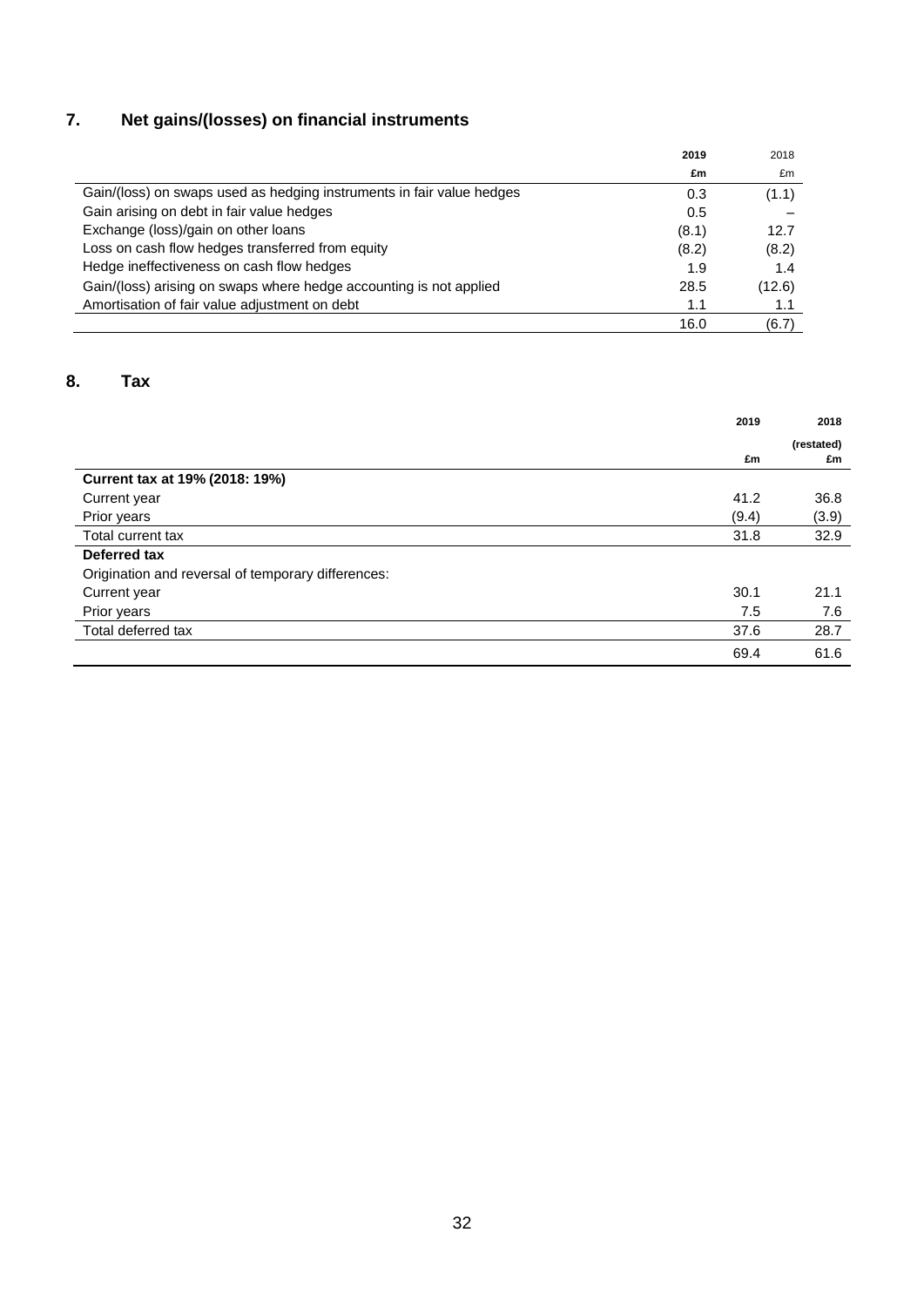## 7. Net gains/(losses) on financial instruments

| | 2019 | 2018 |
|---|---|---|
| | £m | £m |
| Gain/(loss) on swaps used as hedging instruments in fair value hedges | 0.3 | (1.1) |
| Gain arising on debt in fair value hedges | 0.5 | – |
| Exchange (loss)/gain on other loans | (8.1) | 12.7 |
| Loss on cash flow hedges transferred from equity | (8.2) | (8.2) |
| Hedge ineffectiveness on cash flow hedges | 1.9 | 1.4 |
| Gain/(loss) arising on swaps where hedge accounting is not applied | 28.5 | (12.6) |
| Amortisation of fair value adjustment on debt | 1.1 | 1.1 |
| | 16.0 | (6.7) |

## 8. Tax

| | 2019 | 2018 (restated) |
|---|---|---|
| | £m | £m |
| **Current tax at 19% (2018: 19%)** | | |
| Current year | 41.2 | 36.8 |
| Prior years | (9.4) | (3.9) |
| Total current tax | 31.8 | 32.9 |
| **Deferred tax** | | |
| Origination and reversal of temporary differences: | | |
| Current year | 30.1 | 21.1 |
| Prior years | 7.5 | 7.6 |
| Total deferred tax | 37.6 | 28.7 |
| | 69.4 | 61.6 |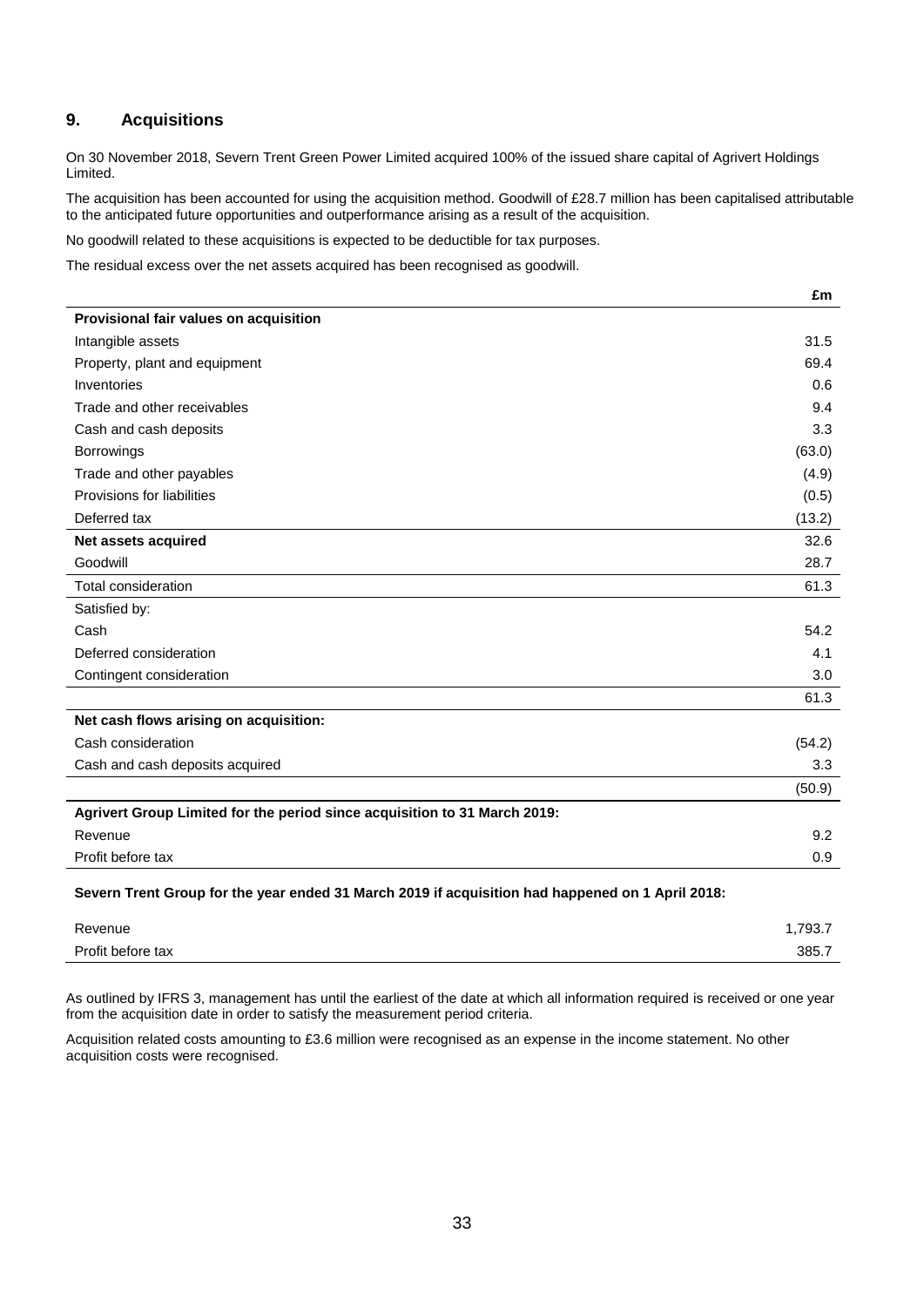## 9. Acquisitions

On 30 November 2018, Severn Trent Green Power Limited acquired 100% of the issued share capital of Agrivert Holdings Limited.

The acquisition has been accounted for using the acquisition method. Goodwill of £28.7 million has been capitalised attributable to the anticipated future opportunities and outperformance arising as a result of the acquisition.

No goodwill related to these acquisitions is expected to be deductible for tax purposes.

The residual excess over the net assets acquired has been recognised as goodwill.

| | £m |
|---|---|
| **Provisional fair values on acquisition** | |
| Intangible assets | 31.5 |
| Property, plant and equipment | 69.4 |
| Inventories | 0.6 |
| Trade and other receivables | 9.4 |
| Cash and cash deposits | 3.3 |
| Borrowings | (63.0) |
| Trade and other payables | (4.9) |
| Provisions for liabilities | (0.5) |
| Deferred tax | (13.2) |
| **Net assets acquired** | 32.6 |
| Goodwill | 28.7 |
| Total consideration | 61.3 |
| Satisfied by: | |
| Cash | 54.2 |
| Deferred consideration | 4.1 |
| Contingent consideration | 3.0 |
| | 61.3 |
| **Net cash flows arising on acquisition:** | |
| Cash consideration | (54.2) |
| Cash and cash deposits acquired | 3.3 |
| | (50.9) |
| **Agrivert Group Limited for the period since acquisition to 31 March 2019:** | |
| Revenue | 9.2 |
| Profit before tax | 0.9 |
| **Severn Trent Group for the year ended 31 March 2019 if acquisition had happened on 1 April 2018:** | |
| Revenue | 1,793.7 |
| Profit before tax | 385.7 |

As outlined by IFRS 3, management has until the earliest of the date at which all information required is received or one year from the acquisition date in order to satisfy the measurement period criteria.

Acquisition related costs amounting to £3.6 million were recognised as an expense in the income statement. No other acquisition costs were recognised.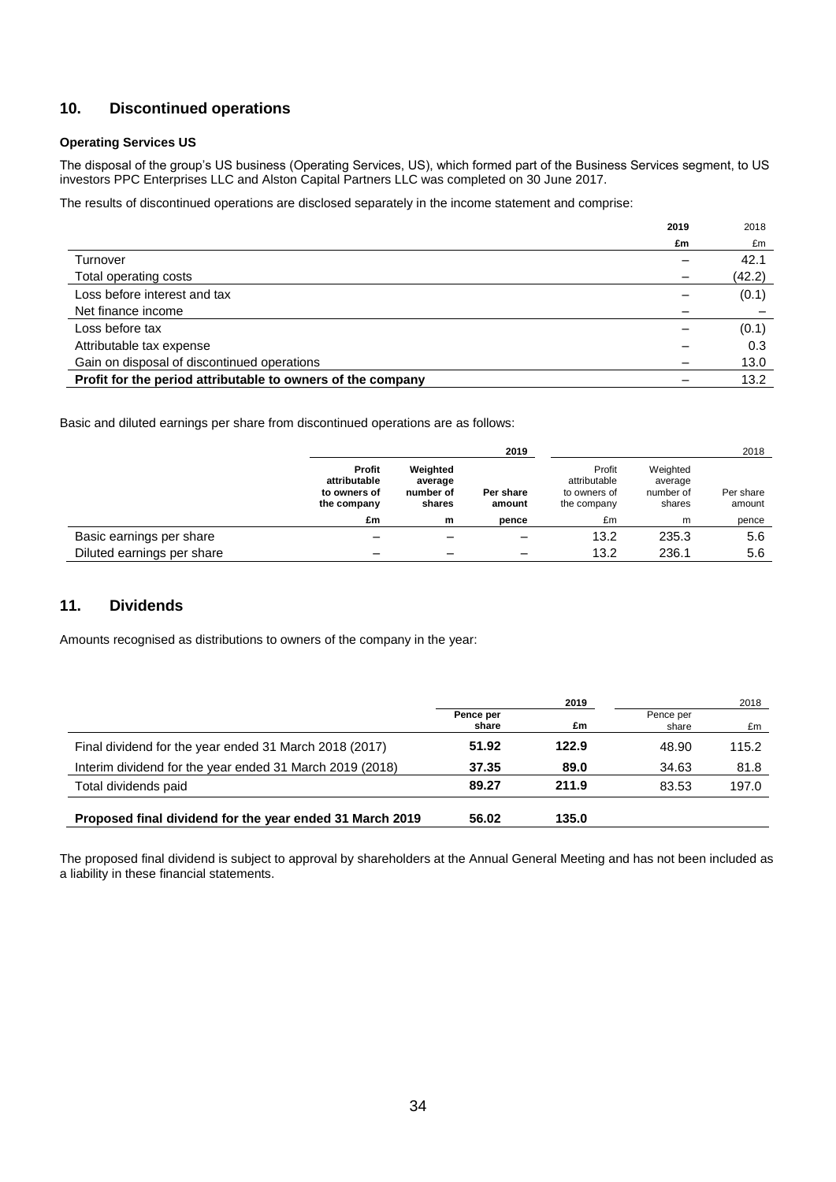## 10. Discontinued operations

**Operating Services US**

The disposal of the group's US business (Operating Services, US), which formed part of the Business Services segment, to US investors PPC Enterprises LLC and Alston Capital Partners LLC was completed on 30 June 2017.

The results of discontinued operations are disclosed separately in the income statement and comprise:

| | 2019 | 2018 |
|---|---|---|
| | £m | £m |
| Turnover | – | 42.1 |
| Total operating costs | – | (42.2) |
| Loss before interest and tax | – | (0.1) |
| Net finance income | – | – |
| Loss before tax | – | (0.1) |
| Attributable tax expense | – | 0.3 |
| Gain on disposal of discontinued operations | – | 13.0 |
| **Profit for the period attributable to owners of the company** | – | 13.2 |

Basic and diluted earnings per share from discontinued operations are as follows:

| | 2019 | | | 2018 | | |
|---|---|---|---|---|---|---|
| | Profit attributable to owners of the company | Weighted average number of shares | Per share amount | Profit attributable to owners of the company | Weighted average number of shares | Per share amount |
| | £m | m | pence | £m | m | pence |
| Basic earnings per share | – | – | – | 13.2 | 235.3 | 5.6 |
| Diluted earnings per share | – | – | – | 13.2 | 236.1 | 5.6 |

## 11. Dividends

Amounts recognised as distributions to owners of the company in the year:

| | 2019 | | 2018 | |
|---|---|---|---|---|
| | Pence per share | £m | Pence per share | £m |
| Final dividend for the year ended 31 March 2018 (2017) | **51.92** | **122.9** | 48.90 | 115.2 |
| Interim dividend for the year ended 31 March 2019 (2018) | **37.35** | **89.0** | 34.63 | 81.8 |
| Total dividends paid | **89.27** | **211.9** | 83.53 | 197.0 |
| **Proposed final dividend for the year ended 31 March 2019** | **56.02** | **135.0** | | |

The proposed final dividend is subject to approval by shareholders at the Annual General Meeting and has not been included as a liability in these financial statements.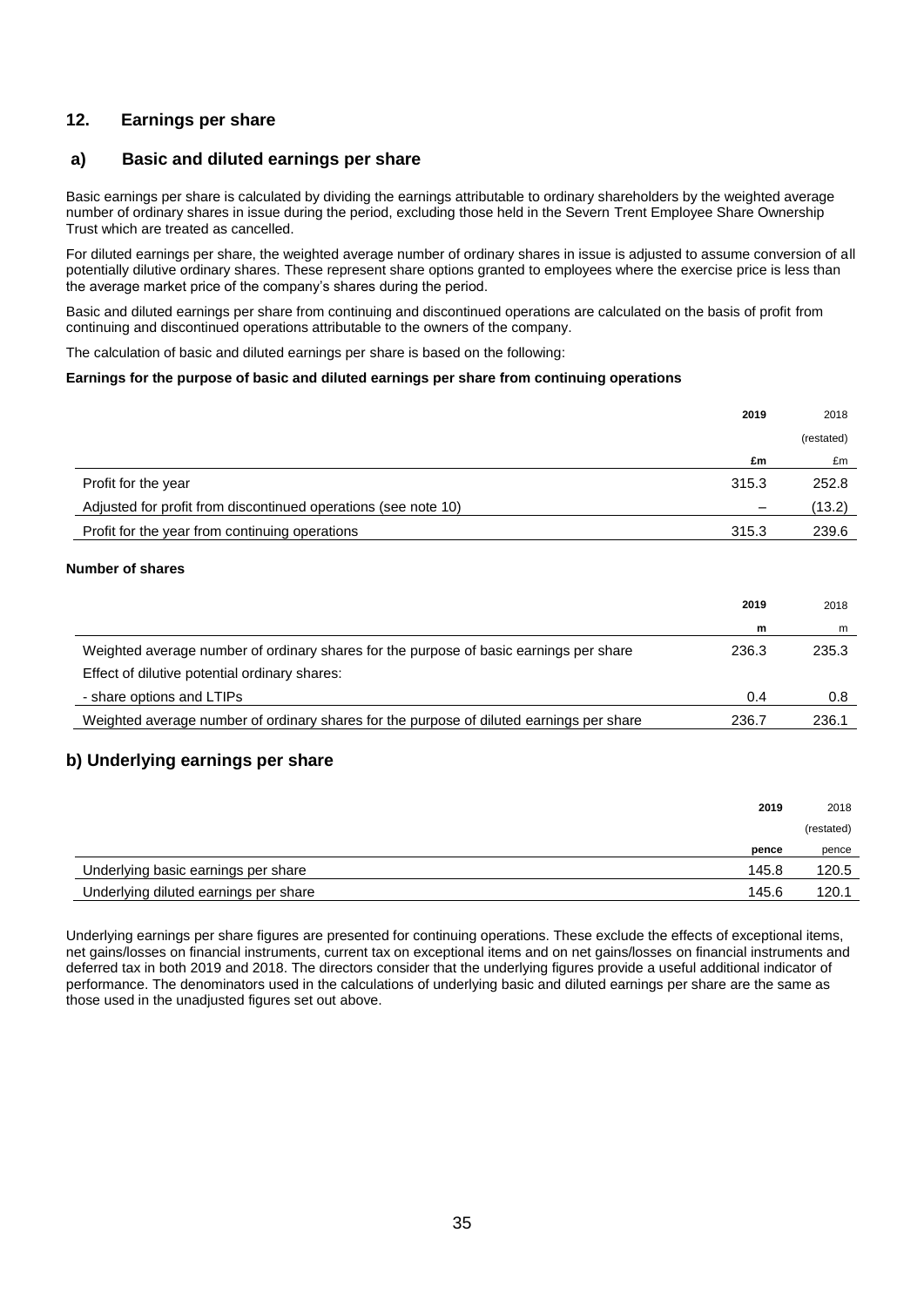## 12. Earnings per share

### a) Basic and diluted earnings per share

Basic earnings per share is calculated by dividing the earnings attributable to ordinary shareholders by the weighted average number of ordinary shares in issue during the period, excluding those held in the Severn Trent Employee Share Ownership Trust which are treated as cancelled.

For diluted earnings per share, the weighted average number of ordinary shares in issue is adjusted to assume conversion of all potentially dilutive ordinary shares. These represent share options granted to employees where the exercise price is less than the average market price of the company's shares during the period.

Basic and diluted earnings per share from continuing and discontinued operations are calculated on the basis of profit from continuing and discontinued operations attributable to the owners of the company.

The calculation of basic and diluted earnings per share is based on the following:

**Earnings for the purpose of basic and diluted earnings per share from continuing operations**

| | 2019 | 2018 (restated) |
|---|---|---|
| | £m | £m |
| Profit for the year | 315.3 | 252.8 |
| Adjusted for profit from discontinued operations (see note 10) | – | (13.2) |
| Profit for the year from continuing operations | 315.3 | 239.6 |

**Number of shares**

| | 2019 | 2018 |
|---|---|---|
| | m | m |
| Weighted average number of ordinary shares for the purpose of basic earnings per share | 236.3 | 235.3 |
| Effect of dilutive potential ordinary shares: | | |
| - share options and LTIPs | 0.4 | 0.8 |
| Weighted average number of ordinary shares for the purpose of diluted earnings per share | 236.7 | 236.1 |

### b) Underlying earnings per share

| | 2019 | 2018 (restated) |
|---|---|---|
| | pence | pence |
| Underlying basic earnings per share | 145.8 | 120.5 |
| Underlying diluted earnings per share | 145.6 | 120.1 |

Underlying earnings per share figures are presented for continuing operations. These exclude the effects of exceptional items, net gains/losses on financial instruments, current tax on exceptional items and on net gains/losses on financial instruments and deferred tax in both 2019 and 2018. The directors consider that the underlying figures provide a useful additional indicator of performance. The denominators used in the calculations of underlying basic and diluted earnings per share are the same as those used in the unadjusted figures set out above.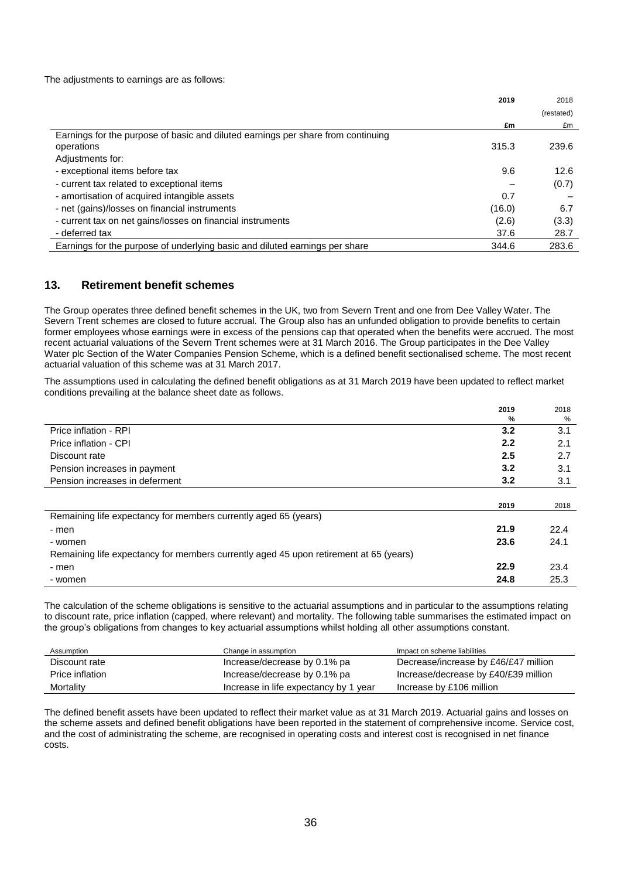The adjustments to earnings are as follows:

| | 2019 | 2018 |
|---|---|---|
| | | (restated) |
| | £m | £m |
| Earnings for the purpose of basic and diluted earnings per share from continuing operations | 315.3 | 239.6 |
| Adjustments for: | | |
| - exceptional items before tax | 9.6 | 12.6 |
| - current tax related to exceptional items | – | (0.7) |
| - amortisation of acquired intangible assets | 0.7 | – |
| - net (gains)/losses on financial instruments | (16.0) | 6.7 |
| - current tax on net gains/losses on financial instruments | (2.6) | (3.3) |
| - deferred tax | 37.6 | 28.7 |
| Earnings for the purpose of underlying basic and diluted earnings per share | 344.6 | 283.6 |

## 13. Retirement benefit schemes

The Group operates three defined benefit schemes in the UK, two from Severn Trent and one from Dee Valley Water. The Severn Trent schemes are closed to future accrual. The Group also has an unfunded obligation to provide benefits to certain former employees whose earnings were in excess of the pensions cap that operated when the benefits were accrued. The most recent actuarial valuations of the Severn Trent schemes were at 31 March 2016. The Group participates in the Dee Valley Water plc Section of the Water Companies Pension Scheme, which is a defined benefit sectionalised scheme. The most recent actuarial valuation of this scheme was at 31 March 2017.

The assumptions used in calculating the defined benefit obligations as at 31 March 2019 have been updated to reflect market conditions prevailing at the balance sheet date as follows.

| | 2019 | 2018 |
|---|---|---|
| | % | % |
| Price inflation - RPI | 3.2 | 3.1 |
| Price inflation - CPI | 2.2 | 2.1 |
| Discount rate | 2.5 | 2.7 |
| Pension increases in payment | 3.2 | 3.1 |
| Pension increases in deferment | 3.2 | 3.1 |

| | 2019 | 2018 |
|---|---|---|
| Remaining life expectancy for members currently aged 65 (years) | | |
| - men | 21.9 | 22.4 |
| - women | 23.6 | 24.1 |
| Remaining life expectancy for members currently aged 45 upon retirement at 65 (years) | | |
| - men | 22.9 | 23.4 |
| - women | 24.8 | 25.3 |

The calculation of the scheme obligations is sensitive to the actuarial assumptions and in particular to the assumptions relating to discount rate, price inflation (capped, where relevant) and mortality. The following table summarises the estimated impact on the group's obligations from changes to key actuarial assumptions whilst holding all other assumptions constant.

| Assumption | Change in assumption | Impact on scheme liabilities |
|---|---|---|
| Discount rate | Increase/decrease by 0.1% pa | Decrease/increase by £46/£47 million |
| Price inflation | Increase/decrease by 0.1% pa | Increase/decrease by £40/£39 million |
| Mortality | Increase in life expectancy by 1 year | Increase by £106 million |

The defined benefit assets have been updated to reflect their market value as at 31 March 2019. Actuarial gains and losses on the scheme assets and defined benefit obligations have been reported in the statement of comprehensive income. Service cost, and the cost of administrating the scheme, are recognised in operating costs and interest cost is recognised in net finance costs.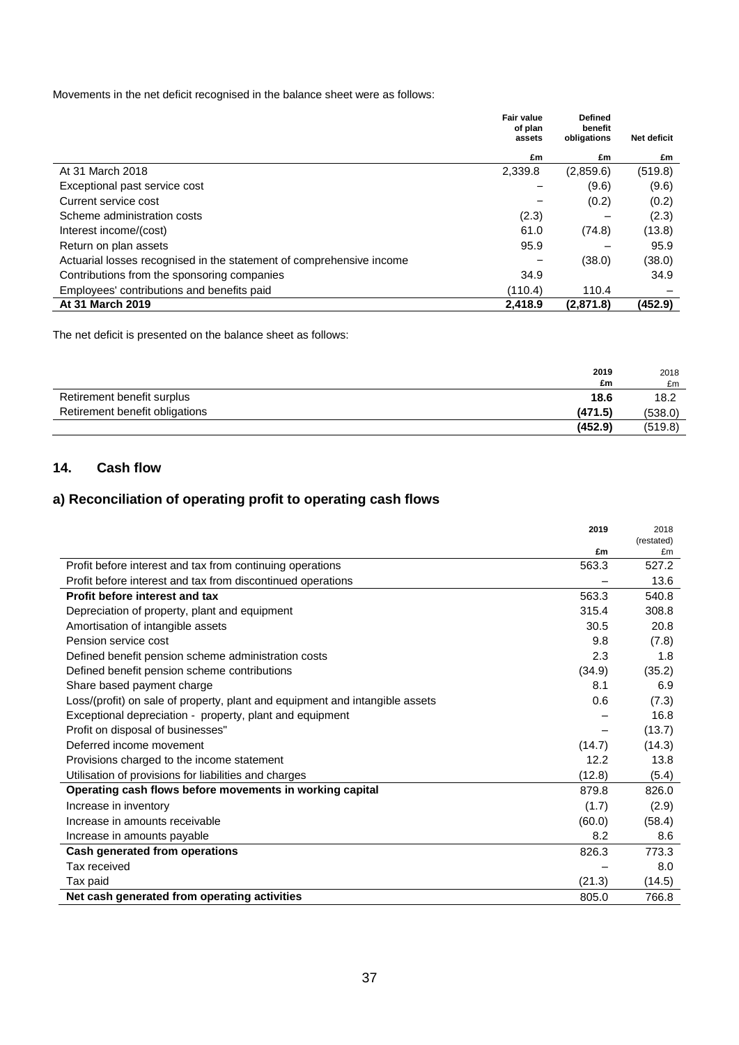Movements in the net deficit recognised in the balance sheet were as follows:

| | Fair value of plan assets | Defined benefit obligations | Net deficit |
|---|---|---|---|
| | £m | £m | £m |
| At 31 March 2018 | 2,339.8 | (2,859.6) | (519.8) |
| Exceptional past service cost | – | (9.6) | (9.6) |
| Current service cost | – | (0.2) | (0.2) |
| Scheme administration costs | (2.3) | – | (2.3) |
| Interest income/(cost) | 61.0 | (74.8) | (13.8) |
| Return on plan assets | 95.9 | – | 95.9 |
| Actuarial losses recognised in the statement of comprehensive income | – | (38.0) | (38.0) |
| Contributions from the sponsoring companies | 34.9 | | 34.9 |
| Employees' contributions and benefits paid | (110.4) | 110.4 | – |
| **At 31 March 2019** | **2,418.9** | **(2,871.8)** | **(452.9)** |

The net deficit is presented on the balance sheet as follows:

| | 2019 | 2018 |
|---|---|---|
| | £m | £m |
| Retirement benefit surplus | **18.6** | 18.2 |
| Retirement benefit obligations | **(471.5)** | (538.0) |
| | **(452.9)** | (519.8) |

## 14. Cash flow

### a) Reconciliation of operating profit to operating cash flows

| | 2019 | 2018 (restated) |
|---|---|---|
| | £m | £m |
| Profit before interest and tax from continuing operations | 563.3 | 527.2 |
| Profit before interest and tax from discontinued operations | – | 13.6 |
| **Profit before interest and tax** | 563.3 | 540.8 |
| Depreciation of property, plant and equipment | 315.4 | 308.8 |
| Amortisation of intangible assets | 30.5 | 20.8 |
| Pension service cost | 9.8 | (7.8) |
| Defined benefit pension scheme administration costs | 2.3 | 1.8 |
| Defined benefit pension scheme contributions | (34.9) | (35.2) |
| Share based payment charge | 8.1 | 6.9 |
| Loss/(profit) on sale of property, plant and equipment and intangible assets | 0.6 | (7.3) |
| Exceptional depreciation - property, plant and equipment | – | 16.8 |
| Profit on disposal of businesses" | – | (13.7) |
| Deferred income movement | (14.7) | (14.3) |
| Provisions charged to the income statement | 12.2 | 13.8 |
| Utilisation of provisions for liabilities and charges | (12.8) | (5.4) |
| **Operating cash flows before movements in working capital** | 879.8 | 826.0 |
| Increase in inventory | (1.7) | (2.9) |
| Increase in amounts receivable | (60.0) | (58.4) |
| Increase in amounts payable | 8.2 | 8.6 |
| **Cash generated from operations** | 826.3 | 773.3 |
| Tax received | – | 8.0 |
| Tax paid | (21.3) | (14.5) |
| **Net cash generated from operating activities** | 805.0 | 766.8 |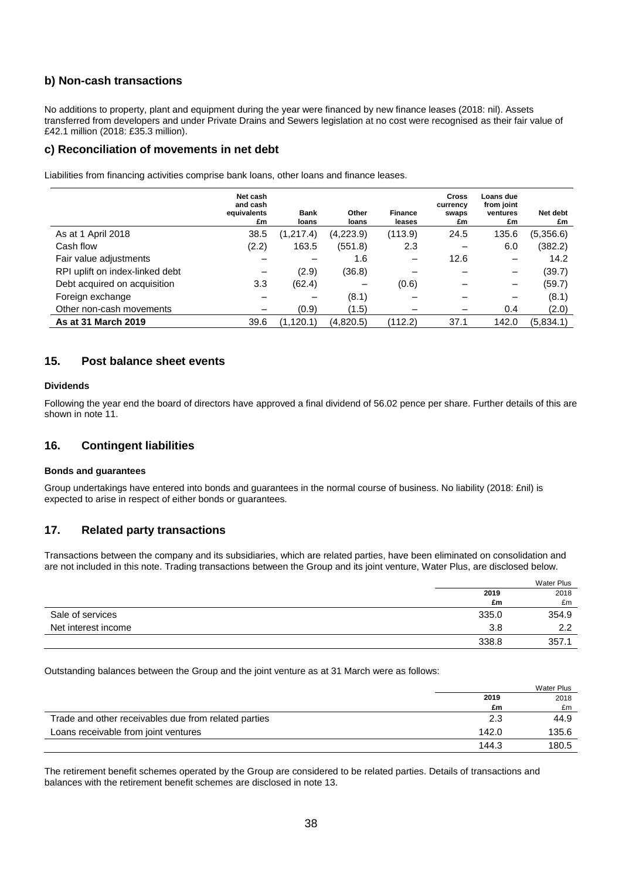## b) Non-cash transactions

No additions to property, plant and equipment during the year were financed by new finance leases (2018: nil). Assets transferred from developers and under Private Drains and Sewers legislation at no cost were recognised as their fair value of £42.1 million (2018: £35.3 million).

## c) Reconciliation of movements in net debt

Liabilities from financing activities comprise bank loans, other loans and finance leases.

| | Net cash and cash equivalents £m | Bank loans | Other loans | Finance leases | Cross currency swaps £m | Loans due from joint ventures £m | Net debt £m |
|---|---|---|---|---|---|---|---|
| As at 1 April 2018 | 38.5 | (1,217.4) | (4,223.9) | (113.9) | 24.5 | 135.6 | (5,356.6) |
| Cash flow | (2.2) | 163.5 | (551.8) | 2.3 | – | 6.0 | (382.2) |
| Fair value adjustments | – | – | 1.6 | – | 12.6 | – | 14.2 |
| RPI uplift on index-linked debt | – | (2.9) | (36.8) | – | – | – | (39.7) |
| Debt acquired on acquisition | 3.3 | (62.4) | – | (0.6) | – | – | (59.7) |
| Foreign exchange | – | – | (8.1) | – | – | – | (8.1) |
| Other non-cash movements | – | (0.9) | (1.5) | – | – | 0.4 | (2.0) |
| **As at 31 March 2019** | 39.6 | (1,120.1) | (4,820.5) | (112.2) | 37.1 | 142.0 | (5,834.1) |

## 15. Post balance sheet events

**Dividends**

Following the year end the board of directors have approved a final dividend of 56.02 pence per share. Further details of this are shown in note 11.

## 16. Contingent liabilities

**Bonds and guarantees**

Group undertakings have entered into bonds and guarantees in the normal course of business. No liability (2018: £nil) is expected to arise in respect of either bonds or guarantees.

## 17. Related party transactions

Transactions between the company and its subsidiaries, which are related parties, have been eliminated on consolidation and are not included in this note. Trading transactions between the Group and its joint venture, Water Plus, are disclosed below.

| | Water Plus | |
|---|---|---|
| | **2019** **£m** | 2018 £m |
| Sale of services | 335.0 | 354.9 |
| Net interest income | 3.8 | 2.2 |
| | 338.8 | 357.1 |

Outstanding balances between the Group and the joint venture as at 31 March were as follows:

| | Water Plus | |
|---|---|---|
| | **2019** **£m** | 2018 £m |
| Trade and other receivables due from related parties | 2.3 | 44.9 |
| Loans receivable from joint ventures | 142.0 | 135.6 |
| | 144.3 | 180.5 |

The retirement benefit schemes operated by the Group are considered to be related parties. Details of transactions and balances with the retirement benefit schemes are disclosed in note 13.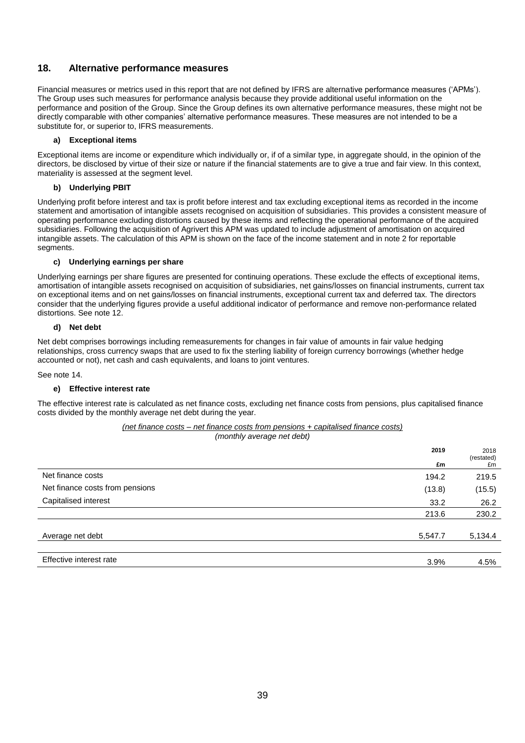## 18. Alternative performance measures

Financial measures or metrics used in this report that are not defined by IFRS are alternative performance measures ('APMs'). The Group uses such measures for performance analysis because they provide additional useful information on the performance and position of the Group. Since the Group defines its own alternative performance measures, these might not be directly comparable with other companies' alternative performance measures. These measures are not intended to be a substitute for, or superior to, IFRS measurements.

### a) Exceptional items

Exceptional items are income or expenditure which individually or, if of a similar type, in aggregate should, in the opinion of the directors, be disclosed by virtue of their size or nature if the financial statements are to give a true and fair view. In this context, materiality is assessed at the segment level.

### b) Underlying PBIT

Underlying profit before interest and tax is profit before interest and tax excluding exceptional items as recorded in the income statement and amortisation of intangible assets recognised on acquisition of subsidiaries. This provides a consistent measure of operating performance excluding distortions caused by these items and reflecting the operational performance of the acquired subsidiaries. Following the acquisition of Agrivert this APM was updated to include adjustment of amortisation on acquired intangible assets. The calculation of this APM is shown on the face of the income statement and in note 2 for reportable segments.

### c) Underlying earnings per share

Underlying earnings per share figures are presented for continuing operations. These exclude the effects of exceptional items, amortisation of intangible assets recognised on acquisition of subsidiaries, net gains/losses on financial instruments, current tax on exceptional items and on net gains/losses on financial instruments, exceptional current tax and deferred tax. The directors consider that the underlying figures provide a useful additional indicator of performance and remove non-performance related distortions. See note 12.

### d) Net debt

Net debt comprises borrowings including remeasurements for changes in fair value of amounts in fair value hedging relationships, cross currency swaps that are used to fix the sterling liability of foreign currency borrowings (whether hedge accounted or not), net cash and cash equivalents, and loans to joint ventures.

See note 14.

### e) Effective interest rate

The effective interest rate is calculated as net finance costs, excluding net finance costs from pensions, plus capitalised finance costs divided by the monthly average net debt during the year.

*(net finance costs – net finance costs from pensions + capitalised finance costs)*
*(monthly average net debt)*

| | 2019<br>£m | 2018<br>(restated)<br>£m |
|---|---|---|
| Net finance costs | 194.2 | 219.5 |
| Net finance costs from pensions | (13.8) | (15.5) |
| Capitalised interest | 33.2 | 26.2 |
| | 213.6 | 230.2 |
| Average net debt | 5,547.7 | 5,134.4 |
| Effective interest rate | 3.9% | 4.5% |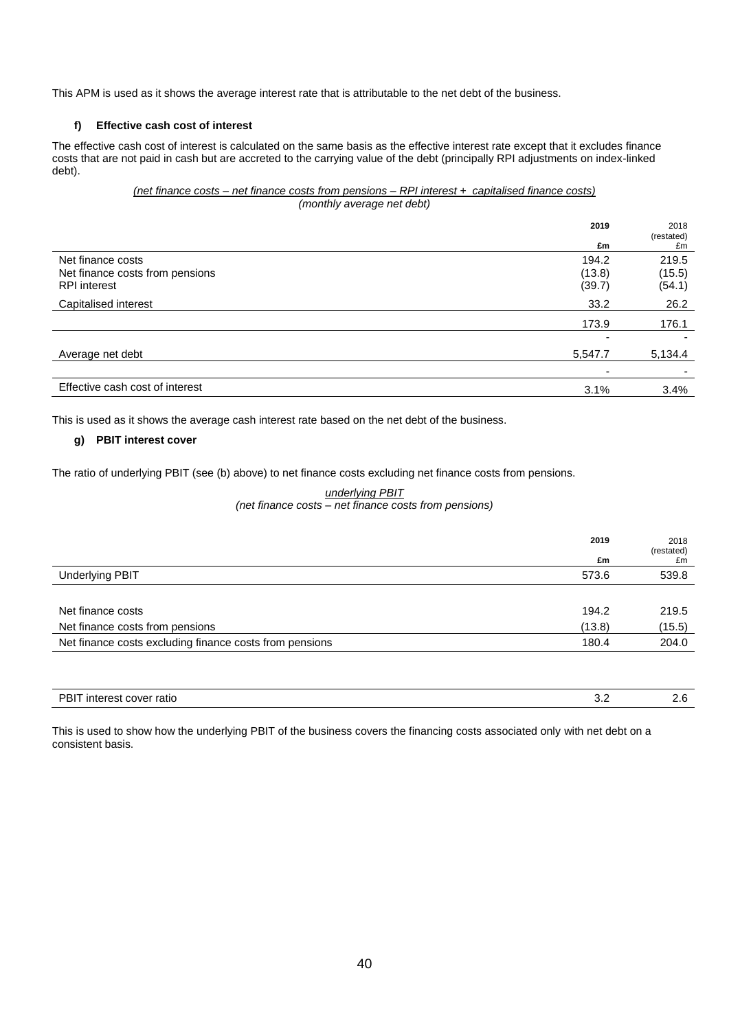This APM is used as it shows the average interest rate that is attributable to the net debt of the business.

### f) Effective cash cost of interest

The effective cash cost of interest is calculated on the same basis as the effective interest rate except that it excludes finance costs that are not paid in cash but are accreted to the carrying value of the debt (principally RPI adjustments on index-linked debt).

$$\frac{\text{(net finance costs – net finance costs from pensions – RPI interest + capitalised finance costs)}}{\text{(monthly average net debt)}}$$

| | 2019<br>£m | 2018<br>(restated)<br>£m |
|---|---|---|
| Net finance costs | 194.2 | 219.5 |
| Net finance costs from pensions | (13.8) | (15.5) |
| RPI interest | (39.7) | (54.1) |
| Capitalised interest | 33.2 | 26.2 |
| | 173.9 | 176.1 |
| | - | - |
| Average net debt | 5,547.7 | 5,134.4 |
| | - | - |
| Effective cash cost of interest | 3.1% | 3.4% |

This is used as it shows the average cash interest rate based on the net debt of the business.

### g) PBIT interest cover

The ratio of underlying PBIT (see (b) above) to net finance costs excluding net finance costs from pensions.

$$\frac{\text{underlying PBIT}}{\text{(net finance costs – net finance costs from pensions)}}$$

| | 2019<br>£m | 2018<br>(restated)<br>£m |
|---|---|---|
| Underlying PBIT | 573.6 | 539.8 |
| | | |
| Net finance costs | 194.2 | 219.5 |
| Net finance costs from pensions | (13.8) | (15.5) |
| Net finance costs excluding finance costs from pensions | 180.4 | 204.0 |
| | | |
| PBIT interest cover ratio | 3.2 | 2.6 |

This is used to show how the underlying PBIT of the business covers the financing costs associated only with net debt on a consistent basis.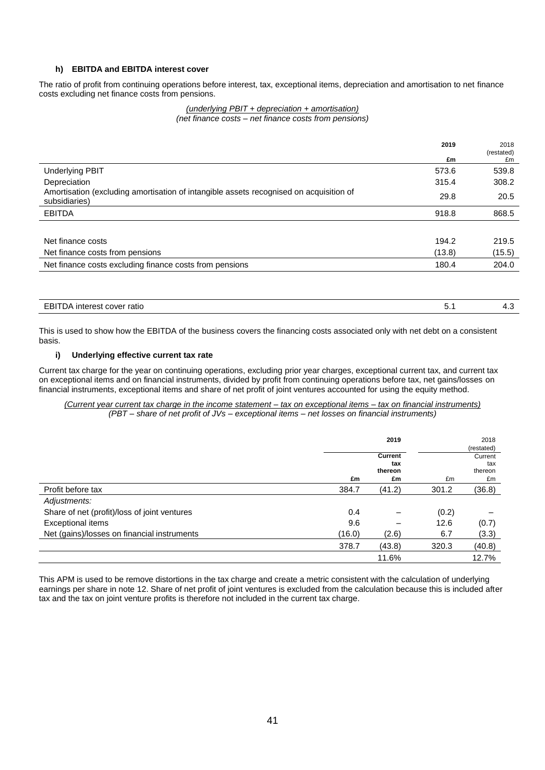#### h) **EBITDA and EBITDA interest cover**

The ratio of profit from continuing operations before interest, tax, exceptional items, depreciation and amortisation to net finance costs excluding net finance costs from pensions.

*(underlying PBIT + depreciation + amortisation)*
*(net finance costs – net finance costs from pensions)*

| | **2019** **£m** | 2018 (restated) £m |
|---|---|---|
| Underlying PBIT | 573.6 | 539.8 |
| Depreciation | 315.4 | 308.2 |
| Amortisation (excluding amortisation of intangible assets recognised on acquisition of subsidiaries) | 29.8 | 20.5 |
| EBITDA | 918.8 | 868.5 |
| | | |
| Net finance costs | 194.2 | 219.5 |
| Net finance costs from pensions | (13.8) | (15.5) |
| Net finance costs excluding finance costs from pensions | 180.4 | 204.0 |
| | | |
| EBITDA interest cover ratio | 5.1 | 4.3 |

This is used to show how the EBITDA of the business covers the financing costs associated only with net debt on a consistent basis.

#### i) **Underlying effective current tax rate**

Current tax charge for the year on continuing operations, excluding prior year charges, exceptional current tax, and current tax on exceptional items and on financial instruments, divided by profit from continuing operations before tax, net gains/losses on financial instruments, exceptional items and share of net profit of joint ventures accounted for using the equity method.

*(Current year current tax charge in the income statement – tax on exceptional items – tax on financial instruments)*
*(PBT – share of net profit of JVs – exceptional items – net losses on financial instruments)*

| | **2019** | | 2018 (restated) | |
|---|---|---|---|---|
| | **£m** | **Current tax thereon £m** | £m | Current tax thereon £m |
| Profit before tax | 384.7 | (41.2) | 301.2 | (36.8) |
| *Adjustments:* | | | | |
| Share of net (profit)/loss of joint ventures | 0.4 | – | (0.2) | – |
| Exceptional items | 9.6 | – | 12.6 | (0.7) |
| Net (gains)/losses on financial instruments | (16.0) | (2.6) | 6.7 | (3.3) |
| | 378.7 | (43.8) | 320.3 | (40.8) |
| | | 11.6% | | 12.7% |

This APM is used to be remove distortions in the tax charge and create a metric consistent with the calculation of underlying earnings per share in note 12. Share of net profit of joint ventures is excluded from the calculation because this is included after tax and the tax on joint venture profits is therefore not included in the current tax charge.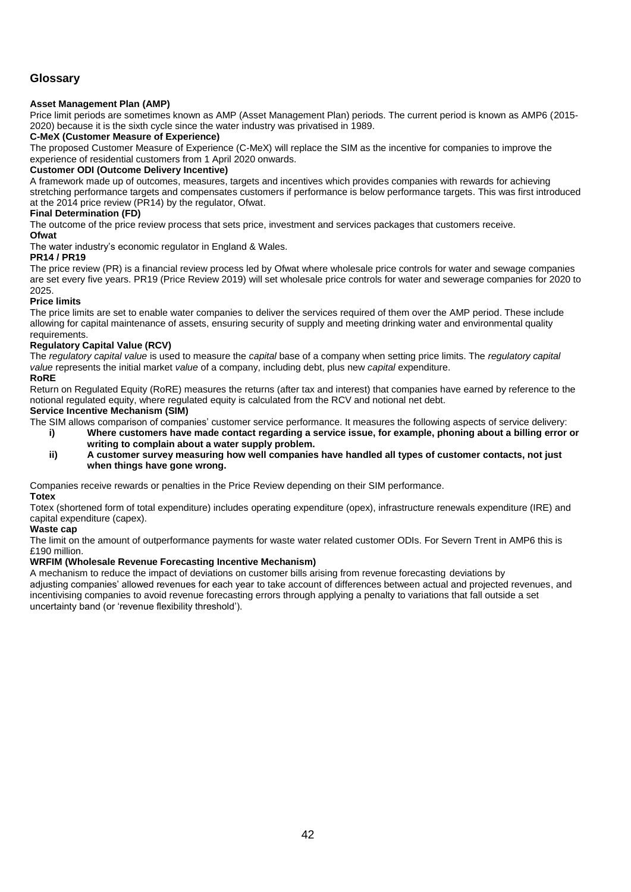## Glossary

**Asset Management Plan (AMP)**
Price limit periods are sometimes known as AMP (Asset Management Plan) periods. The current period is known as AMP6 (2015-2020) because it is the sixth cycle since the water industry was privatised in 1989.

**C-MeX (Customer Measure of Experience)**
The proposed Customer Measure of Experience (C-MeX) will replace the SIM as the incentive for companies to improve the experience of residential customers from 1 April 2020 onwards.

**Customer ODI (Outcome Delivery Incentive)**
A framework made up of outcomes, measures, targets and incentives which provides companies with rewards for achieving stretching performance targets and compensates customers if performance is below performance targets. This was first introduced at the 2014 price review (PR14) by the regulator, Ofwat.

**Final Determination (FD)**
The outcome of the price review process that sets price, investment and services packages that customers receive.

**Ofwat**
The water industry's economic regulator in England & Wales.

**PR14 / PR19**
The price review (PR) is a financial review process led by Ofwat where wholesale price controls for water and sewage companies are set every five years. PR19 (Price Review 2019) will set wholesale price controls for water and sewerage companies for 2020 to 2025.

**Price limits**
The price limits are set to enable water companies to deliver the services required of them over the AMP period. These include allowing for capital maintenance of assets, ensuring security of supply and meeting drinking water and environmental quality requirements.

**Regulatory Capital Value (RCV)**
The *regulatory capital value* is used to measure the *capital* base of a company when setting price limits. The *regulatory capital value* represents the initial market *value* of a company, including debt, plus new *capital* expenditure.

**RoRE**
Return on Regulated Equity (RoRE) measures the returns (after tax and interest) that companies have earned by reference to the notional regulated equity, where regulated equity is calculated from the RCV and notional net debt.

**Service Incentive Mechanism (SIM)**
The SIM allows comparison of companies' customer service performance. It measures the following aspects of service delivery:

- **i) Where customers have made contact regarding a service issue, for example, phoning about a billing error or writing to complain about a water supply problem.**
- **ii) A customer survey measuring how well companies have handled all types of customer contacts, not just when things have gone wrong.**

Companies receive rewards or penalties in the Price Review depending on their SIM performance.

**Totex**
Totex (shortened form of total expenditure) includes operating expenditure (opex), infrastructure renewals expenditure (IRE) and capital expenditure (capex).

**Waste cap**
The limit on the amount of outperformance payments for waste water related customer ODIs. For Severn Trent in AMP6 this is £190 million.

**WRFIM (Wholesale Revenue Forecasting Incentive Mechanism)**
A mechanism to reduce the impact of deviations on customer bills arising from revenue forecasting deviations by adjusting companies' allowed revenues for each year to take account of differences between actual and projected revenues, and incentivising companies to avoid revenue forecasting errors through applying a penalty to variations that fall outside a set uncertainty band (or 'revenue flexibility threshold').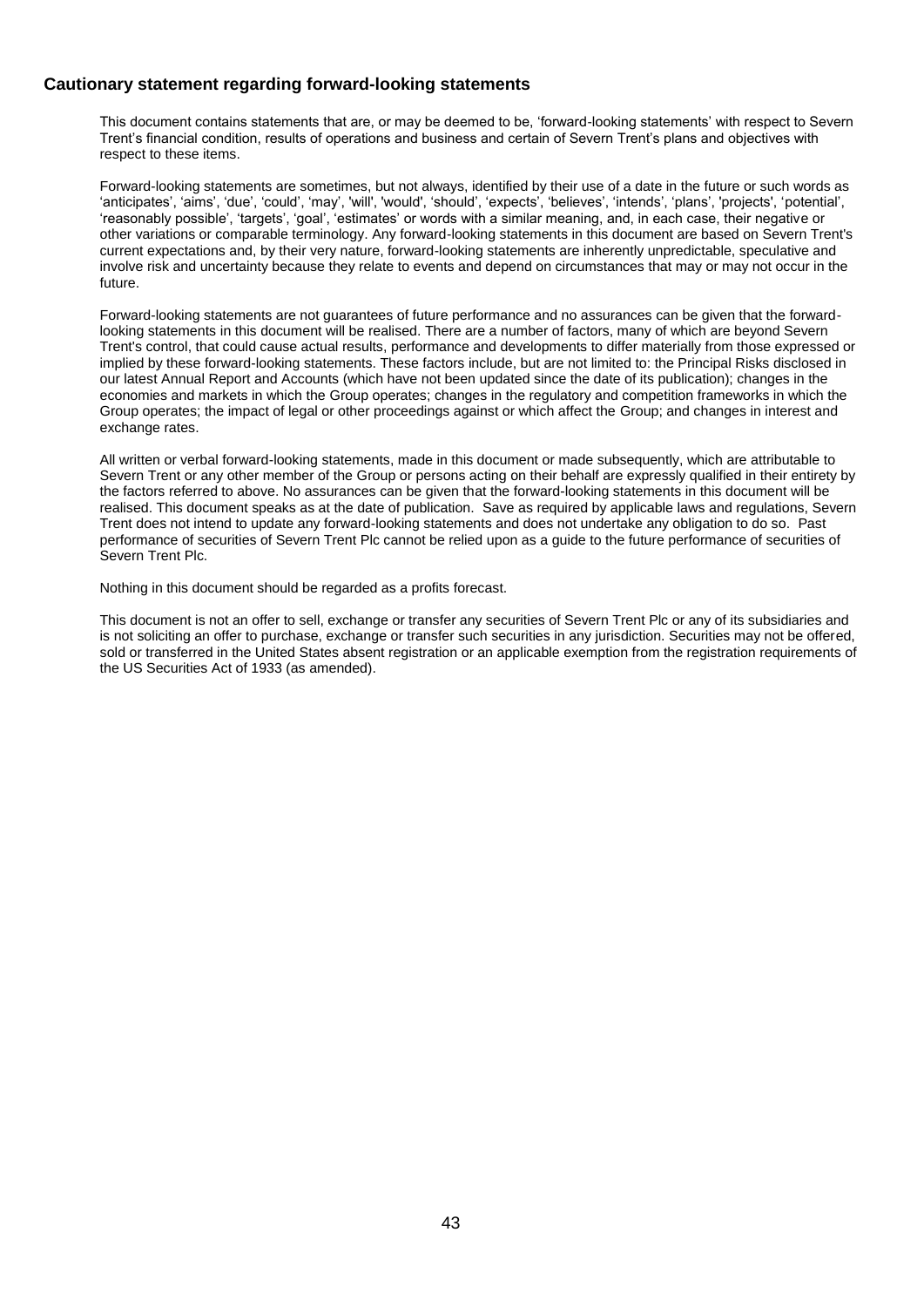## Cautionary statement regarding forward-looking statements

This document contains statements that are, or may be deemed to be, 'forward-looking statements' with respect to Severn Trent's financial condition, results of operations and business and certain of Severn Trent's plans and objectives with respect to these items.

Forward-looking statements are sometimes, but not always, identified by their use of a date in the future or such words as 'anticipates', 'aims', 'due', 'could', 'may', 'will', 'would', 'should', 'expects', 'believes', 'intends', 'plans', 'projects', 'potential', 'reasonably possible', 'targets', 'goal', 'estimates' or words with a similar meaning, and, in each case, their negative or other variations or comparable terminology. Any forward-looking statements in this document are based on Severn Trent's current expectations and, by their very nature, forward-looking statements are inherently unpredictable, speculative and involve risk and uncertainty because they relate to events and depend on circumstances that may or may not occur in the future.

Forward-looking statements are not guarantees of future performance and no assurances can be given that the forward-looking statements in this document will be realised. There are a number of factors, many of which are beyond Severn Trent's control, that could cause actual results, performance and developments to differ materially from those expressed or implied by these forward-looking statements. These factors include, but are not limited to: the Principal Risks disclosed in our latest Annual Report and Accounts (which have not been updated since the date of its publication); changes in the economies and markets in which the Group operates; changes in the regulatory and competition frameworks in which the Group operates; the impact of legal or other proceedings against or which affect the Group; and changes in interest and exchange rates.

All written or verbal forward-looking statements, made in this document or made subsequently, which are attributable to Severn Trent or any other member of the Group or persons acting on their behalf are expressly qualified in their entirety by the factors referred to above. No assurances can be given that the forward-looking statements in this document will be realised. This document speaks as at the date of publication. Save as required by applicable laws and regulations, Severn Trent does not intend to update any forward-looking statements and does not undertake any obligation to do so. Past performance of securities of Severn Trent Plc cannot be relied upon as a guide to the future performance of securities of Severn Trent Plc.

Nothing in this document should be regarded as a profits forecast.

This document is not an offer to sell, exchange or transfer any securities of Severn Trent Plc or any of its subsidiaries and is not soliciting an offer to purchase, exchange or transfer such securities in any jurisdiction. Securities may not be offered, sold or transferred in the United States absent registration or an applicable exemption from the registration requirements of the US Securities Act of 1933 (as amended).